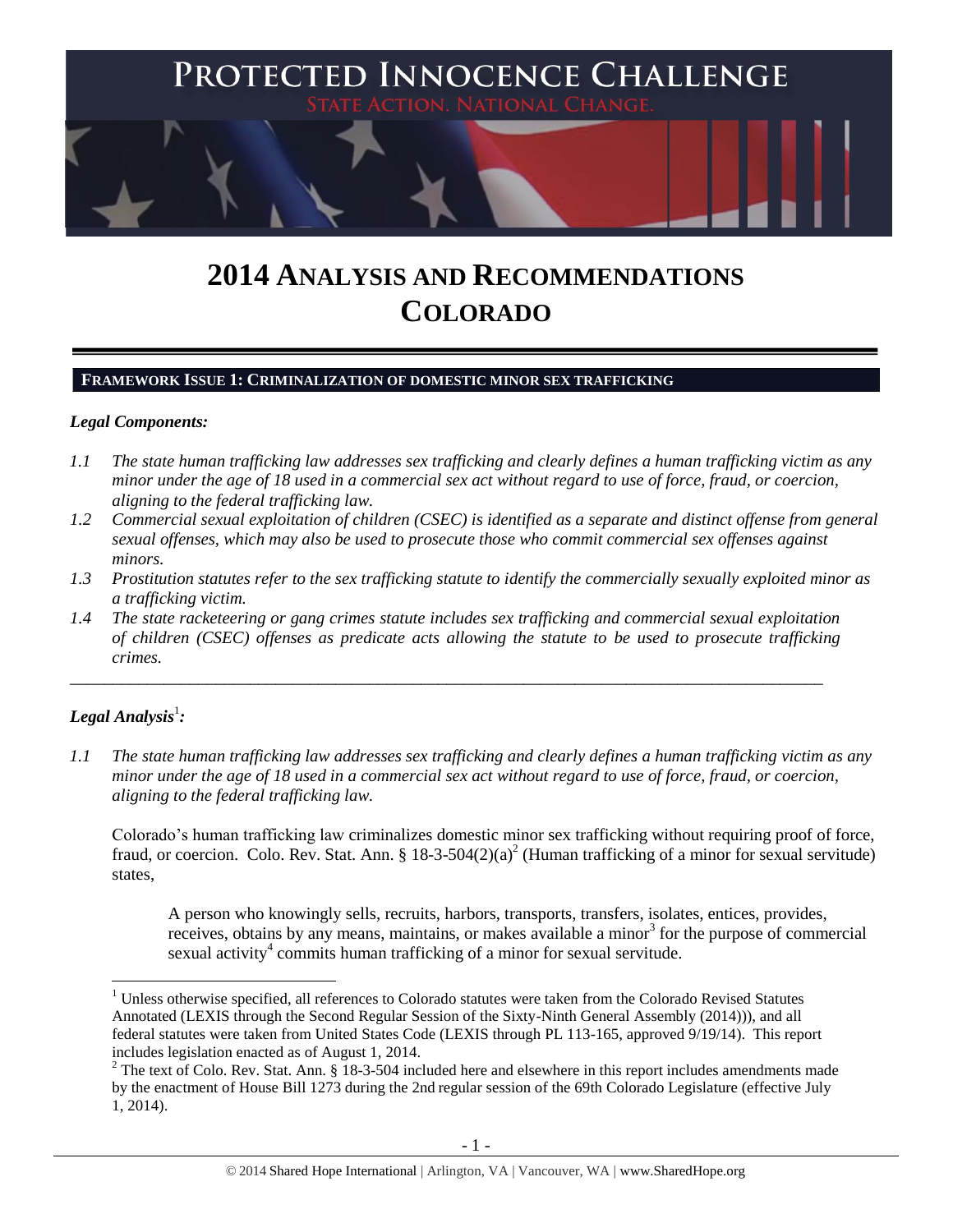# 2014 ANALYSIS AND RECOMMENDATIONS COLORADO

## FRAMEWORK ISSUE 1: CRIMINALIZATION OF DOMESTIC MINOR SEX TRAFFICKING

### *Legal Components:*

*1.1 The state human trafficking law addresses sex trafficking and clearly defines a human trafficking victim as any minor under the age of 18 used in a commercial sex act without regard to use of force, fraud, or coercion, aligning to the federal trafficking law.*

*1.2 Commercial sexual exploitation of children (CSEC) is identified as a separate and distinct offense from general sexual offenses, which may also be used to prosecute those who commit commercial sex offenses against minors.*

*1.3 Prostitution statutes refer to the sex trafficking statute to identify the commercially sexually exploited minor as a trafficking victim.*

*1.4 The state racketeering or gang crimes statute includes sex trafficking and commercial sexual exploitation of children (CSEC) offenses as predicate acts allowing the statute to be used to prosecute trafficking crimes.*

---

### *Legal Analysis*[1]*:*

*1.1 The state human trafficking law addresses sex trafficking and clearly defines a human trafficking victim as any minor under the age of 18 used in a commercial sex act without regard to use of force, fraud, or coercion, aligning to the federal trafficking law.*

Colorado's human trafficking law criminalizes domestic minor sex trafficking without requiring proof of force, fraud, or coercion. Colo. Rev. Stat. Ann. § 18-3-504(2)(a)[2] (Human trafficking of a minor for sexual servitude) states,

> A person who knowingly sells, recruits, harbors, transports, transfers, isolates, entices, provides, receives, obtains by any means, maintains, or makes available a minor[3] for the purpose of commercial sexual activity[4] commits human trafficking of a minor for sexual servitude.

---

[1] Unless otherwise specified, all references to Colorado statutes were taken from the Colorado Revised Statutes Annotated (LEXIS through the Second Regular Session of the Sixty-Ninth General Assembly (2014))), and all federal statutes were taken from United States Code (LEXIS through PL 113-165, approved 9/19/14). This report includes legislation enacted as of August 1, 2014.

[2] The text of Colo. Rev. Stat. Ann. § 18-3-504 included here and elsewhere in this report includes amendments made by the enactment of House Bill 1273 during the 2nd regular session of the 69th Colorado Legislature (effective July 1, 2014).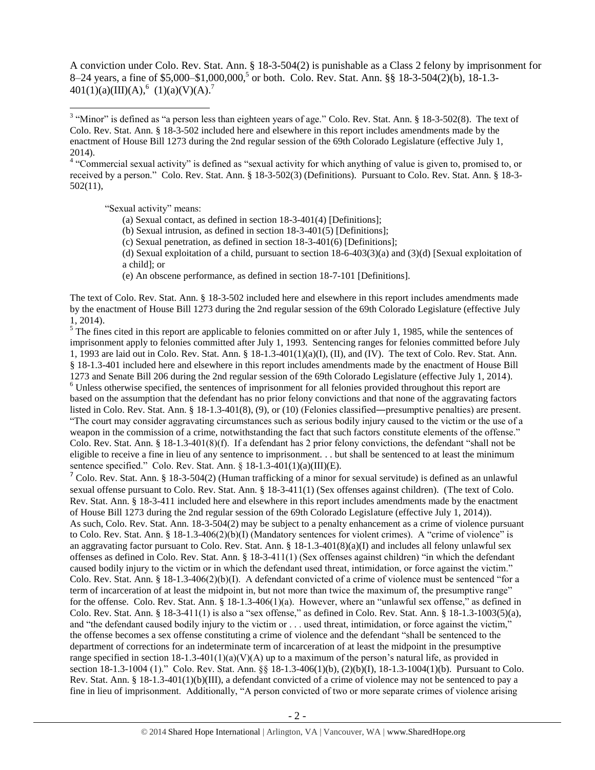A conviction under Colo. Rev. Stat. Ann. § 18-3-504(2) is punishable as a Class 2 felony by imprisonment for 8–24 years, a fine of $5,000–$1,000,000,[5] or both. Colo. Rev. Stat. Ann. §§ 18-3-504(2)(b), 18-1.3-401(1)(a)(III)(A),[6] (1)(a)(V)(A).[7]

---

[3] "Minor" is defined as "a person less than eighteen years of age." Colo. Rev. Stat. Ann. § 18-3-502(8). The text of Colo. Rev. Stat. Ann. § 18-3-502 included here and elsewhere in this report includes amendments made by the enactment of House Bill 1273 during the 2nd regular session of the 69th Colorado Legislature (effective July 1, 2014).

[4] "Commercial sexual activity" is defined as "sexual activity for which anything of value is given to, promised to, or received by a person." Colo. Rev. Stat. Ann. § 18-3-502(3) (Definitions). Pursuant to Colo. Rev. Stat. Ann. § 18-3-502(11),

> "Sexual activity" means:
>
> (a) Sexual contact, as defined in section 18-3-401(4) [Definitions];
>
> (b) Sexual intrusion, as defined in section 18-3-401(5) [Definitions];
>
> (c) Sexual penetration, as defined in section 18-3-401(6) [Definitions];
>
> (d) Sexual exploitation of a child, pursuant to section 18-6-403(3)(a) and (3)(d) [Sexual exploitation of a child]; or
>
> (e) An obscene performance, as defined in section 18-7-101 [Definitions].

The text of Colo. Rev. Stat. Ann. § 18-3-502 included here and elsewhere in this report includes amendments made by the enactment of House Bill 1273 during the 2nd regular session of the 69th Colorado Legislature (effective July 1, 2014).

[5] The fines cited in this report are applicable to felonies committed on or after July 1, 1985, while the sentences of imprisonment apply to felonies committed after July 1, 1993. Sentencing ranges for felonies committed before July 1, 1993 are laid out in Colo. Rev. Stat. Ann. § 18-1.3-401(1)(a)(I), (II), and (IV). The text of Colo. Rev. Stat. Ann. § 18-1.3-401 included here and elsewhere in this report includes amendments made by the enactment of House Bill 1273 and Senate Bill 206 during the 2nd regular session of the 69th Colorado Legislature (effective July 1, 2014).

[6] Unless otherwise specified, the sentences of imprisonment for all felonies provided throughout this report are based on the assumption that the defendant has no prior felony convictions and that none of the aggravating factors listed in Colo. Rev. Stat. Ann. § 18-1.3-401(8), (9), or (10) (Felonies classified―presumptive penalties) are present. "The court may consider aggravating circumstances such as serious bodily injury caused to the victim or the use of a weapon in the commission of a crime, notwithstanding the fact that such factors constitute elements of the offense." Colo. Rev. Stat. Ann. § 18-1.3-401(8)(f). If a defendant has 2 prior felony convictions, the defendant "shall not be eligible to receive a fine in lieu of any sentence to imprisonment. . . but shall be sentenced to at least the minimum sentence specified." Colo. Rev. Stat. Ann. § 18-1.3-401(1)(a)(III)(E).

[7] Colo. Rev. Stat. Ann. § 18-3-504(2) (Human trafficking of a minor for sexual servitude) is defined as an unlawful sexual offense pursuant to Colo. Rev. Stat. Ann. § 18-3-411(1) (Sex offenses against children). (The text of Colo. Rev. Stat. Ann. § 18-3-411 included here and elsewhere in this report includes amendments made by the enactment of House Bill 1273 during the 2nd regular session of the 69th Colorado Legislature (effective July 1, 2014)). As such, Colo. Rev. Stat. Ann. 18-3-504(2) may be subject to a penalty enhancement as a crime of violence pursuant to Colo. Rev. Stat. Ann. § 18-1.3-406(2)(b)(I) (Mandatory sentences for violent crimes). A "crime of violence" is an aggravating factor pursuant to Colo. Rev. Stat. Ann. § 18-1.3-401(8)(a)(I) and includes all felony unlawful sex offenses as defined in Colo. Rev. Stat. Ann. § 18-3-411(1) (Sex offenses against children) "in which the defendant caused bodily injury to the victim or in which the defendant used threat, intimidation, or force against the victim." Colo. Rev. Stat. Ann. § 18-1.3-406(2)(b)(I). A defendant convicted of a crime of violence must be sentenced "for a term of incarceration of at least the midpoint in, but not more than twice the maximum of, the presumptive range" for the offense. Colo. Rev. Stat. Ann. § 18-1.3-406(1)(a). However, where an "unlawful sex offense," as defined in Colo. Rev. Stat. Ann. § 18-3-411(1) is also a "sex offense," as defined in Colo. Rev. Stat. Ann. § 18-1.3-1003(5)(a), and "the defendant caused bodily injury to the victim or . . . used threat, intimidation, or force against the victim," the offense becomes a sex offense constituting a crime of violence and the defendant "shall be sentenced to the department of corrections for an indeterminate term of incarceration of at least the midpoint in the presumptive range specified in section 18-1.3-401(1)(a)(V)(A) up to a maximum of the person's natural life, as provided in section 18-1.3-1004 (1)." Colo. Rev. Stat. Ann. §§ 18-1.3-406(1)(b), (2)(b)(I), 18-1.3-1004(1)(b). Pursuant to Colo. Rev. Stat. Ann. § 18-1.3-401(1)(b)(III), a defendant convicted of a crime of violence may not be sentenced to pay a fine in lieu of imprisonment. Additionally, "A person convicted of two or more separate crimes of violence arising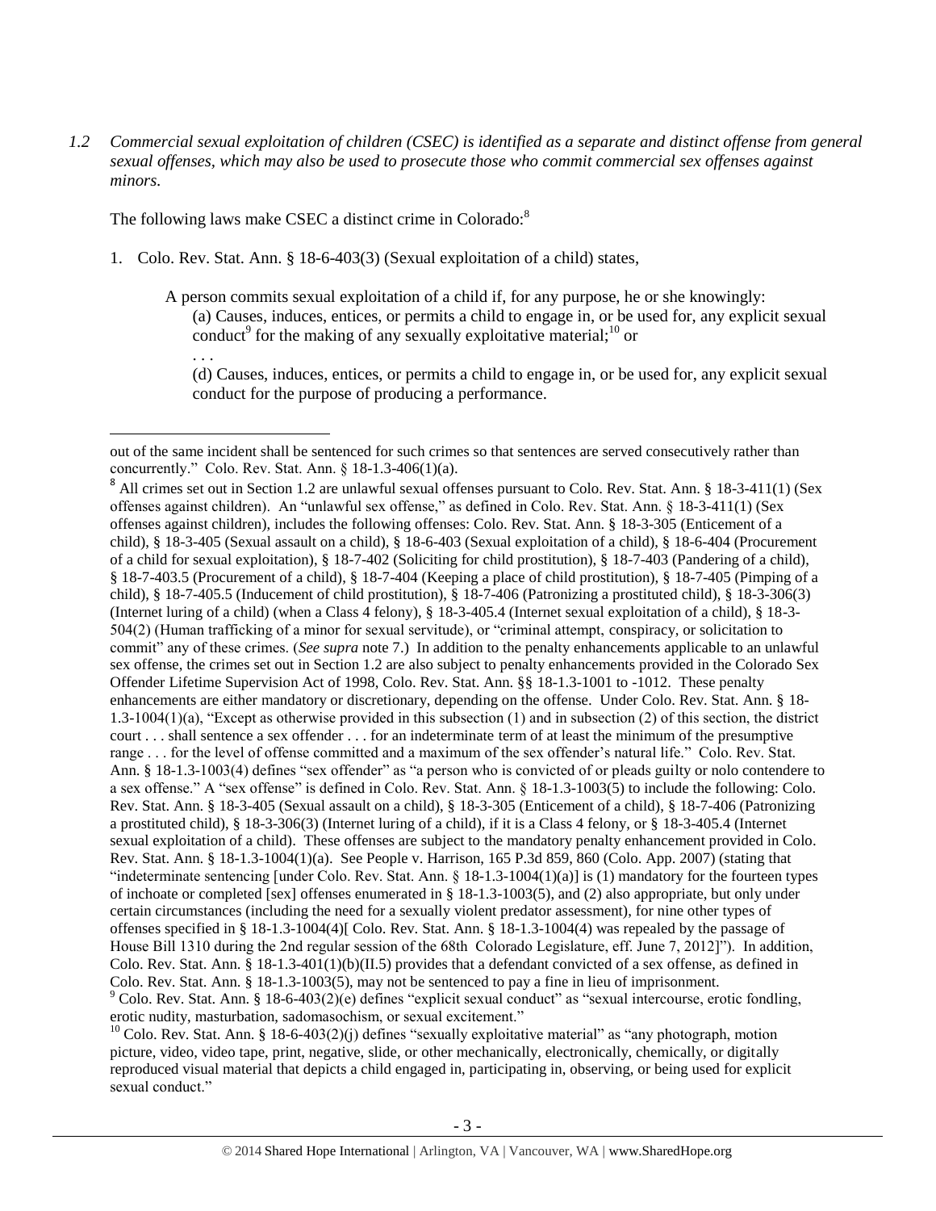*1.2 Commercial sexual exploitation of children (CSEC) is identified as a separate and distinct offense from general sexual offenses, which may also be used to prosecute those who commit commercial sex offenses against minors.*

The following laws make CSEC a distinct crime in Colorado:[8]

1. Colo. Rev. Stat. Ann. § 18-6-403(3) (Sexual exploitation of a child) states,

   A person commits sexual exploitation of a child if, for any purpose, he or she knowingly:
   (a) Causes, induces, entices, or permits a child to engage in, or be used for, any explicit sexual conduct[9] for the making of any sexually exploitative material;[10] or
   . . .
   (d) Causes, induces, entices, or permits a child to engage in, or be used for, any explicit sexual conduct for the purpose of producing a performance.

---

out of the same incident shall be sentenced for such crimes so that sentences are served consecutively rather than concurrently." Colo. Rev. Stat. Ann. § 18-1.3-406(1)(a).

[8] All crimes set out in Section 1.2 are unlawful sexual offenses pursuant to Colo. Rev. Stat. Ann. § 18-3-411(1) (Sex offenses against children). An "unlawful sex offense," as defined in Colo. Rev. Stat. Ann. § 18-3-411(1) (Sex offenses against children), includes the following offenses: Colo. Rev. Stat. Ann. § 18-3-305 (Enticement of a child), § 18-3-405 (Sexual assault on a child), § 18-6-403 (Sexual exploitation of a child), § 18-6-404 (Procurement of a child for sexual exploitation), § 18-7-402 (Soliciting for child prostitution), § 18-7-403 (Pandering of a child), § 18-7-403.5 (Procurement of a child), § 18-7-404 (Keeping a place of child prostitution), § 18-7-405 (Pimping of a child), § 18-7-405.5 (Inducement of child prostitution), § 18-7-406 (Patronizing a prostituted child), § 18-3-306(3) (Internet luring of a child) (when a Class 4 felony), § 18-3-405.4 (Internet sexual exploitation of a child), § 18-3-504(2) (Human trafficking of a minor for sexual servitude), or "criminal attempt, conspiracy, or solicitation to commit" any of these crimes. (*See supra* note 7.) In addition to the penalty enhancements applicable to an unlawful sex offense, the crimes set out in Section 1.2 are also subject to penalty enhancements provided in the Colorado Sex Offender Lifetime Supervision Act of 1998, Colo. Rev. Stat. Ann. §§ 18-1.3-1001 to -1012. These penalty enhancements are either mandatory or discretionary, depending on the offense. Under Colo. Rev. Stat. Ann. § 18-1.3-1004(1)(a), "Except as otherwise provided in this subsection (1) and in subsection (2) of this section, the district court . . . shall sentence a sex offender . . . for an indeterminate term of at least the minimum of the presumptive range . . . for the level of offense committed and a maximum of the sex offender's natural life." Colo. Rev. Stat. Ann. § 18-1.3-1003(4) defines "sex offender" as "a person who is convicted of or pleads guilty or nolo contendere to a sex offense." A "sex offense" is defined in Colo. Rev. Stat. Ann. § 18-1.3-1003(5) to include the following: Colo. Rev. Stat. Ann. § 18-3-405 (Sexual assault on a child), § 18-3-305 (Enticement of a child), § 18-7-406 (Patronizing a prostituted child), § 18-3-306(3) (Internet luring of a child), if it is a Class 4 felony, or § 18-3-405.4 (Internet sexual exploitation of a child). These offenses are subject to the mandatory penalty enhancement provided in Colo. Rev. Stat. Ann. § 18-1.3-1004(1)(a). See People v. Harrison, 165 P.3d 859, 860 (Colo. App. 2007) (stating that "indeterminate sentencing [under Colo. Rev. Stat. Ann. § 18-1.3-1004(1)(a)] is (1) mandatory for the fourteen types of inchoate or completed [sex] offenses enumerated in § 18-1.3-1003(5), and (2) also appropriate, but only under certain circumstances (including the need for a sexually violent predator assessment), for nine other types of offenses specified in § 18-1.3-1004(4)[ Colo. Rev. Stat. Ann. § 18-1.3-1004(4) was repealed by the passage of House Bill 1310 during the 2nd regular session of the 68th Colorado Legislature, eff. June 7, 2012]"). In addition, Colo. Rev. Stat. Ann. § 18-1.3-401(1)(b)(II.5) provides that a defendant convicted of a sex offense, as defined in Colo. Rev. Stat. Ann. § 18-1.3-1003(5), may not be sentenced to pay a fine in lieu of imprisonment.

[9] Colo. Rev. Stat. Ann. § 18-6-403(2)(e) defines "explicit sexual conduct" as "sexual intercourse, erotic fondling, erotic nudity, masturbation, sadomasochism, or sexual excitement."

[10] Colo. Rev. Stat. Ann. § 18-6-403(2)(j) defines "sexually exploitative material" as "any photograph, motion picture, video, video tape, print, negative, slide, or other mechanically, electronically, chemically, or digitally reproduced visual material that depicts a child engaged in, participating in, observing, or being used for explicit sexual conduct."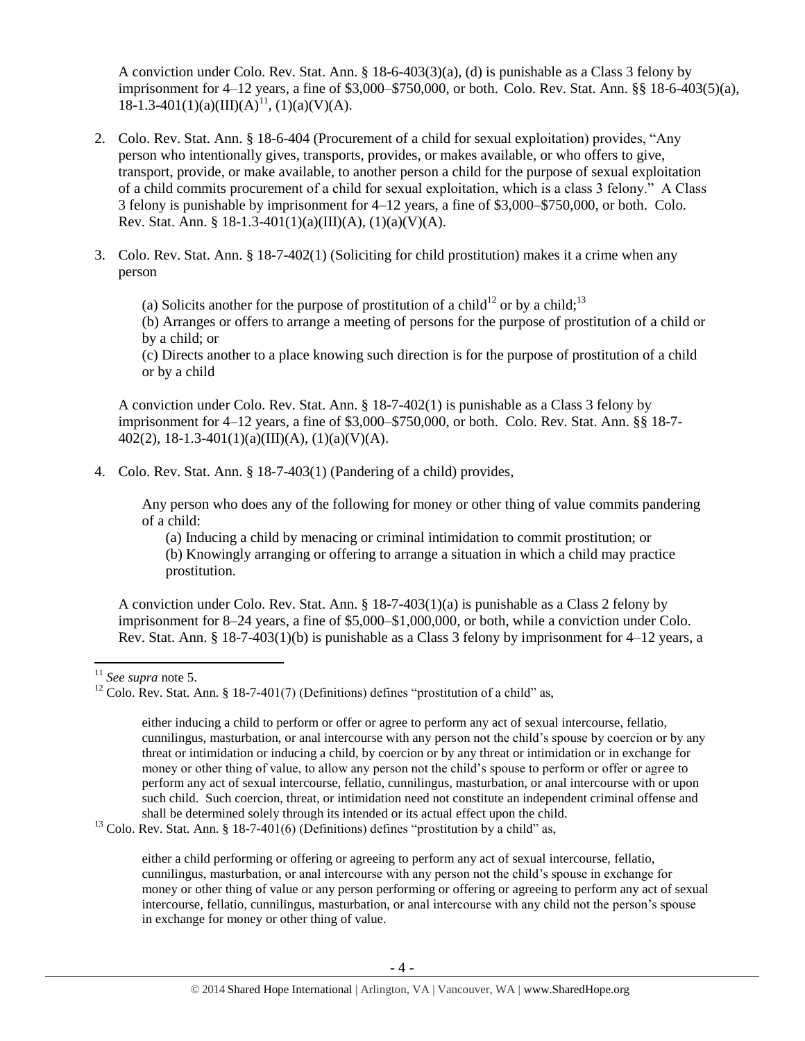A conviction under Colo. Rev. Stat. Ann. § 18-6-403(3)(a), (d) is punishable as a Class 3 felony by imprisonment for 4–12 years, a fine of $3,000–$750,000, or both. Colo. Rev. Stat. Ann. §§ 18-6-403(5)(a), 18-1.3-401(1)(a)(III)(A)[11], (1)(a)(V)(A).

2. Colo. Rev. Stat. Ann. § 18-6-404 (Procurement of a child for sexual exploitation) provides, "Any person who intentionally gives, transports, provides, or makes available, or who offers to give, transport, provide, or make available, to another person a child for the purpose of sexual exploitation of a child commits procurement of a child for sexual exploitation, which is a class 3 felony." A Class 3 felony is punishable by imprisonment for 4–12 years, a fine of $3,000–$750,000, or both. Colo. Rev. Stat. Ann. § 18-1.3-401(1)(a)(III)(A), (1)(a)(V)(A).

3. Colo. Rev. Stat. Ann. § 18-7-402(1) (Soliciting for child prostitution) makes it a crime when any person

   (a) Solicits another for the purpose of prostitution of a child[12] or by a child;[13]
   (b) Arranges or offers to arrange a meeting of persons for the purpose of prostitution of a child or by a child; or
   (c) Directs another to a place knowing such direction is for the purpose of prostitution of a child or by a child

   A conviction under Colo. Rev. Stat. Ann. § 18-7-402(1) is punishable as a Class 3 felony by imprisonment for 4–12 years, a fine of $3,000–$750,000, or both. Colo. Rev. Stat. Ann. §§ 18-7-402(2), 18-1.3-401(1)(a)(III)(A), (1)(a)(V)(A).

4. Colo. Rev. Stat. Ann. § 18-7-403(1) (Pandering of a child) provides,

   Any person who does any of the following for money or other thing of value commits pandering of a child:
   (a) Inducing a child by menacing or criminal intimidation to commit prostitution; or
   (b) Knowingly arranging or offering to arrange a situation in which a child may practice prostitution.

   A conviction under Colo. Rev. Stat. Ann. § 18-7-403(1)(a) is punishable as a Class 2 felony by imprisonment for 8–24 years, a fine of $5,000–$1,000,000, or both, while a conviction under Colo. Rev. Stat. Ann. § 18-7-403(1)(b) is punishable as a Class 3 felony by imprisonment for 4–12 years, a

---

[11] *See supra* note 5.

[12] Colo. Rev. Stat. Ann. § 18-7-401(7) (Definitions) defines "prostitution of a child" as,

> either inducing a child to perform or offer or agree to perform any act of sexual intercourse, fellatio, cunnilingus, masturbation, or anal intercourse with any person not the child's spouse by coercion or by any threat or intimidation or inducing a child, by coercion or by any threat or intimidation or in exchange for money or other thing of value, to allow any person not the child's spouse to perform or offer or agree to perform any act of sexual intercourse, fellatio, cunnilingus, masturbation, or anal intercourse with or upon such child. Such coercion, threat, or intimidation need not constitute an independent criminal offense and shall be determined solely through its intended or its actual effect upon the child.

[13] Colo. Rev. Stat. Ann. § 18-7-401(6) (Definitions) defines "prostitution by a child" as,

> either a child performing or offering or agreeing to perform any act of sexual intercourse, fellatio, cunnilingus, masturbation, or anal intercourse with any person not the child's spouse in exchange for money or other thing of value or any person performing or offering or agreeing to perform any act of sexual intercourse, fellatio, cunnilingus, masturbation, or anal intercourse with any child not the person's spouse in exchange for money or other thing of value.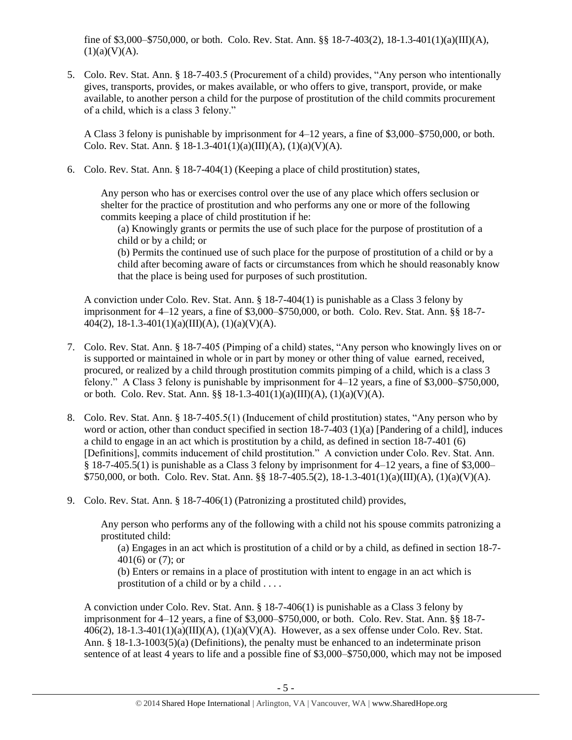fine of \$3,000–\$750,000, or both. Colo. Rev. Stat. Ann. §§ 18-7-403(2), 18-1.3-401(1)(a)(III)(A), (1)(a)(V)(A).

5. Colo. Rev. Stat. Ann. § 18-7-403.5 (Procurement of a child) provides, "Any person who intentionally gives, transports, provides, or makes available, or who offers to give, transport, provide, or make available, to another person a child for the purpose of prostitution of the child commits procurement of a child, which is a class 3 felony."

   A Class 3 felony is punishable by imprisonment for 4–12 years, a fine of \$3,000–\$750,000, or both. Colo. Rev. Stat. Ann. § 18-1.3-401(1)(a)(III)(A), (1)(a)(V)(A).

6. Colo. Rev. Stat. Ann. § 18-7-404(1) (Keeping a place of child prostitution) states,

   > Any person who has or exercises control over the use of any place which offers seclusion or shelter for the practice of prostitution and who performs any one or more of the following commits keeping a place of child prostitution if he:
   >
   > (a) Knowingly grants or permits the use of such place for the purpose of prostitution of a child or by a child; or
   >
   > (b) Permits the continued use of such place for the purpose of prostitution of a child or by a child after becoming aware of facts or circumstances from which he should reasonably know that the place is being used for purposes of such prostitution.

   A conviction under Colo. Rev. Stat. Ann. § 18-7-404(1) is punishable as a Class 3 felony by imprisonment for 4–12 years, a fine of \$3,000–\$750,000, or both. Colo. Rev. Stat. Ann. §§ 18-7-404(2), 18-1.3-401(1)(a)(III)(A), (1)(a)(V)(A).

7. Colo. Rev. Stat. Ann. § 18-7-405 (Pimping of a child) states, "Any person who knowingly lives on or is supported or maintained in whole or in part by money or other thing of value earned, received, procured, or realized by a child through prostitution commits pimping of a child, which is a class 3 felony." A Class 3 felony is punishable by imprisonment for 4–12 years, a fine of \$3,000–\$750,000, or both. Colo. Rev. Stat. Ann. §§ 18-1.3-401(1)(a)(III)(A), (1)(a)(V)(A).

8. Colo. Rev. Stat. Ann. § 18-7-405.5(1) (Inducement of child prostitution) states, "Any person who by word or action, other than conduct specified in section 18-7-403 (1)(a) [Pandering of a child], induces a child to engage in an act which is prostitution by a child, as defined in section 18-7-401 (6) [Definitions], commits inducement of child prostitution." A conviction under Colo. Rev. Stat. Ann. § 18-7-405.5(1) is punishable as a Class 3 felony by imprisonment for 4–12 years, a fine of \$3,000–\$750,000, or both. Colo. Rev. Stat. Ann. §§ 18-7-405.5(2), 18-1.3-401(1)(a)(III)(A), (1)(a)(V)(A).

9. Colo. Rev. Stat. Ann. § 18-7-406(1) (Patronizing a prostituted child) provides,

   > Any person who performs any of the following with a child not his spouse commits patronizing a prostituted child:
   >
   > (a) Engages in an act which is prostitution of a child or by a child, as defined in section 18-7-401(6) or (7); or
   >
   > (b) Enters or remains in a place of prostitution with intent to engage in an act which is prostitution of a child or by a child . . . .

   A conviction under Colo. Rev. Stat. Ann. § 18-7-406(1) is punishable as a Class 3 felony by imprisonment for 4–12 years, a fine of \$3,000–\$750,000, or both. Colo. Rev. Stat. Ann. §§ 18-7-406(2), 18-1.3-401(1)(a)(III)(A), (1)(a)(V)(A). However, as a sex offense under Colo. Rev. Stat. Ann. § 18-1.3-1003(5)(a) (Definitions), the penalty must be enhanced to an indeterminate prison sentence of at least 4 years to life and a possible fine of \$3,000–\$750,000, which may not be imposed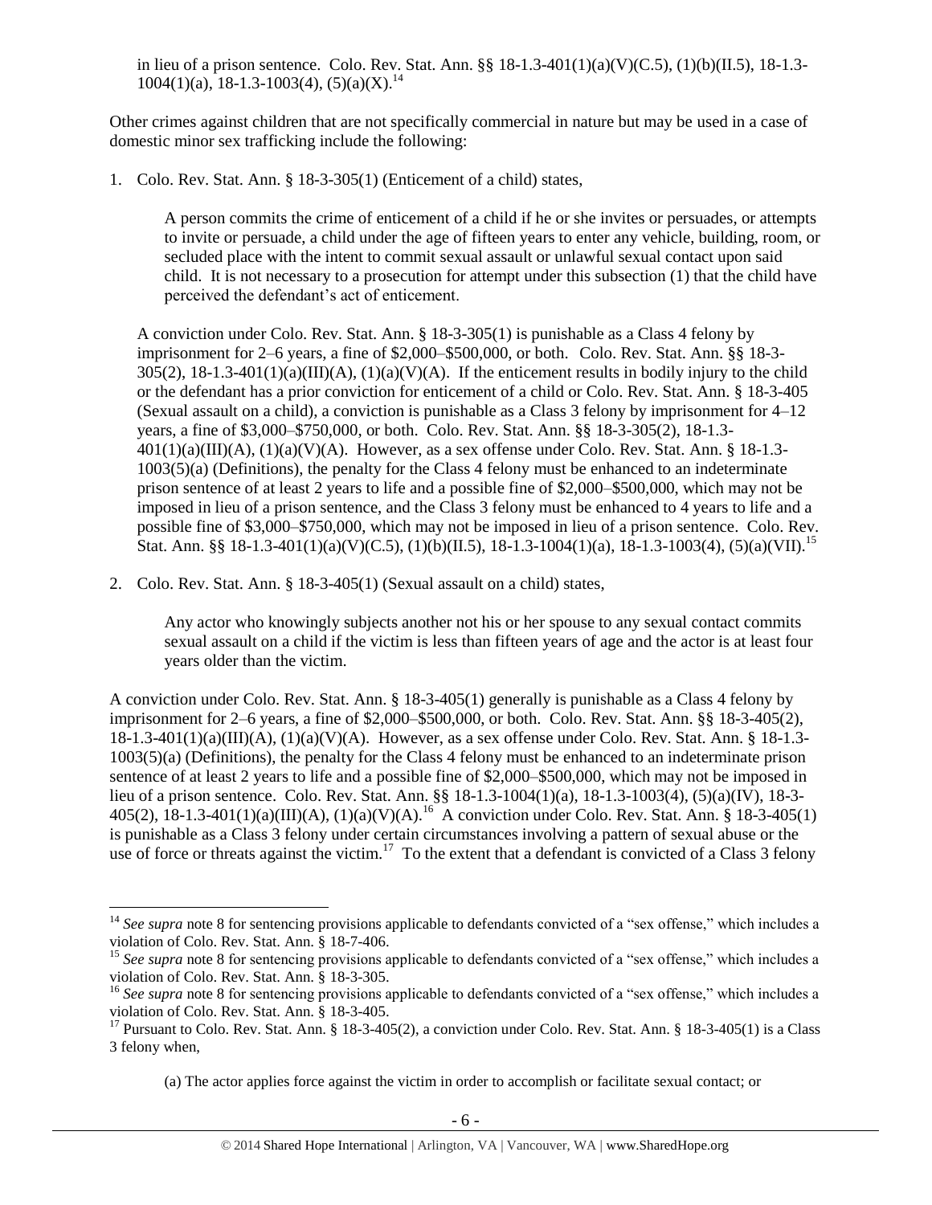in lieu of a prison sentence. Colo. Rev. Stat. Ann. §§ 18-1.3-401(1)(a)(V)(C.5), (1)(b)(II.5), 18-1.3-1004(1)(a), 18-1.3-1003(4), (5)(a)(X).[14]

Other crimes against children that are not specifically commercial in nature but may be used in a case of domestic minor sex trafficking include the following:

1. Colo. Rev. Stat. Ann. § 18-3-305(1) (Enticement of a child) states,

   > A person commits the crime of enticement of a child if he or she invites or persuades, or attempts to invite or persuade, a child under the age of fifteen years to enter any vehicle, building, room, or secluded place with the intent to commit sexual assault or unlawful sexual contact upon said child. It is not necessary to a prosecution for attempt under this subsection (1) that the child have perceived the defendant's act of enticement.

   A conviction under Colo. Rev. Stat. Ann. § 18-3-305(1) is punishable as a Class 4 felony by imprisonment for 2–6 years, a fine of $2,000–$500,000, or both. Colo. Rev. Stat. Ann. §§ 18-3-305(2), 18-1.3-401(1)(a)(III)(A), (1)(a)(V)(A). If the enticement results in bodily injury to the child or the defendant has a prior conviction for enticement of a child or Colo. Rev. Stat. Ann. § 18-3-405 (Sexual assault on a child), a conviction is punishable as a Class 3 felony by imprisonment for 4–12 years, a fine of $3,000–$750,000, or both. Colo. Rev. Stat. Ann. §§ 18-3-305(2), 18-1.3-401(1)(a)(III)(A), (1)(a)(V)(A). However, as a sex offense under Colo. Rev. Stat. Ann. § 18-1.3-1003(5)(a) (Definitions), the penalty for the Class 4 felony must be enhanced to an indeterminate prison sentence of at least 2 years to life and a possible fine of $2,000–$500,000, which may not be imposed in lieu of a prison sentence, and the Class 3 felony must be enhanced to 4 years to life and a possible fine of $3,000–$750,000, which may not be imposed in lieu of a prison sentence. Colo. Rev. Stat. Ann. §§ 18-1.3-401(1)(a)(V)(C.5), (1)(b)(II.5), 18-1.3-1004(1)(a), 18-1.3-1003(4), (5)(a)(VII).[15]

2. Colo. Rev. Stat. Ann. § 18-3-405(1) (Sexual assault on a child) states,

   > Any actor who knowingly subjects another not his or her spouse to any sexual contact commits sexual assault on a child if the victim is less than fifteen years of age and the actor is at least four years older than the victim.

A conviction under Colo. Rev. Stat. Ann. § 18-3-405(1) generally is punishable as a Class 4 felony by imprisonment for 2–6 years, a fine of $2,000–$500,000, or both. Colo. Rev. Stat. Ann. §§ 18-3-405(2), 18-1.3-401(1)(a)(III)(A), (1)(a)(V)(A). However, as a sex offense under Colo. Rev. Stat. Ann. § 18-1.3-1003(5)(a) (Definitions), the penalty for the Class 4 felony must be enhanced to an indeterminate prison sentence of at least 2 years to life and a possible fine of $2,000–$500,000, which may not be imposed in lieu of a prison sentence. Colo. Rev. Stat. Ann. §§ 18-1.3-1004(1)(a), 18-1.3-1003(4), (5)(a)(IV), 18-3-405(2), 18-1.3-401(1)(a)(III)(A), (1)(a)(V)(A).[16] A conviction under Colo. Rev. Stat. Ann. § 18-3-405(1) is punishable as a Class 3 felony under certain circumstances involving a pattern of sexual abuse or the use of force or threats against the victim.[17] To the extent that a defendant is convicted of a Class 3 felony

---

[14] *See supra* note 8 for sentencing provisions applicable to defendants convicted of a "sex offense," which includes a violation of Colo. Rev. Stat. Ann. § 18-7-406.

[15] *See supra* note 8 for sentencing provisions applicable to defendants convicted of a "sex offense," which includes a violation of Colo. Rev. Stat. Ann. § 18-3-305.

[16] *See supra* note 8 for sentencing provisions applicable to defendants convicted of a "sex offense," which includes a violation of Colo. Rev. Stat. Ann. § 18-3-405.

[17] Pursuant to Colo. Rev. Stat. Ann. § 18-3-405(2), a conviction under Colo. Rev. Stat. Ann. § 18-3-405(1) is a Class 3 felony when,

> (a) The actor applies force against the victim in order to accomplish or facilitate sexual contact; or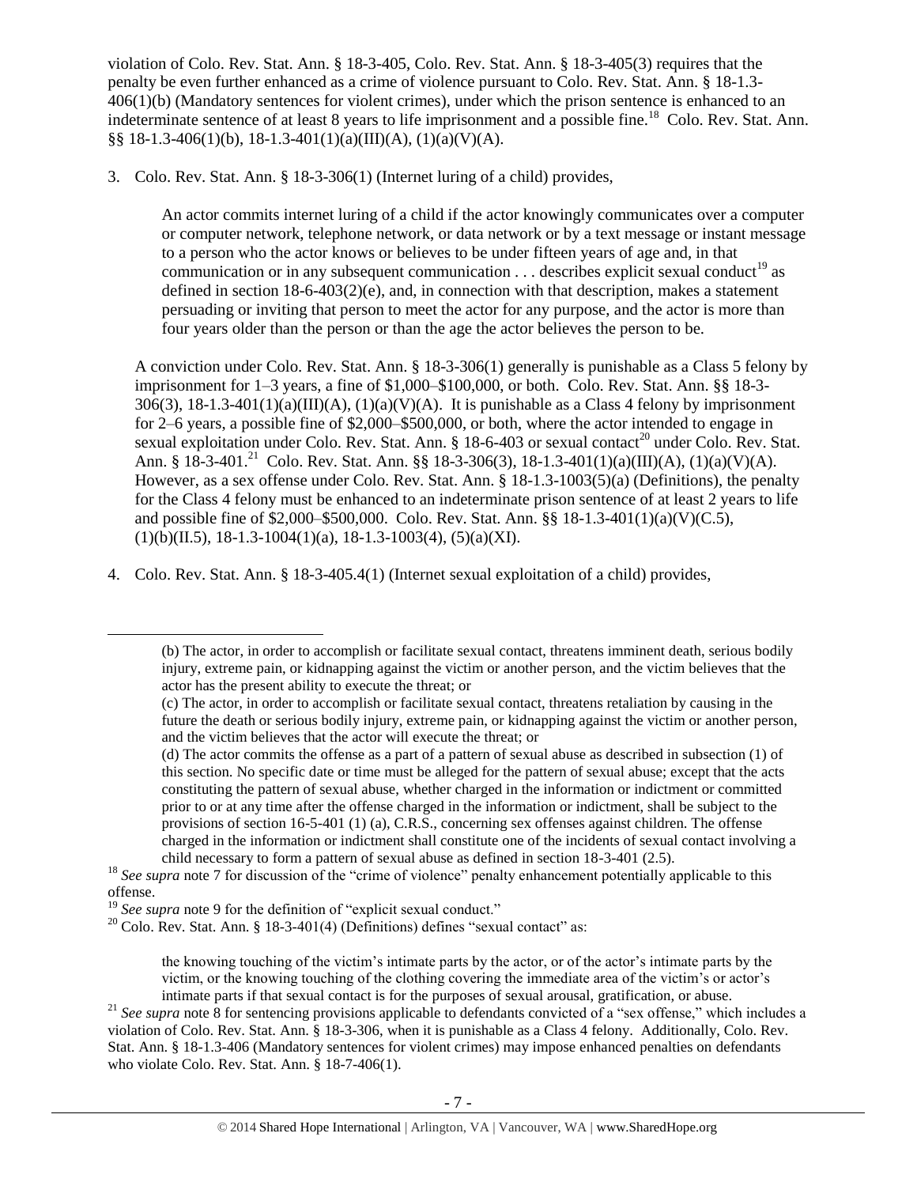violation of Colo. Rev. Stat. Ann. § 18-3-405, Colo. Rev. Stat. Ann. § 18-3-405(3) requires that the penalty be even further enhanced as a crime of violence pursuant to Colo. Rev. Stat. Ann. § 18-1.3-406(1)(b) (Mandatory sentences for violent crimes), under which the prison sentence is enhanced to an indeterminate sentence of at least 8 years to life imprisonment and a possible fine.[18] Colo. Rev. Stat. Ann. §§ 18-1.3-406(1)(b), 18-1.3-401(1)(a)(III)(A), (1)(a)(V)(A).

3. Colo. Rev. Stat. Ann. § 18-3-306(1) (Internet luring of a child) provides,

> An actor commits internet luring of a child if the actor knowingly communicates over a computer or computer network, telephone network, or data network or by a text message or instant message to a person who the actor knows or believes to be under fifteen years of age and, in that communication or in any subsequent communication . . . describes explicit sexual conduct[19] as defined in section 18-6-403(2)(e), and, in connection with that description, makes a statement persuading or inviting that person to meet the actor for any purpose, and the actor is more than four years older than the person or than the age the actor believes the person to be.

A conviction under Colo. Rev. Stat. Ann. § 18-3-306(1) generally is punishable as a Class 5 felony by imprisonment for 1–3 years, a fine of $1,000–$100,000, or both. Colo. Rev. Stat. Ann. §§ 18-3-306(3), 18-1.3-401(1)(a)(III)(A), (1)(a)(V)(A). It is punishable as a Class 4 felony by imprisonment for 2–6 years, a possible fine of $2,000–$500,000, or both, where the actor intended to engage in sexual exploitation under Colo. Rev. Stat. Ann. § 18-6-403 or sexual contact[20] under Colo. Rev. Stat. Ann. § 18-3-401.[21] Colo. Rev. Stat. Ann. §§ 18-3-306(3), 18-1.3-401(1)(a)(III)(A), (1)(a)(V)(A). However, as a sex offense under Colo. Rev. Stat. Ann. § 18-1.3-1003(5)(a) (Definitions), the penalty for the Class 4 felony must be enhanced to an indeterminate prison sentence of at least 2 years to life and possible fine of $2,000–$500,000. Colo. Rev. Stat. Ann. §§ 18-1.3-401(1)(a)(V)(C.5), (1)(b)(II.5), 18-1.3-1004(1)(a), 18-1.3-1003(4), (5)(a)(XI).

4. Colo. Rev. Stat. Ann. § 18-3-405.4(1) (Internet sexual exploitation of a child) provides,

---

> (b) The actor, in order to accomplish or facilitate sexual contact, threatens imminent death, serious bodily injury, extreme pain, or kidnapping against the victim or another person, and the victim believes that the actor has the present ability to execute the threat; or
>
> (c) The actor, in order to accomplish or facilitate sexual contact, threatens retaliation by causing in the future the death or serious bodily injury, extreme pain, or kidnapping against the victim or another person, and the victim believes that the actor will execute the threat; or
>
> (d) The actor commits the offense as a part of a pattern of sexual abuse as described in subsection (1) of this section. No specific date or time must be alleged for the pattern of sexual abuse; except that the acts constituting the pattern of sexual abuse, whether charged in the information or indictment or committed prior to or at any time after the offense charged in the information or indictment, shall be subject to the provisions of section 16-5-401 (1) (a), C.R.S., concerning sex offenses against children. The offense charged in the information or indictment shall constitute one of the incidents of sexual contact involving a child necessary to form a pattern of sexual abuse as defined in section 18-3-401 (2.5).

[18] *See supra* note 7 for discussion of the "crime of violence" penalty enhancement potentially applicable to this offense.

[19] *See supra* note 9 for the definition of "explicit sexual conduct."

[20] Colo. Rev. Stat. Ann. § 18-3-401(4) (Definitions) defines "sexual contact" as:

> the knowing touching of the victim's intimate parts by the actor, or of the actor's intimate parts by the victim, or the knowing touching of the clothing covering the immediate area of the victim's or actor's intimate parts if that sexual contact is for the purposes of sexual arousal, gratification, or abuse.

[21] *See supra* note 8 for sentencing provisions applicable to defendants convicted of a "sex offense," which includes a violation of Colo. Rev. Stat. Ann. § 18-3-306, when it is punishable as a Class 4 felony. Additionally, Colo. Rev. Stat. Ann. § 18-1.3-406 (Mandatory sentences for violent crimes) may impose enhanced penalties on defendants who violate Colo. Rev. Stat. Ann. § 18-7-406(1).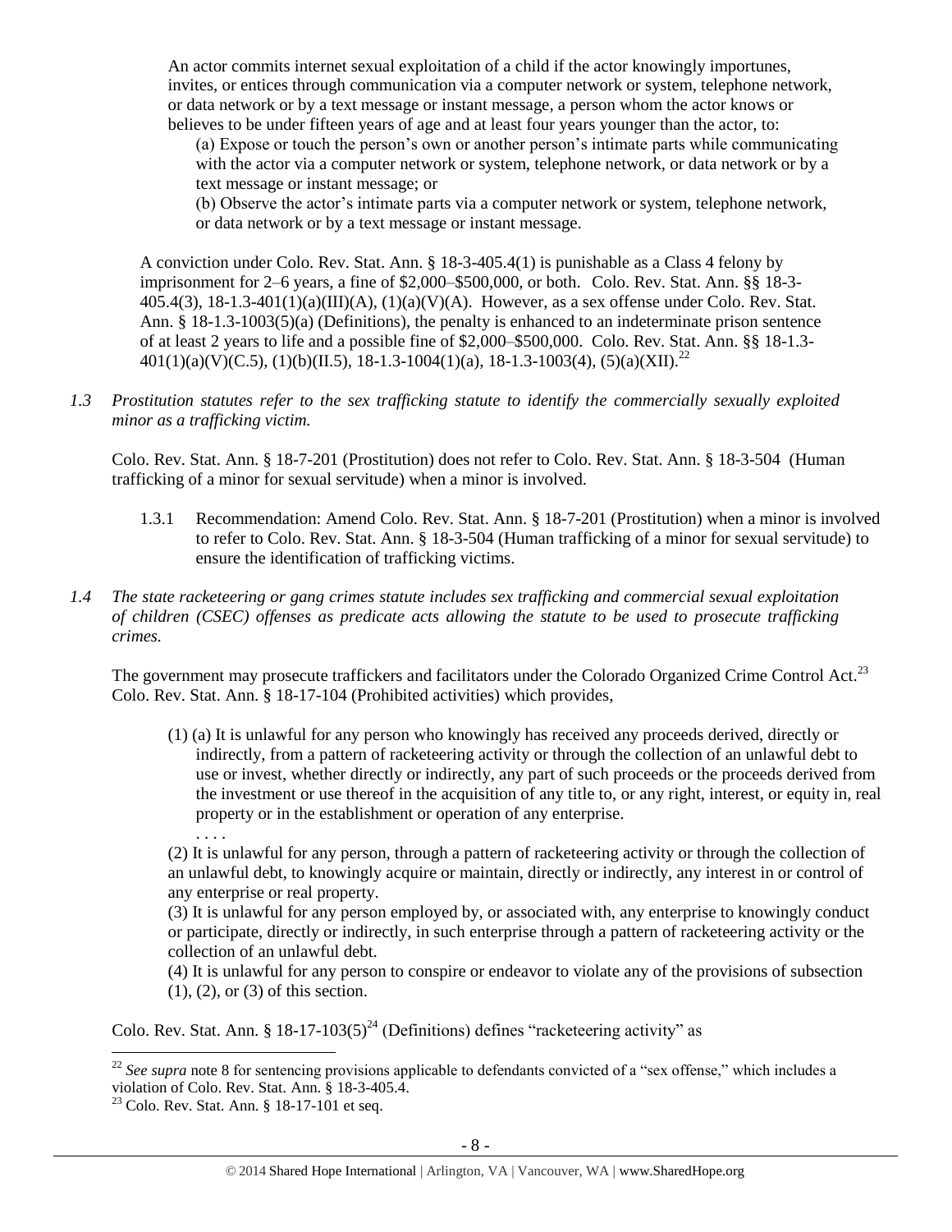An actor commits internet sexual exploitation of a child if the actor knowingly importunes, invites, or entices through communication via a computer network or system, telephone network, or data network or by a text message or instant message, a person whom the actor knows or believes to be under fifteen years of age and at least four years younger than the actor, to:

> (a) Expose or touch the person's own or another person's intimate parts while communicating with the actor via a computer network or system, telephone network, or data network or by a text message or instant message; or
>
> (b) Observe the actor's intimate parts via a computer network or system, telephone network, or data network or by a text message or instant message.

A conviction under Colo. Rev. Stat. Ann. § 18-3-405.4(1) is punishable as a Class 4 felony by imprisonment for 2–6 years, a fine of $2,000–$500,000, or both. Colo. Rev. Stat. Ann. §§ 18-3-405.4(3), 18-1.3-401(1)(a)(III)(A), (1)(a)(V)(A). However, as a sex offense under Colo. Rev. Stat. Ann. § 18-1.3-1003(5)(a) (Definitions), the penalty is enhanced to an indeterminate prison sentence of at least 2 years to life and a possible fine of $2,000–$500,000. Colo. Rev. Stat. Ann. §§ 18-1.3-401(1)(a)(V)(C.5), (1)(b)(II.5), 18-1.3-1004(1)(a), 18-1.3-1003(4), (5)(a)(XII).[22]

*1.3 Prostitution statutes refer to the sex trafficking statute to identify the commercially sexually exploited minor as a trafficking victim.*

Colo. Rev. Stat. Ann. § 18-7-201 (Prostitution) does not refer to Colo. Rev. Stat. Ann. § 18-3-504 (Human trafficking of a minor for sexual servitude) when a minor is involved.

1.3.1 Recommendation: Amend Colo. Rev. Stat. Ann. § 18-7-201 (Prostitution) when a minor is involved to refer to Colo. Rev. Stat. Ann. § 18-3-504 (Human trafficking of a minor for sexual servitude) to ensure the identification of trafficking victims.

*1.4 The state racketeering or gang crimes statute includes sex trafficking and commercial sexual exploitation of children (CSEC) offenses as predicate acts allowing the statute to be used to prosecute trafficking crimes.*

The government may prosecute traffickers and facilitators under the Colorado Organized Crime Control Act.[23] Colo. Rev. Stat. Ann. § 18-17-104 (Prohibited activities) which provides,

> (1) (a) It is unlawful for any person who knowingly has received any proceeds derived, directly or indirectly, from a pattern of racketeering activity or through the collection of an unlawful debt to use or invest, whether directly or indirectly, any part of such proceeds or the proceeds derived from the investment or use thereof in the acquisition of any title to, or any right, interest, or equity in, real property or in the establishment or operation of any enterprise.
>
> . . . .
>
> (2) It is unlawful for any person, through a pattern of racketeering activity or through the collection of an unlawful debt, to knowingly acquire or maintain, directly or indirectly, any interest in or control of any enterprise or real property.
>
> (3) It is unlawful for any person employed by, or associated with, any enterprise to knowingly conduct or participate, directly or indirectly, in such enterprise through a pattern of racketeering activity or the collection of an unlawful debt.
>
> (4) It is unlawful for any person to conspire or endeavor to violate any of the provisions of subsection (1), (2), or (3) of this section.

Colo. Rev. Stat. Ann. § 18-17-103(5)[24] (Definitions) defines "racketeering activity" as

---

[22] *See supra* note 8 for sentencing provisions applicable to defendants convicted of a "sex offense," which includes a violation of Colo. Rev. Stat. Ann. § 18-3-405.4.

[23] Colo. Rev. Stat. Ann. § 18-17-101 et seq.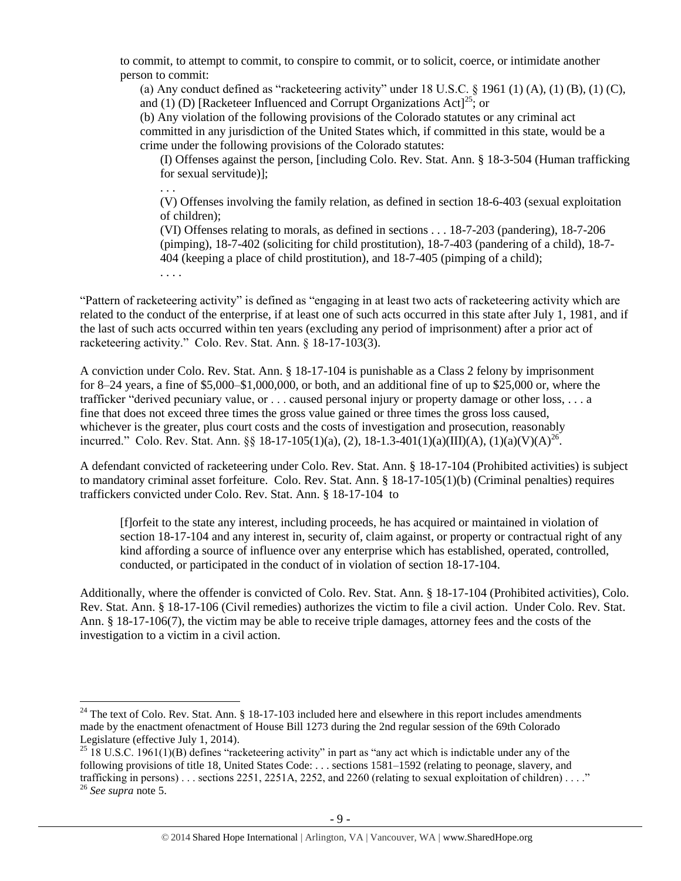to commit, to attempt to commit, to conspire to commit, or to solicit, coerce, or intimidate another person to commit:

> (a) Any conduct defined as "racketeering activity" under 18 U.S.C. § 1961 (1) (A), (1) (B), (1) (C), and (1) (D) [Racketeer Influenced and Corrupt Organizations Act][25]; or
>
> (b) Any violation of the following provisions of the Colorado statutes or any criminal act committed in any jurisdiction of the United States which, if committed in this state, would be a crime under the following provisions of the Colorado statutes:
>
> > (I) Offenses against the person, [including Colo. Rev. Stat. Ann. § 18-3-504 (Human trafficking for sexual servitude)];
> >
> > . . .
> >
> > (V) Offenses involving the family relation, as defined in section 18-6-403 (sexual exploitation of children);
> >
> > (VI) Offenses relating to morals, as defined in sections . . . 18-7-203 (pandering), 18-7-206 (pimping), 18-7-402 (soliciting for child prostitution), 18-7-403 (pandering of a child), 18-7-404 (keeping a place of child prostitution), and 18-7-405 (pimping of a child);
> >
> > . . . .

"Pattern of racketeering activity" is defined as "engaging in at least two acts of racketeering activity which are related to the conduct of the enterprise, if at least one of such acts occurred in this state after July 1, 1981, and if the last of such acts occurred within ten years (excluding any period of imprisonment) after a prior act of racketeering activity." Colo. Rev. Stat. Ann. § 18-17-103(3).

A conviction under Colo. Rev. Stat. Ann. § 18-17-104 is punishable as a Class 2 felony by imprisonment for 8–24 years, a fine of $5,000–$1,000,000, or both, and an additional fine of up to $25,000 or, where the trafficker "derived pecuniary value, or . . . caused personal injury or property damage or other loss, . . . a fine that does not exceed three times the gross value gained or three times the gross loss caused, whichever is the greater, plus court costs and the costs of investigation and prosecution, reasonably incurred." Colo. Rev. Stat. Ann. §§ 18-17-105(1)(a), (2), 18-1.3-401(1)(a)(III)(A), (1)(a)(V)(A)[26].

A defendant convicted of racketeering under Colo. Rev. Stat. Ann. § 18-17-104 (Prohibited activities) is subject to mandatory criminal asset forfeiture. Colo. Rev. Stat. Ann. § 18-17-105(1)(b) (Criminal penalties) requires traffickers convicted under Colo. Rev. Stat. Ann. § 18-17-104 to

> [f]orfeit to the state any interest, including proceeds, he has acquired or maintained in violation of section 18-17-104 and any interest in, security of, claim against, or property or contractual right of any kind affording a source of influence over any enterprise which has established, operated, controlled, conducted, or participated in the conduct of in violation of section 18-17-104.

Additionally, where the offender is convicted of Colo. Rev. Stat. Ann. § 18-17-104 (Prohibited activities), Colo. Rev. Stat. Ann. § 18-17-106 (Civil remedies) authorizes the victim to file a civil action. Under Colo. Rev. Stat. Ann. § 18-17-106(7), the victim may be able to receive triple damages, attorney fees and the costs of the investigation to a victim in a civil action.

---

[24] The text of Colo. Rev. Stat. Ann. § 18-17-103 included here and elsewhere in this report includes amendments made by the enactment ofenactment of House Bill 1273 during the 2nd regular session of the 69th Colorado Legislature (effective July 1, 2014).

[25] 18 U.S.C. 1961(1)(B) defines "racketeering activity" in part as "any act which is indictable under any of the following provisions of title 18, United States Code: . . . sections 1581–1592 (relating to peonage, slavery, and trafficking in persons) . . . sections 2251, 2251A, 2252, and 2260 (relating to sexual exploitation of children) . . . ."

[26] *See supra* note 5.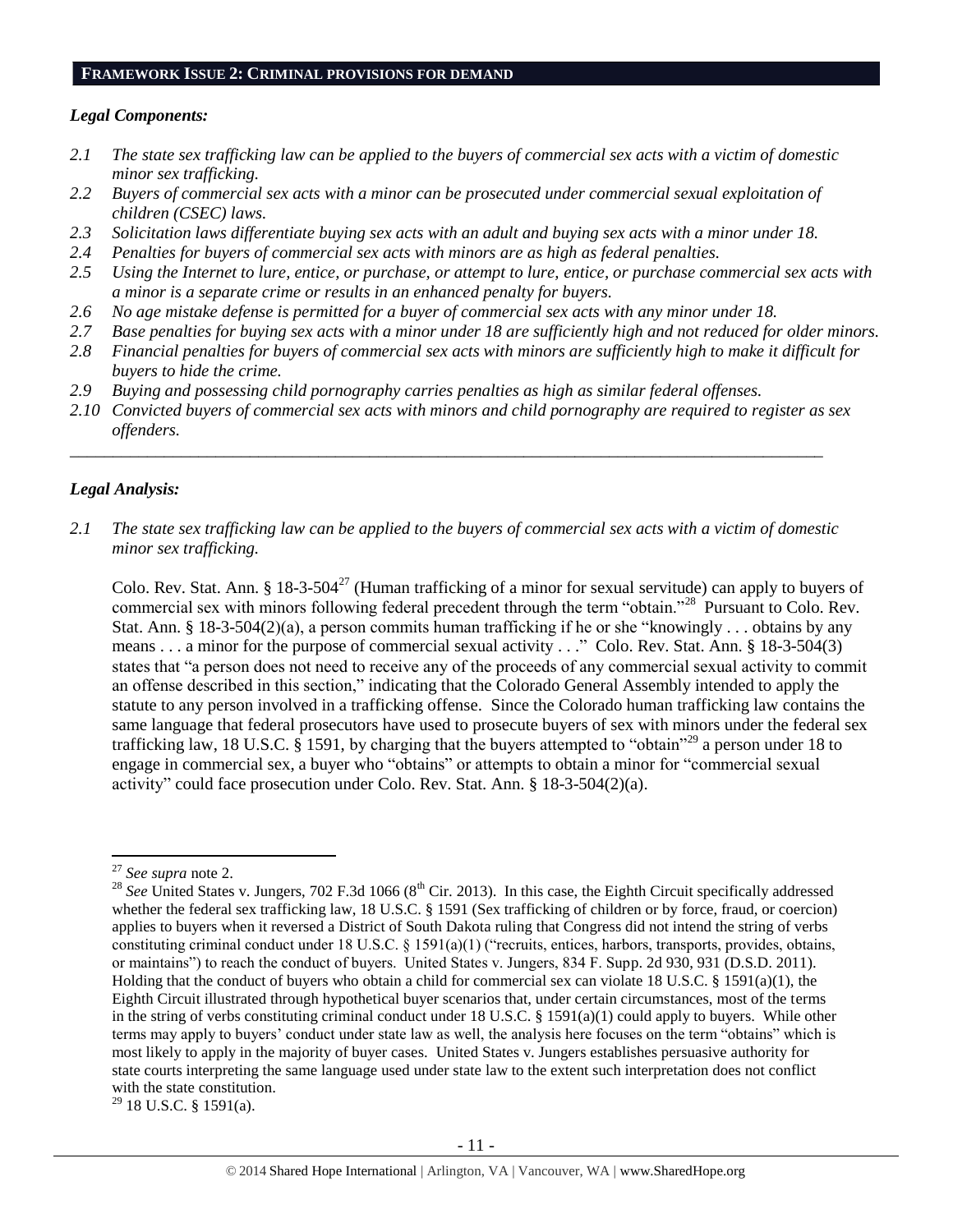## FRAMEWORK ISSUE 2: CRIMINAL PROVISIONS FOR DEMAND

### *Legal Components:*

*2.1 The state sex trafficking law can be applied to the buyers of commercial sex acts with a victim of domestic minor sex trafficking.*

*2.2 Buyers of commercial sex acts with a minor can be prosecuted under commercial sexual exploitation of children (CSEC) laws.*

*2.3 Solicitation laws differentiate buying sex acts with an adult and buying sex acts with a minor under 18.*

*2.4 Penalties for buyers of commercial sex acts with minors are as high as federal penalties.*

*2.5 Using the Internet to lure, entice, or purchase, or attempt to lure, entice, or purchase commercial sex acts with a minor is a separate crime or results in an enhanced penalty for buyers.*

*2.6 No age mistake defense is permitted for a buyer of commercial sex acts with any minor under 18.*

*2.7 Base penalties for buying sex acts with a minor under 18 are sufficiently high and not reduced for older minors.*

*2.8 Financial penalties for buyers of commercial sex acts with minors are sufficiently high to make it difficult for buyers to hide the crime.*

*2.9 Buying and possessing child pornography carries penalties as high as similar federal offenses.*

*2.10 Convicted buyers of commercial sex acts with minors and child pornography are required to register as sex offenders.*

---

### *Legal Analysis:*

*2.1 The state sex trafficking law can be applied to the buyers of commercial sex acts with a victim of domestic minor sex trafficking.*

Colo. Rev. Stat. Ann. § 18-3-504[27] (Human trafficking of a minor for sexual servitude) can apply to buyers of commercial sex with minors following federal precedent through the term "obtain."[28] Pursuant to Colo. Rev. Stat. Ann. § 18-3-504(2)(a), a person commits human trafficking if he or she "knowingly . . . obtains by any means . . . a minor for the purpose of commercial sexual activity . . ." Colo. Rev. Stat. Ann. § 18-3-504(3) states that "a person does not need to receive any of the proceeds of any commercial sexual activity to commit an offense described in this section," indicating that the Colorado General Assembly intended to apply the statute to any person involved in a trafficking offense. Since the Colorado human trafficking law contains the same language that federal prosecutors have used to prosecute buyers of sex with minors under the federal sex trafficking law, 18 U.S.C. § 1591, by charging that the buyers attempted to "obtain"[29] a person under 18 to engage in commercial sex, a buyer who "obtains" or attempts to obtain a minor for "commercial sexual activity" could face prosecution under Colo. Rev. Stat. Ann. § 18-3-504(2)(a).

---

[27] *See supra* note 2.

[28] *See* United States v. Jungers, 702 F.3d 1066 (8th Cir. 2013). In this case, the Eighth Circuit specifically addressed whether the federal sex trafficking law, 18 U.S.C. § 1591 (Sex trafficking of children or by force, fraud, or coercion) applies to buyers when it reversed a District of South Dakota ruling that Congress did not intend the string of verbs constituting criminal conduct under 18 U.S.C. § 1591(a)(1) ("recruits, entices, harbors, transports, provides, obtains, or maintains") to reach the conduct of buyers. United States v. Jungers, 834 F. Supp. 2d 930, 931 (D.S.D. 2011). Holding that the conduct of buyers who obtain a child for commercial sex can violate 18 U.S.C. § 1591(a)(1), the Eighth Circuit illustrated through hypothetical buyer scenarios that, under certain circumstances, most of the terms in the string of verbs constituting criminal conduct under 18 U.S.C. § 1591(a)(1) could apply to buyers. While other terms may apply to buyers' conduct under state law as well, the analysis here focuses on the term "obtains" which is most likely to apply in the majority of buyer cases. United States v. Jungers establishes persuasive authority for state courts interpreting the same language used under state law to the extent such interpretation does not conflict with the state constitution.

[29] 18 U.S.C. § 1591(a).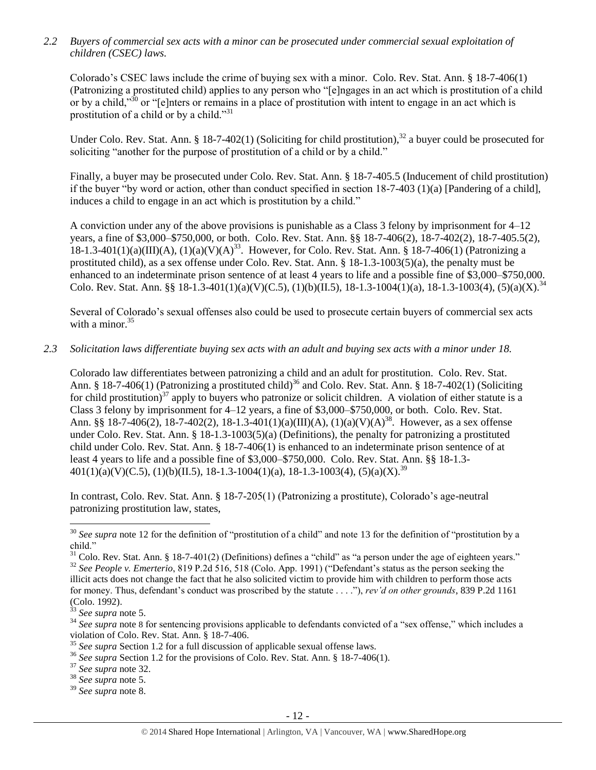*2.2 Buyers of commercial sex acts with a minor can be prosecuted under commercial sexual exploitation of children (CSEC) laws.*

Colorado's CSEC laws include the crime of buying sex with a minor. Colo. Rev. Stat. Ann. § 18-7-406(1) (Patronizing a prostituted child) applies to any person who "[e]ngages in an act which is prostitution of a child or by a child,"[30] or "[e]nters or remains in a place of prostitution with intent to engage in an act which is prostitution of a child or by a child."[31]

Under Colo. Rev. Stat. Ann. § 18-7-402(1) (Soliciting for child prostitution),[32] a buyer could be prosecuted for soliciting "another for the purpose of prostitution of a child or by a child."

Finally, a buyer may be prosecuted under Colo. Rev. Stat. Ann. § 18-7-405.5 (Inducement of child prostitution) if the buyer "by word or action, other than conduct specified in section 18-7-403 (1)(a) [Pandering of a child], induces a child to engage in an act which is prostitution by a child."

A conviction under any of the above provisions is punishable as a Class 3 felony by imprisonment for 4–12 years, a fine of $3,000–$750,000, or both. Colo. Rev. Stat. Ann. §§ 18-7-406(2), 18-7-402(2), 18-7-405.5(2), 18-1.3-401(1)(a)(III)(A), (1)(a)(V)(A)[33]. However, for Colo. Rev. Stat. Ann. § 18-7-406(1) (Patronizing a prostituted child), as a sex offense under Colo. Rev. Stat. Ann. § 18-1.3-1003(5)(a), the penalty must be enhanced to an indeterminate prison sentence of at least 4 years to life and a possible fine of $3,000–$750,000. Colo. Rev. Stat. Ann. §§ 18-1.3-401(1)(a)(V)(C.5), (1)(b)(II.5), 18-1.3-1004(1)(a), 18-1.3-1003(4), (5)(a)(X).[34]

Several of Colorado's sexual offenses also could be used to prosecute certain buyers of commercial sex acts with a minor.[35]

*2.3 Solicitation laws differentiate buying sex acts with an adult and buying sex acts with a minor under 18.*

Colorado law differentiates between patronizing a child and an adult for prostitution. Colo. Rev. Stat. Ann. § 18-7-406(1) (Patronizing a prostituted child)[36] and Colo. Rev. Stat. Ann. § 18-7-402(1) (Soliciting for child prostitution)[37] apply to buyers who patronize or solicit children. A violation of either statute is a Class 3 felony by imprisonment for 4–12 years, a fine of $3,000–$750,000, or both. Colo. Rev. Stat. Ann. §§ 18-7-406(2), 18-7-402(2), 18-1.3-401(1)(a)(III)(A), (1)(a)(V)(A)[38]. However, as a sex offense under Colo. Rev. Stat. Ann. § 18-1.3-1003(5)(a) (Definitions), the penalty for patronizing a prostituted child under Colo. Rev. Stat. Ann. § 18-7-406(1) is enhanced to an indeterminate prison sentence of at least 4 years to life and a possible fine of $3,000–$750,000. Colo. Rev. Stat. Ann. §§ 18-1.3-401(1)(a)(V)(C.5), (1)(b)(II.5), 18-1.3-1004(1)(a), 18-1.3-1003(4), (5)(a)(X).[39]

In contrast, Colo. Rev. Stat. Ann. § 18-7-205(1) (Patronizing a prostitute), Colorado's age-neutral patronizing prostitution law, states,

---

[30] *See supra* note 12 for the definition of "prostitution of a child" and note 13 for the definition of "prostitution by a child."

[31] Colo. Rev. Stat. Ann. § 18-7-401(2) (Definitions) defines a "child" as "a person under the age of eighteen years."

[32] *See People v. Emerterio*, 819 P.2d 516, 518 (Colo. App. 1991) ("Defendant's status as the person seeking the illicit acts does not change the fact that he also solicited victim to provide him with children to perform those acts for money. Thus, defendant's conduct was proscribed by the statute . . . ."), *rev'd on other grounds*, 839 P.2d 1161 (Colo. 1992).

[33] *See supra* note 5.

[34] *See supra* note 8 for sentencing provisions applicable to defendants convicted of a "sex offense," which includes a violation of Colo. Rev. Stat. Ann. § 18-7-406.

[35] *See supra* Section 1.2 for a full discussion of applicable sexual offense laws.

[36] *See supra* Section 1.2 for the provisions of Colo. Rev. Stat. Ann. § 18-7-406(1).

[37] *See supra* note 32.

[38] *See supra* note 5.

[39] *See supra* note 8.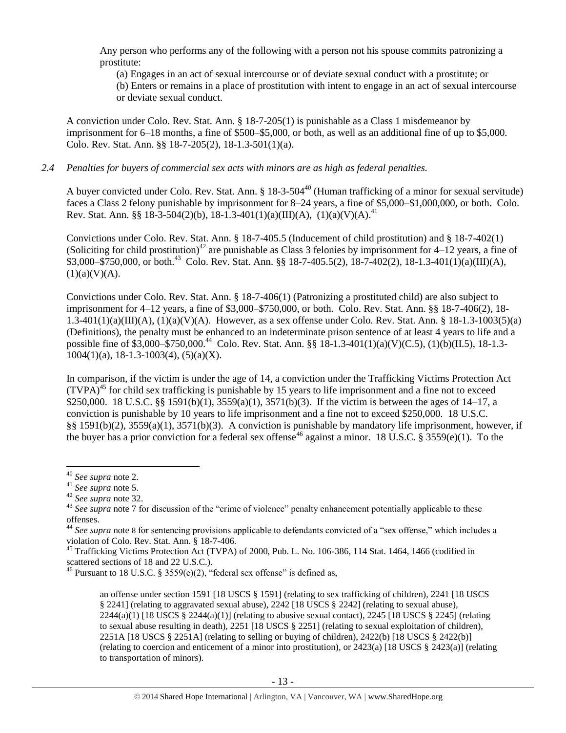Any person who performs any of the following with a person not his spouse commits patronizing a prostitute:

(a) Engages in an act of sexual intercourse or of deviate sexual conduct with a prostitute; or
(b) Enters or remains in a place of prostitution with intent to engage in an act of sexual intercourse or deviate sexual conduct.

A conviction under Colo. Rev. Stat. Ann. § 18-7-205(1) is punishable as a Class 1 misdemeanor by imprisonment for 6–18 months, a fine of $500–$5,000, or both, as well as an additional fine of up to $5,000. Colo. Rev. Stat. Ann. §§ 18-7-205(2), 18-1.3-501(1)(a).

*2.4 Penalties for buyers of commercial sex acts with minors are as high as federal penalties.*

A buyer convicted under Colo. Rev. Stat. Ann. § 18-3-504[40] (Human trafficking of a minor for sexual servitude) faces a Class 2 felony punishable by imprisonment for 8–24 years, a fine of $5,000–$1,000,000, or both. Colo. Rev. Stat. Ann. §§ 18-3-504(2)(b), 18-1.3-401(1)(a)(III)(A), (1)(a)(V)(A).[41]

Convictions under Colo. Rev. Stat. Ann. § 18-7-405.5 (Inducement of child prostitution) and § 18-7-402(1) (Soliciting for child prostitution)[42] are punishable as Class 3 felonies by imprisonment for 4–12 years, a fine of $3,000–$750,000, or both.[43] Colo. Rev. Stat. Ann. §§ 18-7-405.5(2), 18-7-402(2), 18-1.3-401(1)(a)(III)(A), (1)(a)(V)(A).

Convictions under Colo. Rev. Stat. Ann. § 18-7-406(1) (Patronizing a prostituted child) are also subject to imprisonment for 4–12 years, a fine of $3,000–$750,000, or both. Colo. Rev. Stat. Ann. §§ 18-7-406(2), 18-1.3-401(1)(a)(III)(A), (1)(a)(V)(A). However, as a sex offense under Colo. Rev. Stat. Ann. § 18-1.3-1003(5)(a) (Definitions), the penalty must be enhanced to an indeterminate prison sentence of at least 4 years to life and a possible fine of $3,000–$750,000.[44] Colo. Rev. Stat. Ann. §§ 18-1.3-401(1)(a)(V)(C.5), (1)(b)(II.5), 18-1.3-1004(1)(a), 18-1.3-1003(4), (5)(a)(X).

In comparison, if the victim is under the age of 14, a conviction under the Trafficking Victims Protection Act (TVPA)[45] for child sex trafficking is punishable by 15 years to life imprisonment and a fine not to exceed $250,000. 18 U.S.C. §§ 1591(b)(1), 3559(a)(1), 3571(b)(3). If the victim is between the ages of 14–17, a conviction is punishable by 10 years to life imprisonment and a fine not to exceed $250,000. 18 U.S.C. §§ 1591(b)(2), 3559(a)(1), 3571(b)(3). A conviction is punishable by mandatory life imprisonment, however, if the buyer has a prior conviction for a federal sex offense[46] against a minor. 18 U.S.C. § 3559(e)(1). To the

---

[40] *See supra* note 2.

[41] *See supra* note 5.

[42] *See supra* note 32.

[43] *See supra* note 7 for discussion of the "crime of violence" penalty enhancement potentially applicable to these offenses.

[44] *See supra* note 8 for sentencing provisions applicable to defendants convicted of a "sex offense," which includes a violation of Colo. Rev. Stat. Ann. § 18-7-406.

[45] Trafficking Victims Protection Act (TVPA) of 2000, Pub. L. No. 106-386, 114 Stat. 1464, 1466 (codified in scattered sections of 18 and 22 U.S.C.).

[46] Pursuant to 18 U.S.C. § 3559(e)(2), "federal sex offense" is defined as,

> an offense under section 1591 [18 USCS § 1591] (relating to sex trafficking of children), 2241 [18 USCS § 2241] (relating to aggravated sexual abuse), 2242 [18 USCS § 2242] (relating to sexual abuse), 2244(a)(1) [18 USCS § 2244(a)(1)] (relating to abusive sexual contact), 2245 [18 USCS § 2245] (relating to sexual abuse resulting in death), 2251 [18 USCS § 2251] (relating to sexual exploitation of children), 2251A [18 USCS § 2251A] (relating to selling or buying of children), 2422(b) [18 USCS § 2422(b)] (relating to coercion and enticement of a minor into prostitution), or 2423(a) [18 USCS § 2423(a)] (relating to transportation of minors).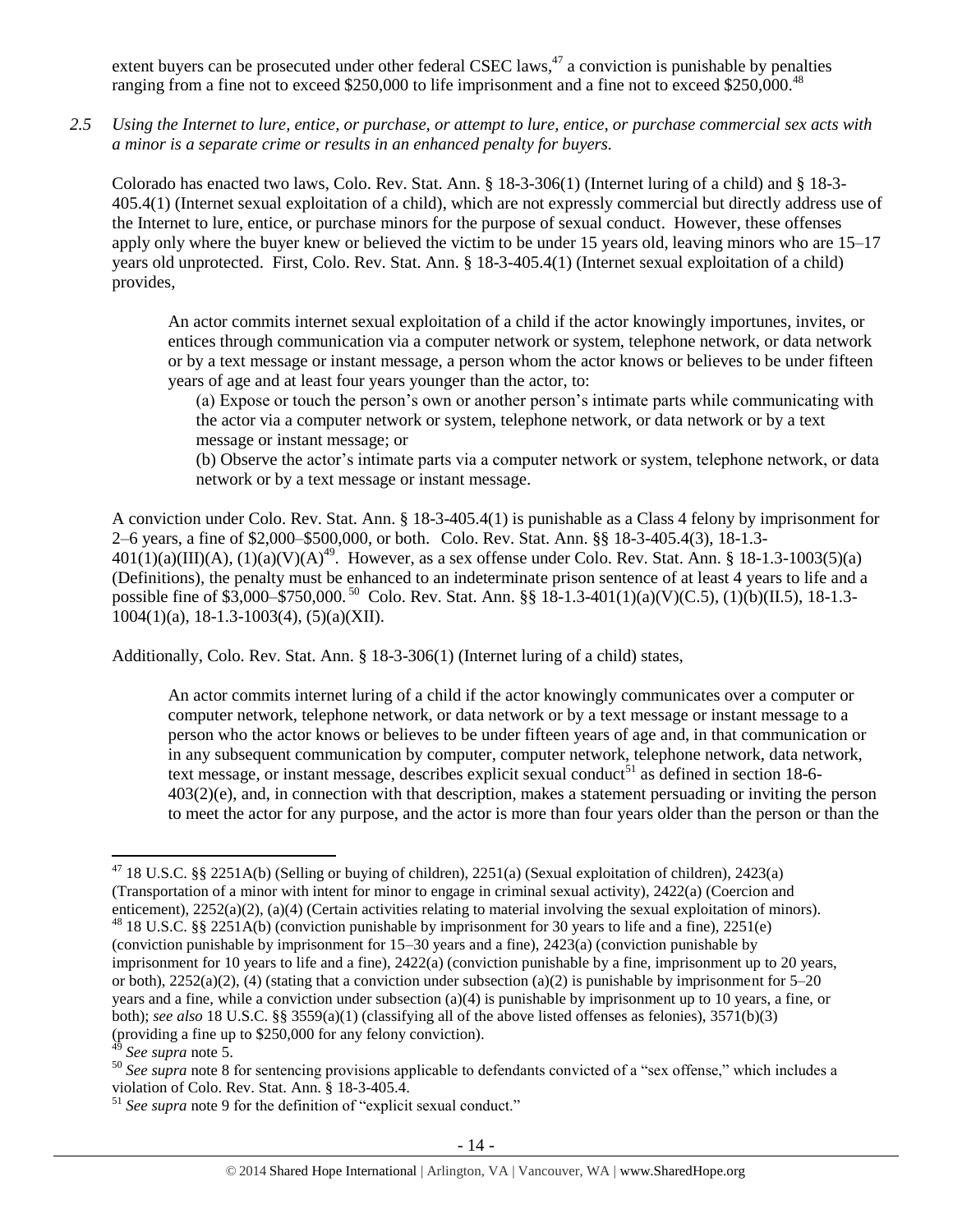extent buyers can be prosecuted under other federal CSEC laws,[47] a conviction is punishable by penalties ranging from a fine not to exceed \$250,000 to life imprisonment and a fine not to exceed \$250,000.[48]

*2.5 Using the Internet to lure, entice, or purchase, or attempt to lure, entice, or purchase commercial sex acts with a minor is a separate crime or results in an enhanced penalty for buyers.*

Colorado has enacted two laws, Colo. Rev. Stat. Ann. § 18-3-306(1) (Internet luring of a child) and § 18-3-405.4(1) (Internet sexual exploitation of a child), which are not expressly commercial but directly address use of the Internet to lure, entice, or purchase minors for the purpose of sexual conduct. However, these offenses apply only where the buyer knew or believed the victim to be under 15 years old, leaving minors who are 15–17 years old unprotected. First, Colo. Rev. Stat. Ann. § 18-3-405.4(1) (Internet sexual exploitation of a child) provides,

> An actor commits internet sexual exploitation of a child if the actor knowingly importunes, invites, or entices through communication via a computer network or system, telephone network, or data network or by a text message or instant message, a person whom the actor knows or believes to be under fifteen years of age and at least four years younger than the actor, to:
>
> (a) Expose or touch the person's own or another person's intimate parts while communicating with the actor via a computer network or system, telephone network, or data network or by a text message or instant message; or
>
> (b) Observe the actor's intimate parts via a computer network or system, telephone network, or data network or by a text message or instant message.

A conviction under Colo. Rev. Stat. Ann. § 18-3-405.4(1) is punishable as a Class 4 felony by imprisonment for 2–6 years, a fine of \$2,000–\$500,000, or both. Colo. Rev. Stat. Ann. §§ 18-3-405.4(3), 18-1.3-401(1)(a)(III)(A), (1)(a)(V)(A)[49]. However, as a sex offense under Colo. Rev. Stat. Ann. § 18-1.3-1003(5)(a) (Definitions), the penalty must be enhanced to an indeterminate prison sentence of at least 4 years to life and a possible fine of \$3,000–\$750,000.[50] Colo. Rev. Stat. Ann. §§ 18-1.3-401(1)(a)(V)(C.5), (1)(b)(II.5), 18-1.3-1004(1)(a), 18-1.3-1003(4), (5)(a)(XII).

Additionally, Colo. Rev. Stat. Ann. § 18-3-306(1) (Internet luring of a child) states,

> An actor commits internet luring of a child if the actor knowingly communicates over a computer or computer network, telephone network, or data network or by a text message or instant message to a person who the actor knows or believes to be under fifteen years of age and, in that communication or in any subsequent communication by computer, computer network, telephone network, data network, text message, or instant message, describes explicit sexual conduct[51] as defined in section 18-6-403(2)(e), and, in connection with that description, makes a statement persuading or inviting the person to meet the actor for any purpose, and the actor is more than four years older than the person or than the

---

[47] 18 U.S.C. §§ 2251A(b) (Selling or buying of children), 2251(a) (Sexual exploitation of children), 2423(a) (Transportation of a minor with intent for minor to engage in criminal sexual activity), 2422(a) (Coercion and enticement), 2252(a)(2), (a)(4) (Certain activities relating to material involving the sexual exploitation of minors).

[48] 18 U.S.C. §§ 2251A(b) (conviction punishable by imprisonment for 30 years to life and a fine), 2251(e) (conviction punishable by imprisonment for 15–30 years and a fine), 2423(a) (conviction punishable by imprisonment for 10 years to life and a fine), 2422(a) (conviction punishable by a fine, imprisonment up to 20 years, or both), 2252(a)(2), (4) (stating that a conviction under subsection (a)(2) is punishable by imprisonment for 5–20 years and a fine, while a conviction under subsection (a)(4) is punishable by imprisonment up to 10 years, a fine, or both); *see also* 18 U.S.C. §§ 3559(a)(1) (classifying all of the above listed offenses as felonies), 3571(b)(3) (providing a fine up to \$250,000 for any felony conviction).

[49] *See supra* note 5.

[50] *See supra* note 8 for sentencing provisions applicable to defendants convicted of a "sex offense," which includes a violation of Colo. Rev. Stat. Ann. § 18-3-405.4.

[51] *See supra* note 9 for the definition of "explicit sexual conduct."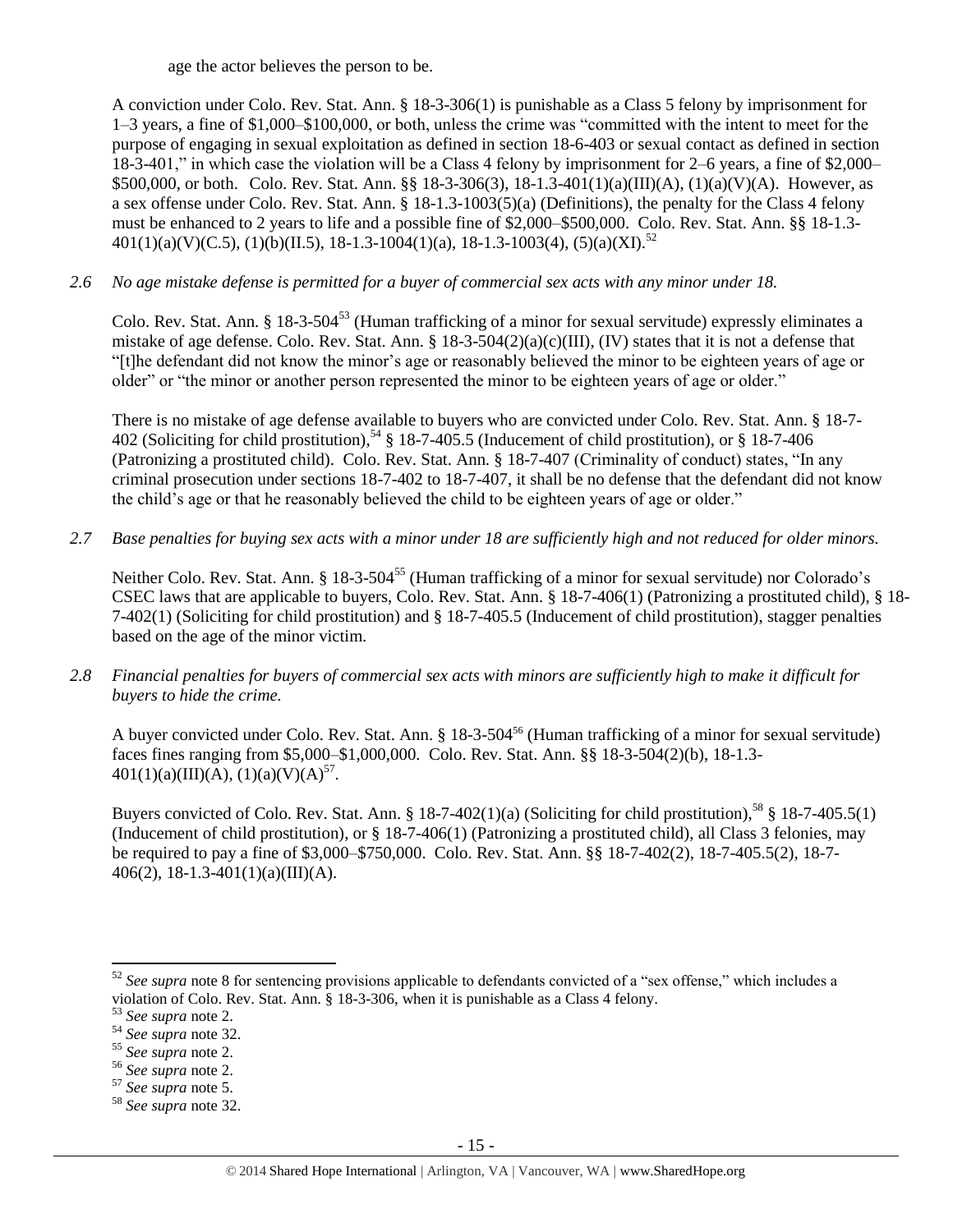age the actor believes the person to be.

A conviction under Colo. Rev. Stat. Ann. § 18-3-306(1) is punishable as a Class 5 felony by imprisonment for 1–3 years, a fine of $1,000–$100,000, or both, unless the crime was "committed with the intent to meet for the purpose of engaging in sexual exploitation as defined in section 18-6-403 or sexual contact as defined in section 18-3-401," in which case the violation will be a Class 4 felony by imprisonment for 2–6 years, a fine of $2,000–$500,000, or both. Colo. Rev. Stat. Ann. §§ 18-3-306(3), 18-1.3-401(1)(a)(III)(A), (1)(a)(V)(A). However, as a sex offense under Colo. Rev. Stat. Ann. § 18-1.3-1003(5)(a) (Definitions), the penalty for the Class 4 felony must be enhanced to 2 years to life and a possible fine of $2,000–$500,000. Colo. Rev. Stat. Ann. §§ 18-1.3-401(1)(a)(V)(C.5), (1)(b)(II.5), 18-1.3-1004(1)(a), 18-1.3-1003(4), (5)(a)(XI).[52]

*2.6 No age mistake defense is permitted for a buyer of commercial sex acts with any minor under 18.*

Colo. Rev. Stat. Ann. § 18-3-504[53] (Human trafficking of a minor for sexual servitude) expressly eliminates a mistake of age defense. Colo. Rev. Stat. Ann. § 18-3-504(2)(a)(c)(III), (IV) states that it is not a defense that "[t]he defendant did not know the minor's age or reasonably believed the minor to be eighteen years of age or older" or "the minor or another person represented the minor to be eighteen years of age or older."

There is no mistake of age defense available to buyers who are convicted under Colo. Rev. Stat. Ann. § 18-7-402 (Soliciting for child prostitution),[54] § 18-7-405.5 (Inducement of child prostitution), or § 18-7-406 (Patronizing a prostituted child). Colo. Rev. Stat. Ann. § 18-7-407 (Criminality of conduct) states, "In any criminal prosecution under sections 18-7-402 to 18-7-407, it shall be no defense that the defendant did not know the child's age or that he reasonably believed the child to be eighteen years of age or older."

*2.7 Base penalties for buying sex acts with a minor under 18 are sufficiently high and not reduced for older minors.*

Neither Colo. Rev. Stat. Ann. § 18-3-504[55] (Human trafficking of a minor for sexual servitude) nor Colorado's CSEC laws that are applicable to buyers, Colo. Rev. Stat. Ann. § 18-7-406(1) (Patronizing a prostituted child), § 18-7-402(1) (Soliciting for child prostitution) and § 18-7-405.5 (Inducement of child prostitution), stagger penalties based on the age of the minor victim.

*2.8 Financial penalties for buyers of commercial sex acts with minors are sufficiently high to make it difficult for buyers to hide the crime.*

A buyer convicted under Colo. Rev. Stat. Ann. § 18-3-504[56] (Human trafficking of a minor for sexual servitude) faces fines ranging from $5,000–$1,000,000. Colo. Rev. Stat. Ann. §§ 18-3-504(2)(b), 18-1.3-401(1)(a)(III)(A), (1)(a)(V)(A)[57].

Buyers convicted of Colo. Rev. Stat. Ann. § 18-7-402(1)(a) (Soliciting for child prostitution),[58] § 18-7-405.5(1) (Inducement of child prostitution), or § 18-7-406(1) (Patronizing a prostituted child), all Class 3 felonies, may be required to pay a fine of $3,000–$750,000. Colo. Rev. Stat. Ann. §§ 18-7-402(2), 18-7-405.5(2), 18-7-406(2), 18-1.3-401(1)(a)(III)(A).

---

[52] *See supra* note 8 for sentencing provisions applicable to defendants convicted of a "sex offense," which includes a violation of Colo. Rev. Stat. Ann. § 18-3-306, when it is punishable as a Class 4 felony.

[53] *See supra* note 2.

[54] *See supra* note 32.

[55] *See supra* note 2.

[56] *See supra* note 2.

[57] *See supra* note 5.

[58] *See supra* note 32.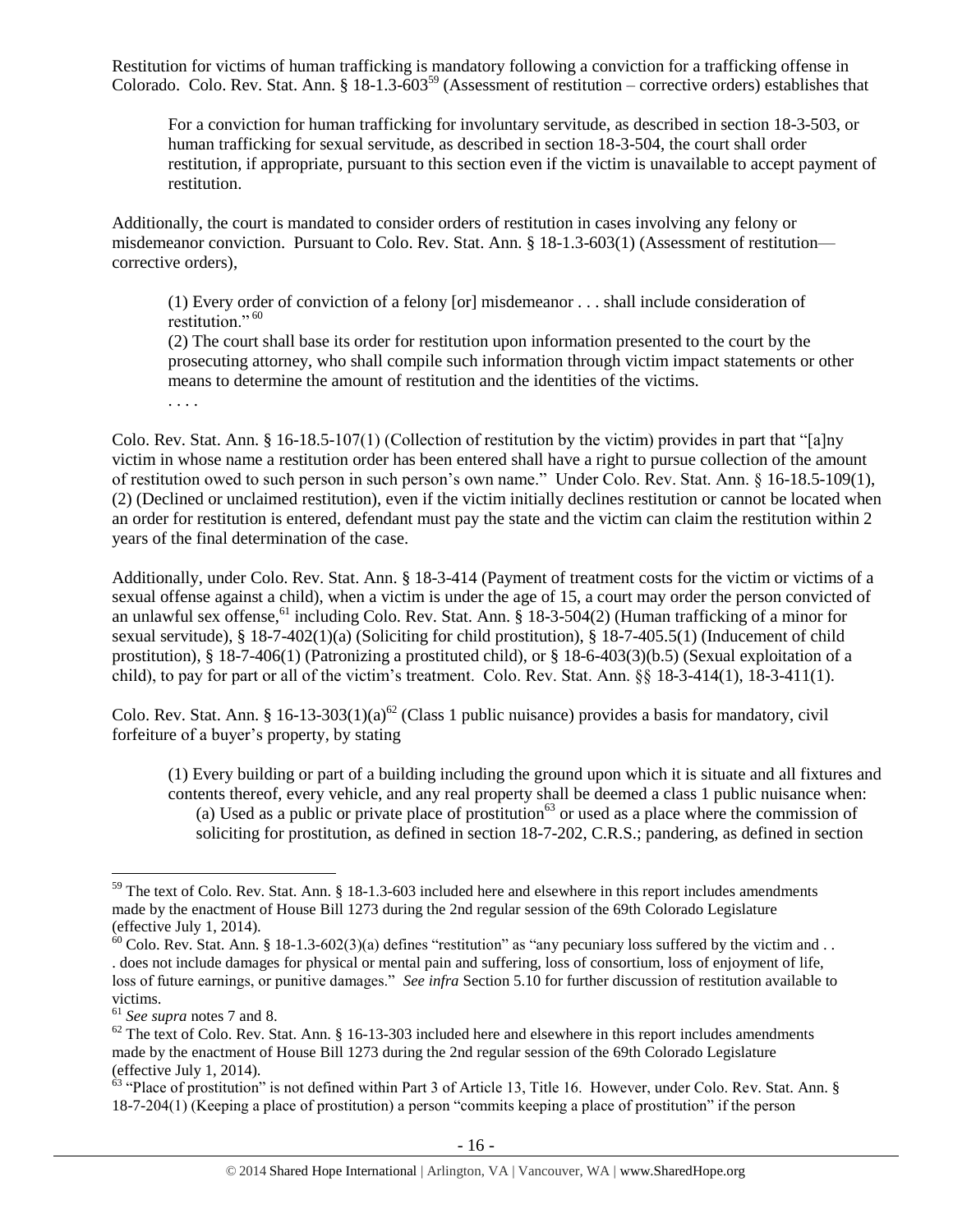Restitution for victims of human trafficking is mandatory following a conviction for a trafficking offense in Colorado. Colo. Rev. Stat. Ann. § 18-1.3-603[59] (Assessment of restitution – corrective orders) establishes that

> For a conviction for human trafficking for involuntary servitude, as described in section 18-3-503, or human trafficking for sexual servitude, as described in section 18-3-504, the court shall order restitution, if appropriate, pursuant to this section even if the victim is unavailable to accept payment of restitution.

Additionally, the court is mandated to consider orders of restitution in cases involving any felony or misdemeanor conviction. Pursuant to Colo. Rev. Stat. Ann. § 18-1.3-603(1) (Assessment of restitution—corrective orders),

> (1) Every order of conviction of a felony [or] misdemeanor . . . shall include consideration of restitution."[60]
>
> (2) The court shall base its order for restitution upon information presented to the court by the prosecuting attorney, who shall compile such information through victim impact statements or other means to determine the amount of restitution and the identities of the victims.
>
> . . . .

Colo. Rev. Stat. Ann. § 16-18.5-107(1) (Collection of restitution by the victim) provides in part that "[a]ny victim in whose name a restitution order has been entered shall have a right to pursue collection of the amount of restitution owed to such person in such person's own name." Under Colo. Rev. Stat. Ann. § 16-18.5-109(1), (2) (Declined or unclaimed restitution), even if the victim initially declines restitution or cannot be located when an order for restitution is entered, defendant must pay the state and the victim can claim the restitution within 2 years of the final determination of the case.

Additionally, under Colo. Rev. Stat. Ann. § 18-3-414 (Payment of treatment costs for the victim or victims of a sexual offense against a child), when a victim is under the age of 15, a court may order the person convicted of an unlawful sex offense,[61] including Colo. Rev. Stat. Ann. § 18-3-504(2) (Human trafficking of a minor for sexual servitude), § 18-7-402(1)(a) (Soliciting for child prostitution), § 18-7-405.5(1) (Inducement of child prostitution), § 18-7-406(1) (Patronizing a prostituted child), or § 18-6-403(3)(b.5) (Sexual exploitation of a child), to pay for part or all of the victim's treatment. Colo. Rev. Stat. Ann. §§ 18-3-414(1), 18-3-411(1).

Colo. Rev. Stat. Ann. § 16-13-303(1)(a)[62] (Class 1 public nuisance) provides a basis for mandatory, civil forfeiture of a buyer's property, by stating

> (1) Every building or part of a building including the ground upon which it is situate and all fixtures and contents thereof, every vehicle, and any real property shall be deemed a class 1 public nuisance when:
>
> (a) Used as a public or private place of prostitution[63] or used as a place where the commission of soliciting for prostitution, as defined in section 18-7-202, C.R.S.; pandering, as defined in section

---

[59] The text of Colo. Rev. Stat. Ann. § 18-1.3-603 included here and elsewhere in this report includes amendments made by the enactment of House Bill 1273 during the 2nd regular session of the 69th Colorado Legislature (effective July 1, 2014).

[60] Colo. Rev. Stat. Ann. § 18-1.3-602(3)(a) defines "restitution" as "any pecuniary loss suffered by the victim and . . . does not include damages for physical or mental pain and suffering, loss of consortium, loss of enjoyment of life, loss of future earnings, or punitive damages." *See infra* Section 5.10 for further discussion of restitution available to victims.

[61] *See supra* notes 7 and 8.

[62] The text of Colo. Rev. Stat. Ann. § 16-13-303 included here and elsewhere in this report includes amendments made by the enactment of House Bill 1273 during the 2nd regular session of the 69th Colorado Legislature (effective July 1, 2014).

[63] "Place of prostitution" is not defined within Part 3 of Article 13, Title 16. However, under Colo. Rev. Stat. Ann. § 18-7-204(1) (Keeping a place of prostitution) a person "commits keeping a place of prostitution" if the person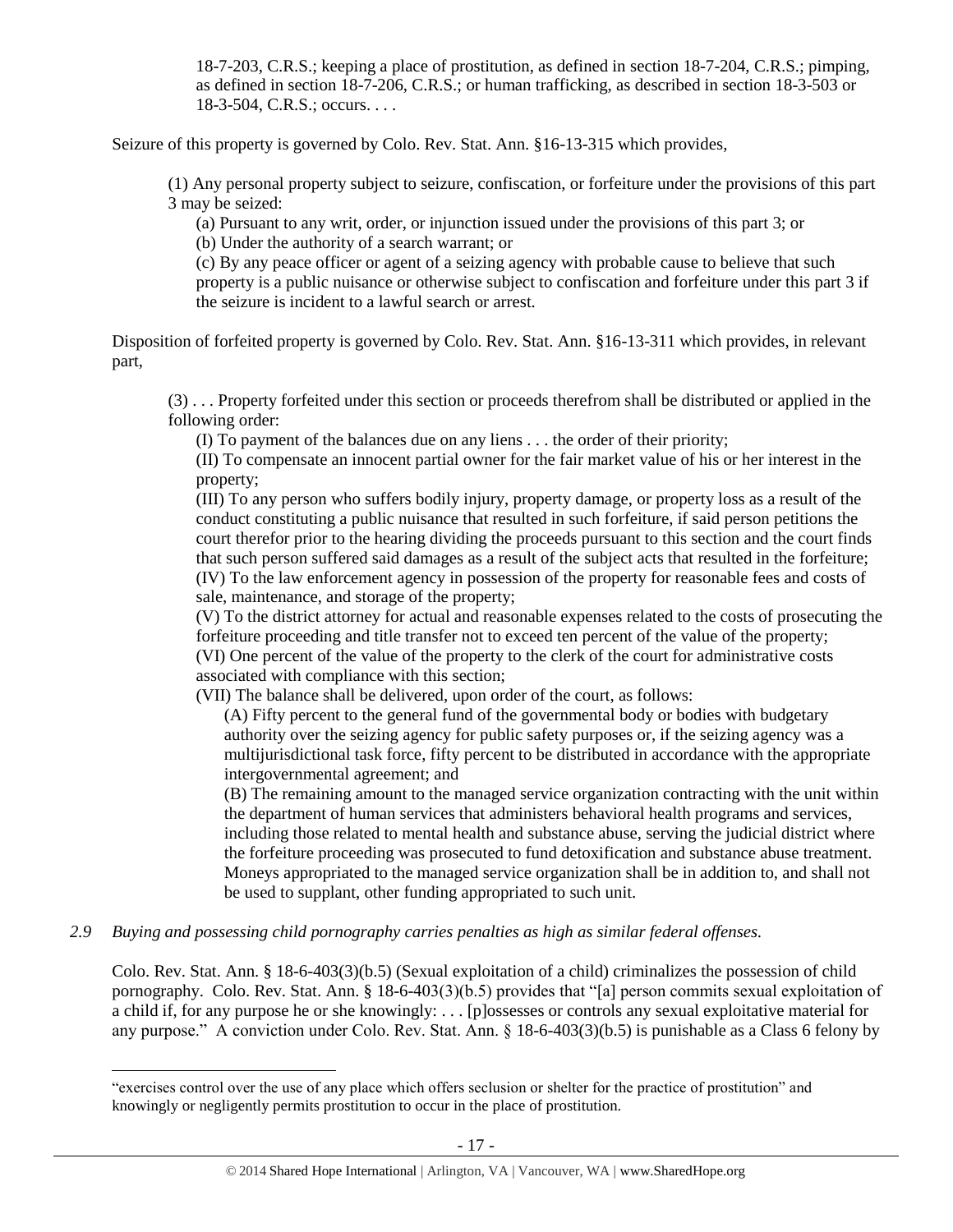> 18-7-203, C.R.S.; keeping a place of prostitution, as defined in section 18-7-204, C.R.S.; pimping, as defined in section 18-7-206, C.R.S.; or human trafficking, as described in section 18-3-503 or 18-3-504, C.R.S.; occurs. . . .

Seizure of this property is governed by Colo. Rev. Stat. Ann. §16-13-315 which provides,

> (1) Any personal property subject to seizure, confiscation, or forfeiture under the provisions of this part 3 may be seized:
>
> (a) Pursuant to any writ, order, or injunction issued under the provisions of this part 3; or
>
> (b) Under the authority of a search warrant; or
>
> (c) By any peace officer or agent of a seizing agency with probable cause to believe that such property is a public nuisance or otherwise subject to confiscation and forfeiture under this part 3 if the seizure is incident to a lawful search or arrest.

Disposition of forfeited property is governed by Colo. Rev. Stat. Ann. §16-13-311 which provides, in relevant part,

> (3) . . . Property forfeited under this section or proceeds therefrom shall be distributed or applied in the following order:
>
> (I) To payment of the balances due on any liens . . . the order of their priority;
>
> (II) To compensate an innocent partial owner for the fair market value of his or her interest in the property;
>
> (III) To any person who suffers bodily injury, property damage, or property loss as a result of the conduct constituting a public nuisance that resulted in such forfeiture, if said person petitions the court therefor prior to the hearing dividing the proceeds pursuant to this section and the court finds that such person suffered said damages as a result of the subject acts that resulted in the forfeiture;
>
> (IV) To the law enforcement agency in possession of the property for reasonable fees and costs of sale, maintenance, and storage of the property;
>
> (V) To the district attorney for actual and reasonable expenses related to the costs of prosecuting the forfeiture proceeding and title transfer not to exceed ten percent of the value of the property;
>
> (VI) One percent of the value of the property to the clerk of the court for administrative costs associated with compliance with this section;
>
> (VII) The balance shall be delivered, upon order of the court, as follows:
>
> (A) Fifty percent to the general fund of the governmental body or bodies with budgetary authority over the seizing agency for public safety purposes or, if the seizing agency was a multijurisdictional task force, fifty percent to be distributed in accordance with the appropriate intergovernmental agreement; and
>
> (B) The remaining amount to the managed service organization contracting with the unit within the department of human services that administers behavioral health programs and services, including those related to mental health and substance abuse, serving the judicial district where the forfeiture proceeding was prosecuted to fund detoxification and substance abuse treatment. Moneys appropriated to the managed service organization shall be in addition to, and shall not be used to supplant, other funding appropriated to such unit.

*2.9 Buying and possessing child pornography carries penalties as high as similar federal offenses.*

Colo. Rev. Stat. Ann. § 18-6-403(3)(b.5) (Sexual exploitation of a child) criminalizes the possession of child pornography. Colo. Rev. Stat. Ann. § 18-6-403(3)(b.5) provides that "[a] person commits sexual exploitation of a child if, for any purpose he or she knowingly: . . . [p]ossesses or controls any sexual exploitative material for any purpose." A conviction under Colo. Rev. Stat. Ann. § 18-6-403(3)(b.5) is punishable as a Class 6 felony by

---

"exercises control over the use of any place which offers seclusion or shelter for the practice of prostitution" and knowingly or negligently permits prostitution to occur in the place of prostitution.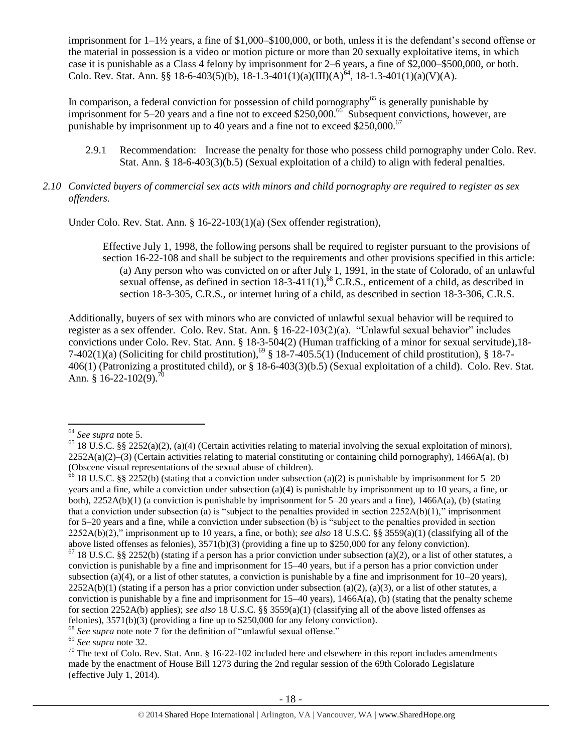imprisonment for 1–1½ years, a fine of $1,000–$100,000, or both, unless it is the defendant's second offense or the material in possession is a video or motion picture or more than 20 sexually exploitative items, in which case it is punishable as a Class 4 felony by imprisonment for 2–6 years, a fine of $2,000–$500,000, or both. Colo. Rev. Stat. Ann. §§ 18-6-403(5)(b), 18-1.3-401(1)(a)(III)(A)[64], 18-1.3-401(1)(a)(V)(A).

In comparison, a federal conviction for possession of child pornography[65] is generally punishable by imprisonment for 5–20 years and a fine not to exceed $250,000.[66] Subsequent convictions, however, are punishable by imprisonment up to 40 years and a fine not to exceed $250,000.[67]

2.9.1 Recommendation: Increase the penalty for those who possess child pornography under Colo. Rev. Stat. Ann. § 18-6-403(3)(b.5) (Sexual exploitation of a child) to align with federal penalties.

*2.10 Convicted buyers of commercial sex acts with minors and child pornography are required to register as sex offenders.*

Under Colo. Rev. Stat. Ann. § 16-22-103(1)(a) (Sex offender registration),

> Effective July 1, 1998, the following persons shall be required to register pursuant to the provisions of section 16-22-108 and shall be subject to the requirements and other provisions specified in this article:
> (a) Any person who was convicted on or after July 1, 1991, in the state of Colorado, of an unlawful sexual offense, as defined in section 18-3-411(1),[68] C.R.S., enticement of a child, as described in section 18-3-305, C.R.S., or internet luring of a child, as described in section 18-3-306, C.R.S.

Additionally, buyers of sex with minors who are convicted of unlawful sexual behavior will be required to register as a sex offender. Colo. Rev. Stat. Ann. § 16-22-103(2)(a). "Unlawful sexual behavior" includes convictions under Colo. Rev. Stat. Ann. § 18-3-504(2) (Human trafficking of a minor for sexual servitude),18-7-402(1)(a) (Soliciting for child prostitution),[69] § 18-7-405.5(1) (Inducement of child prostitution), § 18-7-406(1) (Patronizing a prostituted child), or § 18-6-403(3)(b.5) (Sexual exploitation of a child). Colo. Rev. Stat. Ann. § 16-22-102(9).[70]

---

[64] *See supra* note 5.

[65] 18 U.S.C. §§ 2252(a)(2), (a)(4) (Certain activities relating to material involving the sexual exploitation of minors), 2252A(a)(2)–(3) (Certain activities relating to material constituting or containing child pornography), 1466A(a), (b) (Obscene visual representations of the sexual abuse of children).

[66] 18 U.S.C. §§ 2252(b) (stating that a conviction under subsection (a)(2) is punishable by imprisonment for 5–20 years and a fine, while a conviction under subsection (a)(4) is punishable by imprisonment up to 10 years, a fine, or both), 2252A(b)(1) (a conviction is punishable by imprisonment for 5–20 years and a fine), 1466A(a), (b) (stating that a conviction under subsection (a) is "subject to the penalties provided in section 2252A(b)(1)," imprisonment for 5–20 years and a fine, while a conviction under subsection (b) is "subject to the penalties provided in section 2252A(b)(2)," imprisonment up to 10 years, a fine, or both); *see also* 18 U.S.C. §§ 3559(a)(1) (classifying all of the above listed offenses as felonies), 3571(b)(3) (providing a fine up to $250,000 for any felony conviction).

[67] 18 U.S.C. §§ 2252(b) (stating if a person has a prior conviction under subsection (a)(2), or a list of other statutes, a conviction is punishable by a fine and imprisonment for 15–40 years, but if a person has a prior conviction under subsection (a)(4), or a list of other statutes, a conviction is punishable by a fine and imprisonment for 10–20 years), 2252A(b)(1) (stating if a person has a prior conviction under subsection (a)(2), (a)(3), or a list of other statutes, a conviction is punishable by a fine and imprisonment for 15–40 years), 1466A(a), (b) (stating that the penalty scheme for section 2252A(b) applies); *see also* 18 U.S.C. §§ 3559(a)(1) (classifying all of the above listed offenses as felonies), 3571(b)(3) (providing a fine up to $250,000 for any felony conviction).

[68] *See supra* note note 7 for the definition of "unlawful sexual offense."

[69] *See supra* note 32.

[70] The text of Colo. Rev. Stat. Ann. § 16-22-102 included here and elsewhere in this report includes amendments made by the enactment of House Bill 1273 during the 2nd regular session of the 69th Colorado Legislature (effective July 1, 2014).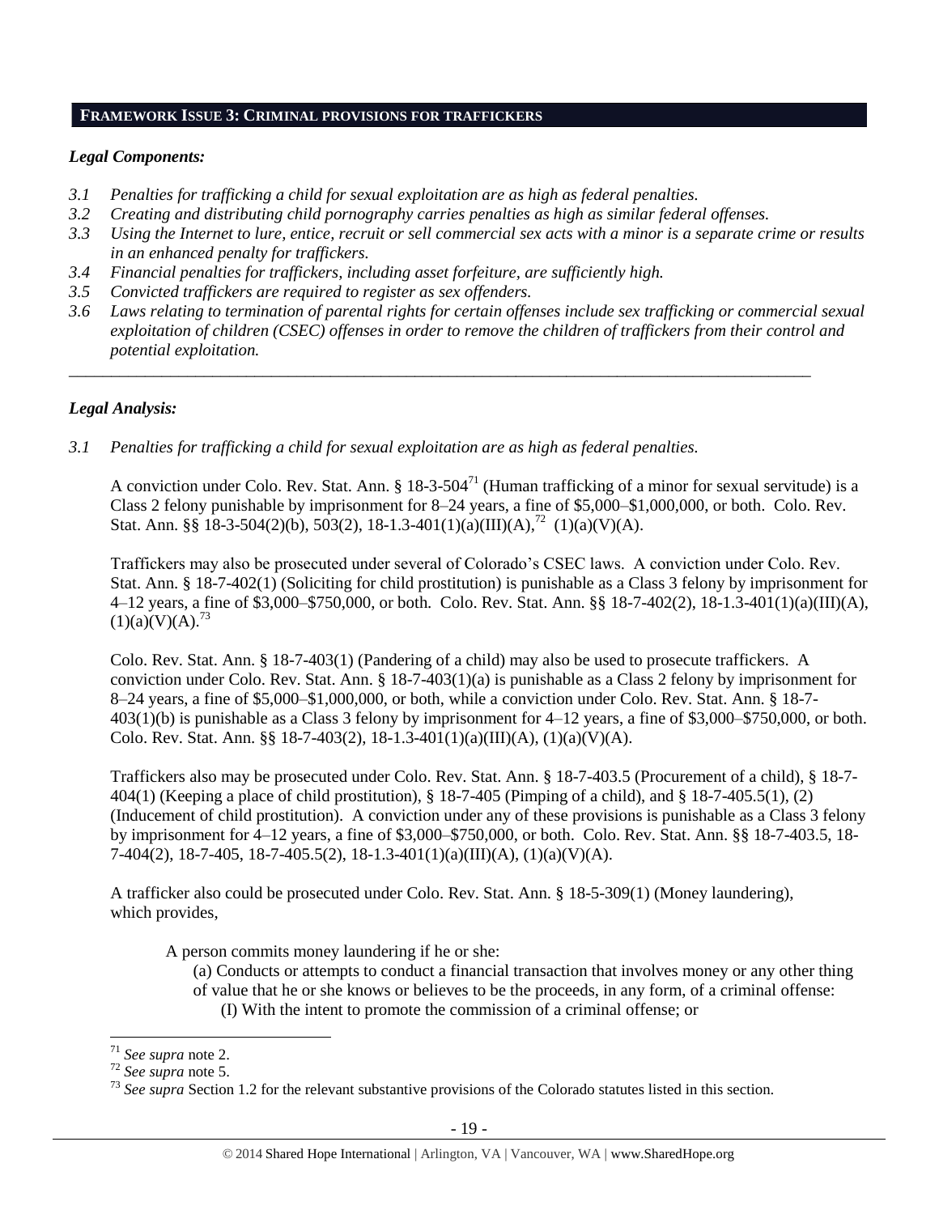## FRAMEWORK ISSUE 3: CRIMINAL PROVISIONS FOR TRAFFICKERS

### *Legal Components:*

*3.1 Penalties for trafficking a child for sexual exploitation are as high as federal penalties.*
*3.2 Creating and distributing child pornography carries penalties as high as similar federal offenses.*
*3.3 Using the Internet to lure, entice, recruit or sell commercial sex acts with a minor is a separate crime or results in an enhanced penalty for traffickers.*
*3.4 Financial penalties for traffickers, including asset forfeiture, are sufficiently high.*
*3.5 Convicted traffickers are required to register as sex offenders.*
*3.6 Laws relating to termination of parental rights for certain offenses include sex trafficking or commercial sexual exploitation of children (CSEC) offenses in order to remove the children of traffickers from their control and potential exploitation.*

---

### *Legal Analysis:*

*3.1 Penalties for trafficking a child for sexual exploitation are as high as federal penalties.*

A conviction under Colo. Rev. Stat. Ann. § 18-3-504[71] (Human trafficking of a minor for sexual servitude) is a Class 2 felony punishable by imprisonment for 8–24 years, a fine of $5,000–$1,000,000, or both. Colo. Rev. Stat. Ann. §§ 18-3-504(2)(b), 503(2), 18-1.3-401(1)(a)(III)(A),[72] (1)(a)(V)(A).

Traffickers may also be prosecuted under several of Colorado's CSEC laws. A conviction under Colo. Rev. Stat. Ann. § 18-7-402(1) (Soliciting for child prostitution) is punishable as a Class 3 felony by imprisonment for 4–12 years, a fine of $3,000–$750,000, or both. Colo. Rev. Stat. Ann. §§ 18-7-402(2), 18-1.3-401(1)(a)(III)(A), (1)(a)(V)(A).[73]

Colo. Rev. Stat. Ann. § 18-7-403(1) (Pandering of a child) may also be used to prosecute traffickers. A conviction under Colo. Rev. Stat. Ann. § 18-7-403(1)(a) is punishable as a Class 2 felony by imprisonment for 8–24 years, a fine of $5,000–$1,000,000, or both, while a conviction under Colo. Rev. Stat. Ann. § 18-7-403(1)(b) is punishable as a Class 3 felony by imprisonment for 4–12 years, a fine of $3,000–$750,000, or both. Colo. Rev. Stat. Ann. §§ 18-7-403(2), 18-1.3-401(1)(a)(III)(A), (1)(a)(V)(A).

Traffickers also may be prosecuted under Colo. Rev. Stat. Ann. § 18-7-403.5 (Procurement of a child), § 18-7-404(1) (Keeping a place of child prostitution), § 18-7-405 (Pimping of a child), and § 18-7-405.5(1), (2) (Inducement of child prostitution). A conviction under any of these provisions is punishable as a Class 3 felony by imprisonment for 4–12 years, a fine of $3,000–$750,000, or both. Colo. Rev. Stat. Ann. §§ 18-7-403.5, 18-7-404(2), 18-7-405, 18-7-405.5(2), 18-1.3-401(1)(a)(III)(A), (1)(a)(V)(A).

A trafficker also could be prosecuted under Colo. Rev. Stat. Ann. § 18-5-309(1) (Money laundering), which provides,

> A person commits money laundering if he or she:
> (a) Conducts or attempts to conduct a financial transaction that involves money or any other thing of value that he or she knows or believes to be the proceeds, in any form, of a criminal offense:
> (I) With the intent to promote the commission of a criminal offense; or

---

[71] *See supra* note 2.
[72] *See supra* note 5.
[73] *See supra* Section 1.2 for the relevant substantive provisions of the Colorado statutes listed in this section.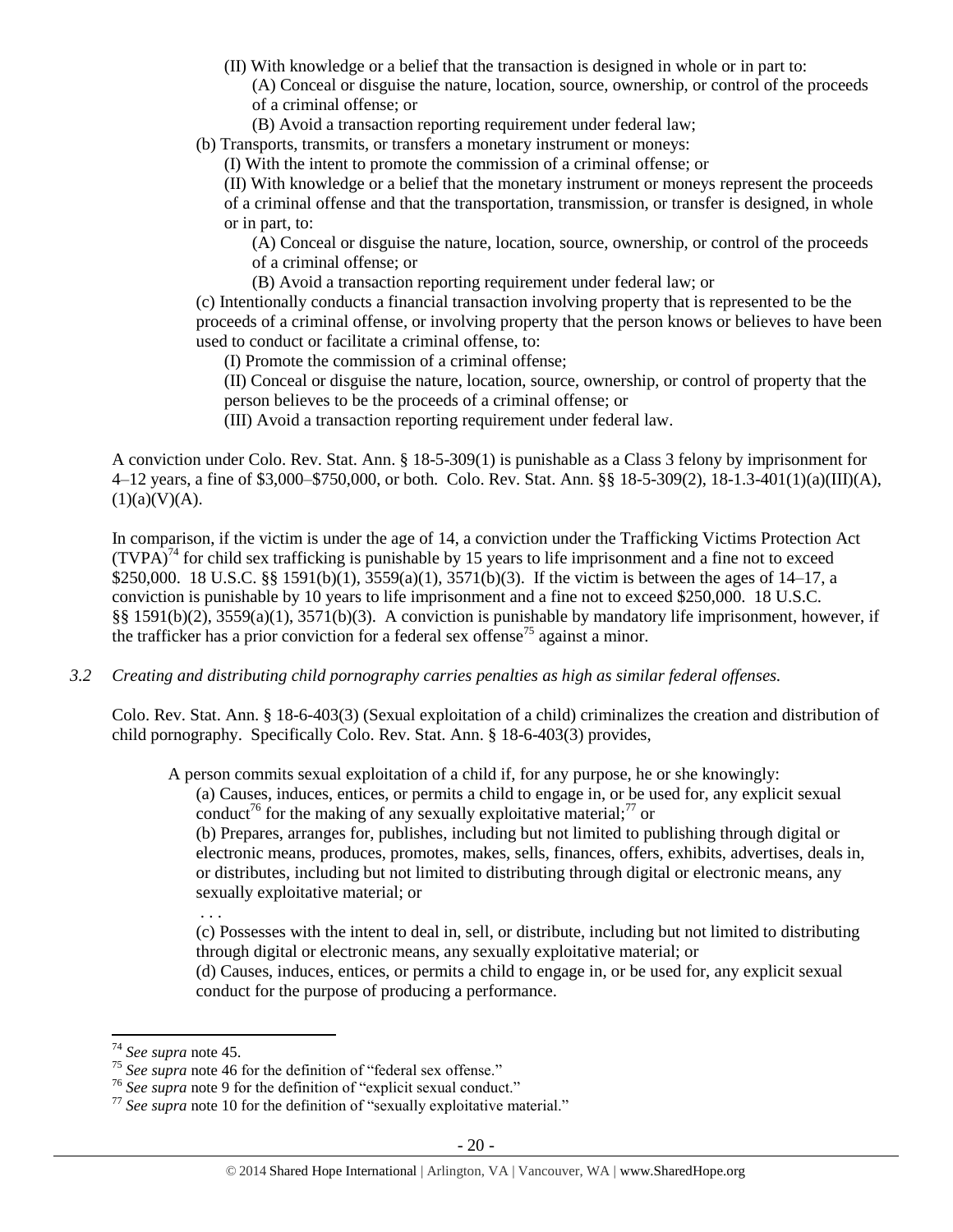(II) With knowledge or a belief that the transaction is designed in whole or in part to:

(A) Conceal or disguise the nature, location, source, ownership, or control of the proceeds of a criminal offense; or

(B) Avoid a transaction reporting requirement under federal law;

(b) Transports, transmits, or transfers a monetary instrument or moneys:

(I) With the intent to promote the commission of a criminal offense; or

(II) With knowledge or a belief that the monetary instrument or moneys represent the proceeds of a criminal offense and that the transportation, transmission, or transfer is designed, in whole or in part, to:

(A) Conceal or disguise the nature, location, source, ownership, or control of the proceeds of a criminal offense; or

(B) Avoid a transaction reporting requirement under federal law; or

(c) Intentionally conducts a financial transaction involving property that is represented to be the proceeds of a criminal offense, or involving property that the person knows or believes to have been used to conduct or facilitate a criminal offense, to:

(I) Promote the commission of a criminal offense;

(II) Conceal or disguise the nature, location, source, ownership, or control of property that the person believes to be the proceeds of a criminal offense; or

(III) Avoid a transaction reporting requirement under federal law.

A conviction under Colo. Rev. Stat. Ann. § 18-5-309(1) is punishable as a Class 3 felony by imprisonment for 4–12 years, a fine of $3,000–$750,000, or both. Colo. Rev. Stat. Ann. §§ 18-5-309(2), 18-1.3-401(1)(a)(III)(A), (1)(a)(V)(A).

In comparison, if the victim is under the age of 14, a conviction under the Trafficking Victims Protection Act (TVPA)[74] for child sex trafficking is punishable by 15 years to life imprisonment and a fine not to exceed $250,000. 18 U.S.C. §§ 1591(b)(1), 3559(a)(1), 3571(b)(3). If the victim is between the ages of 14–17, a conviction is punishable by 10 years to life imprisonment and a fine not to exceed $250,000. 18 U.S.C. §§ 1591(b)(2), 3559(a)(1), 3571(b)(3). A conviction is punishable by mandatory life imprisonment, however, if the trafficker has a prior conviction for a federal sex offense[75] against a minor.

*3.2 Creating and distributing child pornography carries penalties as high as similar federal offenses.*

Colo. Rev. Stat. Ann. § 18-6-403(3) (Sexual exploitation of a child) criminalizes the creation and distribution of child pornography. Specifically Colo. Rev. Stat. Ann. § 18-6-403(3) provides,

A person commits sexual exploitation of a child if, for any purpose, he or she knowingly:

(a) Causes, induces, entices, or permits a child to engage in, or be used for, any explicit sexual conduct[76] for the making of any sexually exploitative material;[77] or

(b) Prepares, arranges for, publishes, including but not limited to publishing through digital or electronic means, produces, promotes, makes, sells, finances, offers, exhibits, advertises, deals in, or distributes, including but not limited to distributing through digital or electronic means, any sexually exploitative material; or

. . .

(c) Possesses with the intent to deal in, sell, or distribute, including but not limited to distributing through digital or electronic means, any sexually exploitative material; or

(d) Causes, induces, entices, or permits a child to engage in, or be used for, any explicit sexual conduct for the purpose of producing a performance.

---

[74] *See supra* note 45.

[75] *See supra* note 46 for the definition of "federal sex offense."

[76] *See supra* note 9 for the definition of "explicit sexual conduct."

[77] *See supra* note 10 for the definition of "sexually exploitative material."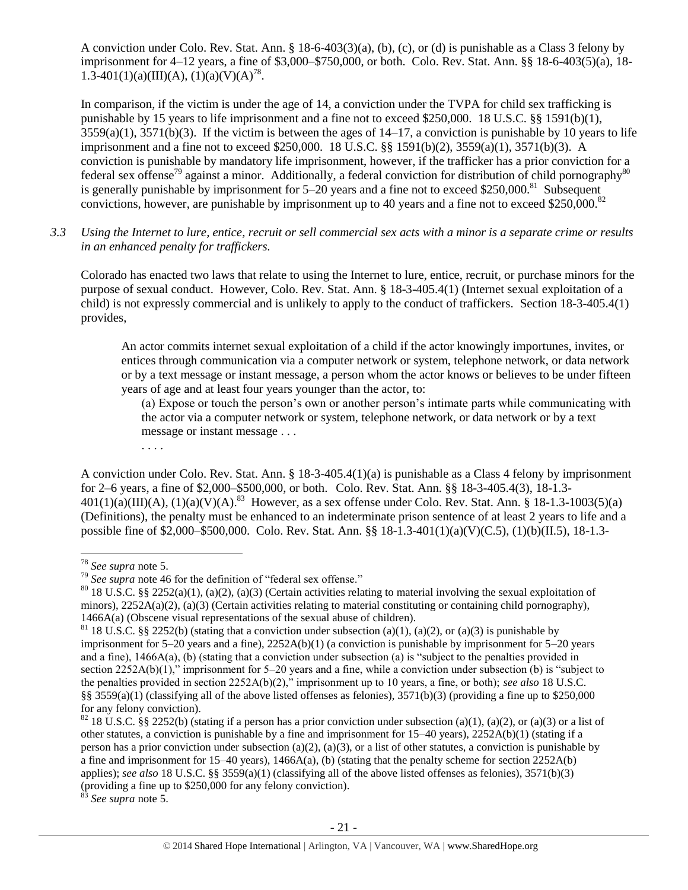A conviction under Colo. Rev. Stat. Ann. § 18-6-403(3)(a), (b), (c), or (d) is punishable as a Class 3 felony by imprisonment for 4–12 years, a fine of $3,000–$750,000, or both. Colo. Rev. Stat. Ann. §§ 18-6-403(5)(a), 18-1.3-401(1)(a)(III)(A), (1)(a)(V)(A)[78].

In comparison, if the victim is under the age of 14, a conviction under the TVPA for child sex trafficking is punishable by 15 years to life imprisonment and a fine not to exceed $250,000. 18 U.S.C. §§ 1591(b)(1), 3559(a)(1), 3571(b)(3). If the victim is between the ages of 14–17, a conviction is punishable by 10 years to life imprisonment and a fine not to exceed $250,000. 18 U.S.C. §§ 1591(b)(2), 3559(a)(1), 3571(b)(3). A conviction is punishable by mandatory life imprisonment, however, if the trafficker has a prior conviction for a federal sex offense[79] against a minor. Additionally, a federal conviction for distribution of child pornography[80] is generally punishable by imprisonment for 5–20 years and a fine not to exceed $250,000.[81] Subsequent convictions, however, are punishable by imprisonment up to 40 years and a fine not to exceed $250,000.[82]

*3.3 Using the Internet to lure, entice, recruit or sell commercial sex acts with a minor is a separate crime or results in an enhanced penalty for traffickers.*

Colorado has enacted two laws that relate to using the Internet to lure, entice, recruit, or purchase minors for the purpose of sexual conduct. However, Colo. Rev. Stat. Ann. § 18-3-405.4(1) (Internet sexual exploitation of a child) is not expressly commercial and is unlikely to apply to the conduct of traffickers. Section 18-3-405.4(1) provides,

> An actor commits internet sexual exploitation of a child if the actor knowingly importunes, invites, or entices through communication via a computer network or system, telephone network, or data network or by a text message or instant message, a person whom the actor knows or believes to be under fifteen years of age and at least four years younger than the actor, to:
>
> (a) Expose or touch the person's own or another person's intimate parts while communicating with the actor via a computer network or system, telephone network, or data network or by a text message or instant message . . .
>
> . . . .

A conviction under Colo. Rev. Stat. Ann. § 18-3-405.4(1)(a) is punishable as a Class 4 felony by imprisonment for 2–6 years, a fine of $2,000–$500,000, or both. Colo. Rev. Stat. Ann. §§ 18-3-405.4(3), 18-1.3-401(1)(a)(III)(A), (1)(a)(V)(A).[83] However, as a sex offense under Colo. Rev. Stat. Ann. § 18-1.3-1003(5)(a) (Definitions), the penalty must be enhanced to an indeterminate prison sentence of at least 2 years to life and a possible fine of $2,000–$500,000. Colo. Rev. Stat. Ann. §§ 18-1.3-401(1)(a)(V)(C.5), (1)(b)(II.5), 18-1.3-

---

[78] *See supra* note 5.

[79] *See supra* note 46 for the definition of "federal sex offense."

[80] 18 U.S.C. §§ 2252(a)(1), (a)(2), (a)(3) (Certain activities relating to material involving the sexual exploitation of minors), 2252A(a)(2), (a)(3) (Certain activities relating to material constituting or containing child pornography), 1466A(a) (Obscene visual representations of the sexual abuse of children).

[81] 18 U.S.C. §§ 2252(b) (stating that a conviction under subsection (a)(1), (a)(2), or (a)(3) is punishable by imprisonment for 5–20 years and a fine), 2252A(b)(1) (a conviction is punishable by imprisonment for 5–20 years and a fine), 1466A(a), (b) (stating that a conviction under subsection (a) is "subject to the penalties provided in section 2252A(b)(1)," imprisonment for 5–20 years and a fine, while a conviction under subsection (b) is "subject to the penalties provided in section 2252A(b)(2)," imprisonment up to 10 years, a fine, or both); *see also* 18 U.S.C. §§ 3559(a)(1) (classifying all of the above listed offenses as felonies), 3571(b)(3) (providing a fine up to $250,000 for any felony conviction).

[82] 18 U.S.C. §§ 2252(b) (stating if a person has a prior conviction under subsection (a)(1), (a)(2), or (a)(3) or a list of other statutes, a conviction is punishable by a fine and imprisonment for 15–40 years), 2252A(b)(1) (stating if a person has a prior conviction under subsection (a)(2), (a)(3), or a list of other statutes, a conviction is punishable by a fine and imprisonment for 15–40 years), 1466A(a), (b) (stating that the penalty scheme for section 2252A(b) applies); *see also* 18 U.S.C. §§ 3559(a)(1) (classifying all of the above listed offenses as felonies), 3571(b)(3) (providing a fine up to $250,000 for any felony conviction).

[83] *See supra* note 5.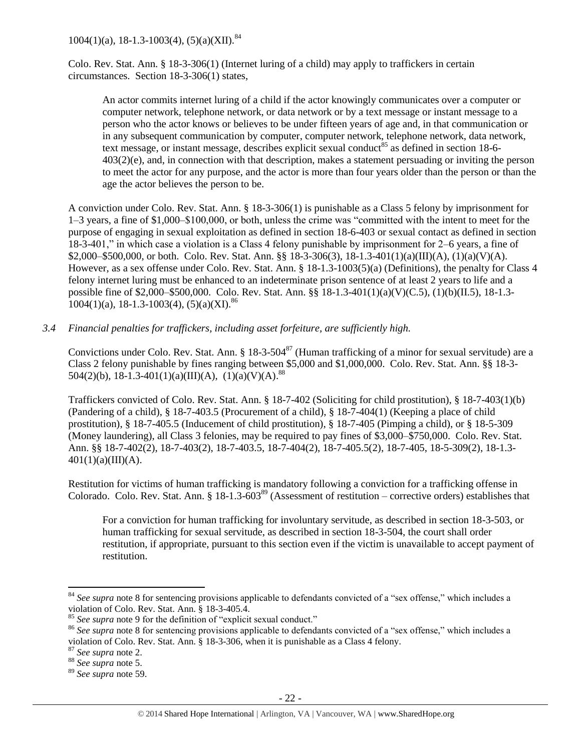1004(1)(a), 18-1.3-1003(4), (5)(a)(XII).[84]

Colo. Rev. Stat. Ann. § 18-3-306(1) (Internet luring of a child) may apply to traffickers in certain circumstances. Section 18-3-306(1) states,

> An actor commits internet luring of a child if the actor knowingly communicates over a computer or computer network, telephone network, or data network or by a text message or instant message to a person who the actor knows or believes to be under fifteen years of age and, in that communication or in any subsequent communication by computer, computer network, telephone network, data network, text message, or instant message, describes explicit sexual conduct[85] as defined in section 18-6-403(2)(e), and, in connection with that description, makes a statement persuading or inviting the person to meet the actor for any purpose, and the actor is more than four years older than the person or than the age the actor believes the person to be.

A conviction under Colo. Rev. Stat. Ann. § 18-3-306(1) is punishable as a Class 5 felony by imprisonment for 1–3 years, a fine of $1,000–$100,000, or both, unless the crime was "committed with the intent to meet for the purpose of engaging in sexual exploitation as defined in section 18-6-403 or sexual contact as defined in section 18-3-401," in which case a violation is a Class 4 felony punishable by imprisonment for 2–6 years, a fine of $2,000–$500,000, or both. Colo. Rev. Stat. Ann. §§ 18-3-306(3), 18-1.3-401(1)(a)(III)(A), (1)(a)(V)(A). However, as a sex offense under Colo. Rev. Stat. Ann. § 18-1.3-1003(5)(a) (Definitions), the penalty for Class 4 felony internet luring must be enhanced to an indeterminate prison sentence of at least 2 years to life and a possible fine of $2,000–$500,000. Colo. Rev. Stat. Ann. §§ 18-1.3-401(1)(a)(V)(C.5), (1)(b)(II.5), 18-1.3-1004(1)(a), 18-1.3-1003(4), (5)(a)(XI).[86]

*3.4 Financial penalties for traffickers, including asset forfeiture, are sufficiently high.*

Convictions under Colo. Rev. Stat. Ann. § 18-3-504[87] (Human trafficking of a minor for sexual servitude) are a Class 2 felony punishable by fines ranging between $5,000 and $1,000,000. Colo. Rev. Stat. Ann. §§ 18-3-504(2)(b), 18-1.3-401(1)(a)(III)(A), (1)(a)(V)(A).[88]

Traffickers convicted of Colo. Rev. Stat. Ann. § 18-7-402 (Soliciting for child prostitution), § 18-7-403(1)(b) (Pandering of a child), § 18-7-403.5 (Procurement of a child), § 18-7-404(1) (Keeping a place of child prostitution), § 18-7-405.5 (Inducement of child prostitution), § 18-7-405 (Pimping a child), or § 18-5-309 (Money laundering), all Class 3 felonies, may be required to pay fines of $3,000–$750,000. Colo. Rev. Stat. Ann. §§ 18-7-402(2), 18-7-403(2), 18-7-403.5, 18-7-404(2), 18-7-405.5(2), 18-7-405, 18-5-309(2), 18-1.3-401(1)(a)(III)(A).

Restitution for victims of human trafficking is mandatory following a conviction for a trafficking offense in Colorado. Colo. Rev. Stat. Ann. § 18-1.3-603[89] (Assessment of restitution – corrective orders) establishes that

> For a conviction for human trafficking for involuntary servitude, as described in section 18-3-503, or human trafficking for sexual servitude, as described in section 18-3-504, the court shall order restitution, if appropriate, pursuant to this section even if the victim is unavailable to accept payment of restitution.

---

[84] *See supra* note 8 for sentencing provisions applicable to defendants convicted of a "sex offense," which includes a violation of Colo. Rev. Stat. Ann. § 18-3-405.4.

[85] *See supra* note 9 for the definition of "explicit sexual conduct."

[86] *See supra* note 8 for sentencing provisions applicable to defendants convicted of a "sex offense," which includes a violation of Colo. Rev. Stat. Ann. § 18-3-306, when it is punishable as a Class 4 felony.

[87] *See supra* note 2.

[88] *See supra* note 5.

[89] *See supra* note 59.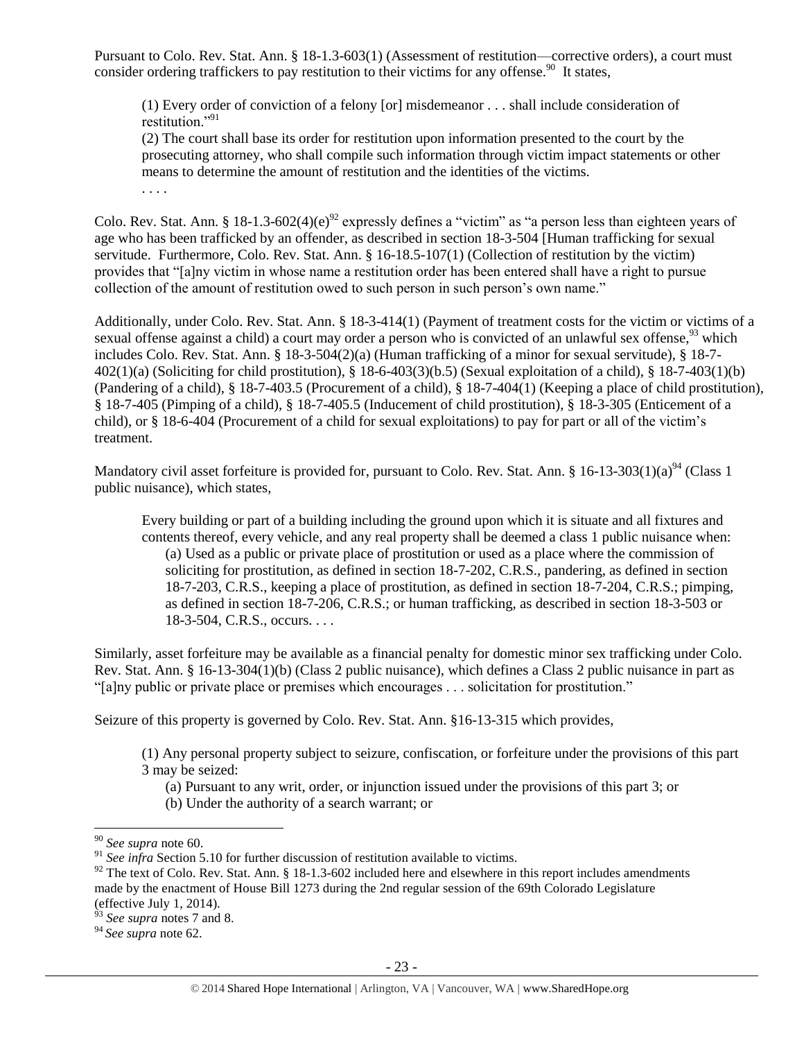Pursuant to Colo. Rev. Stat. Ann. § 18-1.3-603(1) (Assessment of restitution—corrective orders), a court must consider ordering traffickers to pay restitution to their victims for any offense.[90] It states,

> (1) Every order of conviction of a felony [or] misdemeanor . . . shall include consideration of restitution."[91]
>
> (2) The court shall base its order for restitution upon information presented to the court by the prosecuting attorney, who shall compile such information through victim impact statements or other means to determine the amount of restitution and the identities of the victims.
>
> . . . .

Colo. Rev. Stat. Ann. § 18-1.3-602(4)(e)[92] expressly defines a "victim" as "a person less than eighteen years of age who has been trafficked by an offender, as described in section 18-3-504 [Human trafficking for sexual servitude. Furthermore, Colo. Rev. Stat. Ann. § 16-18.5-107(1) (Collection of restitution by the victim) provides that "[a]ny victim in whose name a restitution order has been entered shall have a right to pursue collection of the amount of restitution owed to such person in such person's own name."

Additionally, under Colo. Rev. Stat. Ann. § 18-3-414(1) (Payment of treatment costs for the victim or victims of a sexual offense against a child) a court may order a person who is convicted of an unlawful sex offense,[93] which includes Colo. Rev. Stat. Ann. § 18-3-504(2)(a) (Human trafficking of a minor for sexual servitude), § 18-7-402(1)(a) (Soliciting for child prostitution), § 18-6-403(3)(b.5) (Sexual exploitation of a child), § 18-7-403(1)(b) (Pandering of a child), § 18-7-403.5 (Procurement of a child), § 18-7-404(1) (Keeping a place of child prostitution), § 18-7-405 (Pimping of a child), § 18-7-405.5 (Inducement of child prostitution), § 18-3-305 (Enticement of a child), or § 18-6-404 (Procurement of a child for sexual exploitations) to pay for part or all of the victim's treatment.

Mandatory civil asset forfeiture is provided for, pursuant to Colo. Rev. Stat. Ann. § 16-13-303(1)(a)[94] (Class 1 public nuisance), which states,

> Every building or part of a building including the ground upon which it is situate and all fixtures and contents thereof, every vehicle, and any real property shall be deemed a class 1 public nuisance when:
>
> (a) Used as a public or private place of prostitution or used as a place where the commission of soliciting for prostitution, as defined in section 18-7-202, C.R.S., pandering, as defined in section 18-7-203, C.R.S., keeping a place of prostitution, as defined in section 18-7-204, C.R.S.; pimping, as defined in section 18-7-206, C.R.S.; or human trafficking, as described in section 18-3-503 or 18-3-504, C.R.S., occurs. . . .

Similarly, asset forfeiture may be available as a financial penalty for domestic minor sex trafficking under Colo. Rev. Stat. Ann. § 16-13-304(1)(b) (Class 2 public nuisance), which defines a Class 2 public nuisance in part as "[a]ny public or private place or premises which encourages . . . solicitation for prostitution."

Seizure of this property is governed by Colo. Rev. Stat. Ann. §16-13-315 which provides,

> (1) Any personal property subject to seizure, confiscation, or forfeiture under the provisions of this part 3 may be seized:
>
> (a) Pursuant to any writ, order, or injunction issued under the provisions of this part 3; or
>
> (b) Under the authority of a search warrant; or

---

[90] *See supra* note 60.

[91] *See infra* Section 5.10 for further discussion of restitution available to victims.

[92] The text of Colo. Rev. Stat. Ann. § 18-1.3-602 included here and elsewhere in this report includes amendments made by the enactment of House Bill 1273 during the 2nd regular session of the 69th Colorado Legislature (effective July 1, 2014).

[93] *See supra* notes 7 and 8.

[94] *See supra* note 62.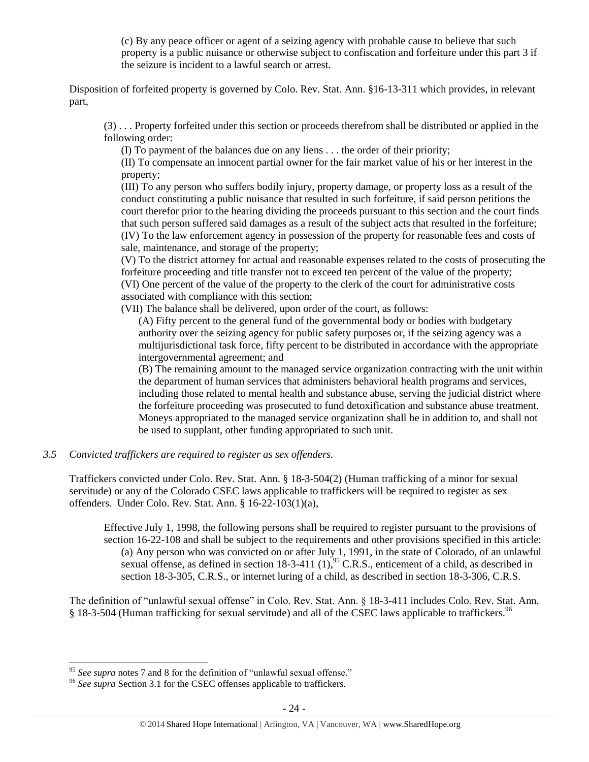> (c) By any peace officer or agent of a seizing agency with probable cause to believe that such property is a public nuisance or otherwise subject to confiscation and forfeiture under this part 3 if the seizure is incident to a lawful search or arrest.

Disposition of forfeited property is governed by Colo. Rev. Stat. Ann. §16-13-311 which provides, in relevant part,

> (3) . . . Property forfeited under this section or proceeds therefrom shall be distributed or applied in the following order:
>
> (I) To payment of the balances due on any liens . . . the order of their priority;
>
> (II) To compensate an innocent partial owner for the fair market value of his or her interest in the property;
>
> (III) To any person who suffers bodily injury, property damage, or property loss as a result of the conduct constituting a public nuisance that resulted in such forfeiture, if said person petitions the court therefor prior to the hearing dividing the proceeds pursuant to this section and the court finds that such person suffered said damages as a result of the subject acts that resulted in the forfeiture;
>
> (IV) To the law enforcement agency in possession of the property for reasonable fees and costs of sale, maintenance, and storage of the property;
>
> (V) To the district attorney for actual and reasonable expenses related to the costs of prosecuting the forfeiture proceeding and title transfer not to exceed ten percent of the value of the property;
>
> (VI) One percent of the value of the property to the clerk of the court for administrative costs associated with compliance with this section;
>
> (VII) The balance shall be delivered, upon order of the court, as follows:
>
> (A) Fifty percent to the general fund of the governmental body or bodies with budgetary authority over the seizing agency for public safety purposes or, if the seizing agency was a multijurisdictional task force, fifty percent to be distributed in accordance with the appropriate intergovernmental agreement; and
>
> (B) The remaining amount to the managed service organization contracting with the unit within the department of human services that administers behavioral health programs and services, including those related to mental health and substance abuse, serving the judicial district where the forfeiture proceeding was prosecuted to fund detoxification and substance abuse treatment. Moneys appropriated to the managed service organization shall be in addition to, and shall not be used to supplant, other funding appropriated to such unit.

*3.5 Convicted traffickers are required to register as sex offenders.*

Traffickers convicted under Colo. Rev. Stat. Ann. § 18-3-504(2) (Human trafficking of a minor for sexual servitude) or any of the Colorado CSEC laws applicable to traffickers will be required to register as sex offenders. Under Colo. Rev. Stat. Ann. § 16-22-103(1)(a),

> Effective July 1, 1998, the following persons shall be required to register pursuant to the provisions of section 16-22-108 and shall be subject to the requirements and other provisions specified in this article:
>
> (a) Any person who was convicted on or after July 1, 1991, in the state of Colorado, of an unlawful sexual offense, as defined in section 18-3-411 (1),[95] C.R.S., enticement of a child, as described in section 18-3-305, C.R.S., or internet luring of a child, as described in section 18-3-306, C.R.S.

The definition of "unlawful sexual offense" in Colo. Rev. Stat. Ann. § 18-3-411 includes Colo. Rev. Stat. Ann. § 18-3-504 (Human trafficking for sexual servitude) and all of the CSEC laws applicable to traffickers.[96]

---

[95] *See supra* notes 7 and 8 for the definition of "unlawful sexual offense."

[96] *See supra* Section 3.1 for the CSEC offenses applicable to traffickers.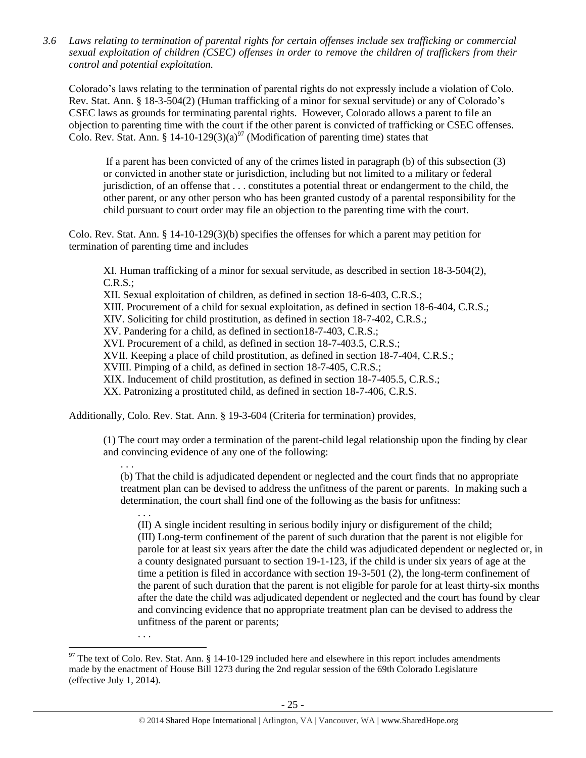*3.6 Laws relating to termination of parental rights for certain offenses include sex trafficking or commercial sexual exploitation of children (CSEC) offenses in order to remove the children of traffickers from their control and potential exploitation.*

Colorado's laws relating to the termination of parental rights do not expressly include a violation of Colo. Rev. Stat. Ann. § 18-3-504(2) (Human trafficking of a minor for sexual servitude) or any of Colorado's CSEC laws as grounds for terminating parental rights. However, Colorado allows a parent to file an objection to parenting time with the court if the other parent is convicted of trafficking or CSEC offenses. Colo. Rev. Stat. Ann. § 14-10-129(3)(a)[97] (Modification of parenting time) states that

> If a parent has been convicted of any of the crimes listed in paragraph (b) of this subsection (3) or convicted in another state or jurisdiction, including but not limited to a military or federal jurisdiction, of an offense that . . . constitutes a potential threat or endangerment to the child, the other parent, or any other person who has been granted custody of a parental responsibility for the child pursuant to court order may file an objection to the parenting time with the court.

Colo. Rev. Stat. Ann. § 14-10-129(3)(b) specifies the offenses for which a parent may petition for termination of parenting time and includes

> XI. Human trafficking of a minor for sexual servitude, as described in section 18-3-504(2), C.R.S.;
> XII. Sexual exploitation of children, as defined in section 18-6-403, C.R.S.;
> XIII. Procurement of a child for sexual exploitation, as defined in section 18-6-404, C.R.S.;
> XIV. Soliciting for child prostitution, as defined in section 18-7-402, C.R.S.;
> XV. Pandering for a child, as defined in section18-7-403, C.R.S.;
> XVI. Procurement of a child, as defined in section 18-7-403.5, C.R.S.;
> XVII. Keeping a place of child prostitution, as defined in section 18-7-404, C.R.S.;
> XVIII. Pimping of a child, as defined in section 18-7-405, C.R.S.;
> XIX. Inducement of child prostitution, as defined in section 18-7-405.5, C.R.S.;
> XX. Patronizing a prostituted child, as defined in section 18-7-406, C.R.S.

Additionally, Colo. Rev. Stat. Ann. § 19-3-604 (Criteria for termination) provides,

> (1) The court may order a termination of the parent-child legal relationship upon the finding by clear and convincing evidence of any one of the following:
>
> . . .
>
> (b) That the child is adjudicated dependent or neglected and the court finds that no appropriate treatment plan can be devised to address the unfitness of the parent or parents. In making such a determination, the court shall find one of the following as the basis for unfitness:
>
> . . .
>
> (II) A single incident resulting in serious bodily injury or disfigurement of the child;
> (III) Long-term confinement of the parent of such duration that the parent is not eligible for parole for at least six years after the date the child was adjudicated dependent or neglected or, in a county designated pursuant to section 19-1-123, if the child is under six years of age at the time a petition is filed in accordance with section 19-3-501 (2), the long-term confinement of the parent of such duration that the parent is not eligible for parole for at least thirty-six months after the date the child was adjudicated dependent or neglected and the court has found by clear and convincing evidence that no appropriate treatment plan can be devised to address the unfitness of the parent or parents;
>
> . . .

[97] The text of Colo. Rev. Stat. Ann. § 14-10-129 included here and elsewhere in this report includes amendments made by the enactment of House Bill 1273 during the 2nd regular session of the 69th Colorado Legislature (effective July 1, 2014).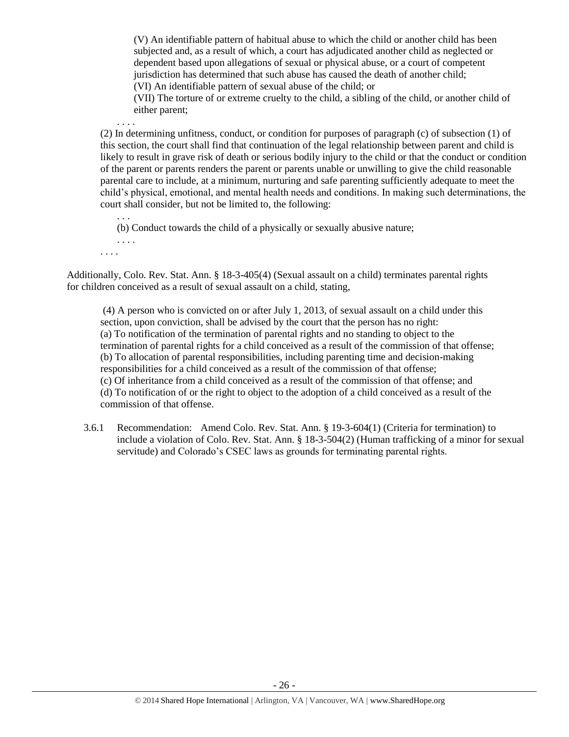(V) An identifiable pattern of habitual abuse to which the child or another child has been subjected and, as a result of which, a court has adjudicated another child as neglected or dependent based upon allegations of sexual or physical abuse, or a court of competent jurisdiction has determined that such abuse has caused the death of another child;

(VI) An identifiable pattern of sexual abuse of the child; or

(VII) The torture of or extreme cruelty to the child, a sibling of the child, or another child of either parent;

. . . .

(2) In determining unfitness, conduct, or condition for purposes of paragraph (c) of subsection (1) of this section, the court shall find that continuation of the legal relationship between parent and child is likely to result in grave risk of death or serious bodily injury to the child or that the conduct or condition of the parent or parents renders the parent or parents unable or unwilling to give the child reasonable parental care to include, at a minimum, nurturing and safe parenting sufficiently adequate to meet the child's physical, emotional, and mental health needs and conditions. In making such determinations, the court shall consider, but not be limited to, the following:

. . .

(b) Conduct towards the child of a physically or sexually abusive nature;

. . . .

. . . .

Additionally, Colo. Rev. Stat. Ann. § 18-3-405(4) (Sexual assault on a child) terminates parental rights for children conceived as a result of sexual assault on a child, stating,

(4) A person who is convicted on or after July 1, 2013, of sexual assault on a child under this section, upon conviction, shall be advised by the court that the person has no right:

(a) To notification of the termination of parental rights and no standing to object to the termination of parental rights for a child conceived as a result of the commission of that offense;

(b) To allocation of parental responsibilities, including parenting time and decision-making responsibilities for a child conceived as a result of the commission of that offense;

(c) Of inheritance from a child conceived as a result of the commission of that offense; and

(d) To notification of or the right to object to the adoption of a child conceived as a result of the commission of that offense.

3.6.1 Recommendation: Amend Colo. Rev. Stat. Ann. § 19-3-604(1) (Criteria for termination) to include a violation of Colo. Rev. Stat. Ann. § 18-3-504(2) (Human trafficking of a minor for sexual servitude) and Colorado's CSEC laws as grounds for terminating parental rights.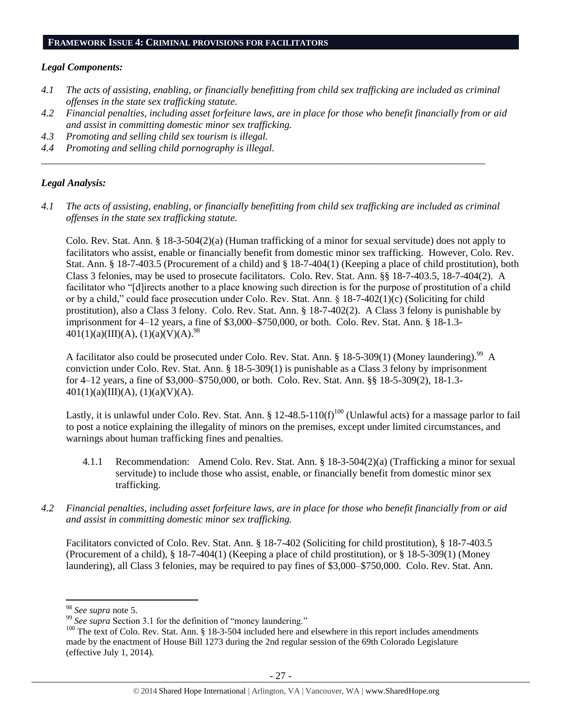## FRAMEWORK ISSUE 4: CRIMINAL PROVISIONS FOR FACILITATORS

### *Legal Components:*

*4.1 The acts of assisting, enabling, or financially benefitting from child sex trafficking are included as criminal offenses in the state sex trafficking statute.*

*4.2 Financial penalties, including asset forfeiture laws, are in place for those who benefit financially from or aid and assist in committing domestic minor sex trafficking.*

*4.3 Promoting and selling child sex tourism is illegal.*

*4.4 Promoting and selling child pornography is illegal.*

---

### *Legal Analysis:*

*4.1 The acts of assisting, enabling, or financially benefitting from child sex trafficking are included as criminal offenses in the state sex trafficking statute.*

Colo. Rev. Stat. Ann. § 18-3-504(2)(a) (Human trafficking of a minor for sexual servitude) does not apply to facilitators who assist, enable or financially benefit from domestic minor sex trafficking. However, Colo. Rev. Stat. Ann. § 18-7-403.5 (Procurement of a child) and § 18-7-404(1) (Keeping a place of child prostitution), both Class 3 felonies, may be used to prosecute facilitators. Colo. Rev. Stat. Ann. §§ 18-7-403.5, 18-7-404(2). A facilitator who "[d]irects another to a place knowing such direction is for the purpose of prostitution of a child or by a child," could face prosecution under Colo. Rev. Stat. Ann. § 18-7-402(1)(c) (Soliciting for child prostitution), also a Class 3 felony. Colo. Rev. Stat. Ann. § 18-7-402(2). A Class 3 felony is punishable by imprisonment for 4–12 years, a fine of $3,000–$750,000, or both. Colo. Rev. Stat. Ann. § 18-1.3-401(1)(a)(III)(A), (1)(a)(V)(A).[98]

A facilitator also could be prosecuted under Colo. Rev. Stat. Ann. § 18-5-309(1) (Money laundering).[99] A conviction under Colo. Rev. Stat. Ann. § 18-5-309(1) is punishable as a Class 3 felony by imprisonment for 4–12 years, a fine of $3,000–$750,000, or both. Colo. Rev. Stat. Ann. §§ 18-5-309(2), 18-1.3-401(1)(a)(III)(A), (1)(a)(V)(A).

Lastly, it is unlawful under Colo. Rev. Stat. Ann. § 12-48.5-110(f)[100] (Unlawful acts) for a massage parlor to fail to post a notice explaining the illegality of minors on the premises, except under limited circumstances, and warnings about human trafficking fines and penalties.

4.1.1 Recommendation: Amend Colo. Rev. Stat. Ann. § 18-3-504(2)(a) (Trafficking a minor for sexual servitude) to include those who assist, enable, or financially benefit from domestic minor sex trafficking.

*4.2 Financial penalties, including asset forfeiture laws, are in place for those who benefit financially from or aid and assist in committing domestic minor sex trafficking.*

Facilitators convicted of Colo. Rev. Stat. Ann. § 18-7-402 (Soliciting for child prostitution), § 18-7-403.5 (Procurement of a child), § 18-7-404(1) (Keeping a place of child prostitution), or § 18-5-309(1) (Money laundering), all Class 3 felonies, may be required to pay fines of $3,000–$750,000. Colo. Rev. Stat. Ann.

---

[98] *See supra* note 5.

[99] *See supra* Section 3.1 for the definition of "money laundering."

[100] The text of Colo. Rev. Stat. Ann. § 18-3-504 included here and elsewhere in this report includes amendments made by the enactment of House Bill 1273 during the 2nd regular session of the 69th Colorado Legislature (effective July 1, 2014).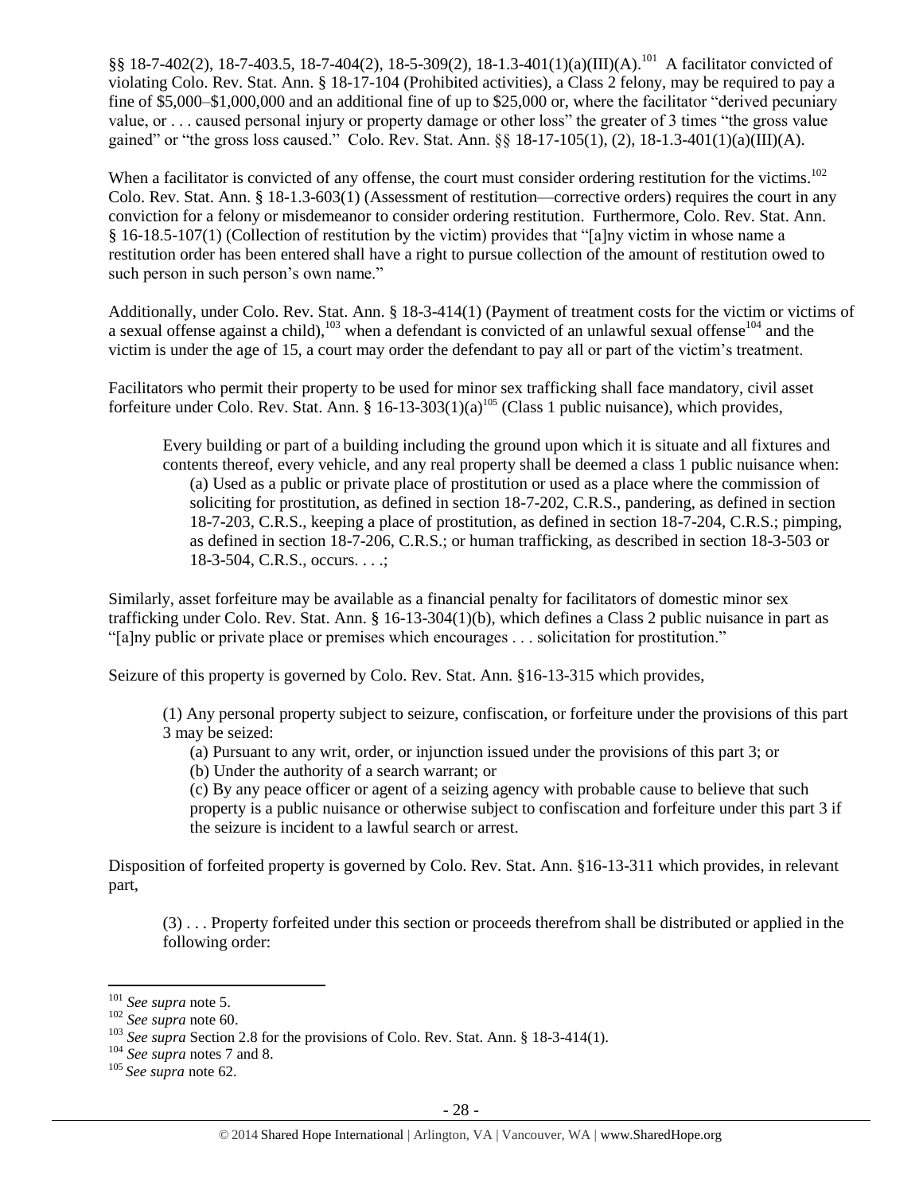§§ 18-7-402(2), 18-7-403.5, 18-7-404(2), 18-5-309(2), 18-1.3-401(1)(a)(III)(A).[101] A facilitator convicted of violating Colo. Rev. Stat. Ann. § 18-17-104 (Prohibited activities), a Class 2 felony, may be required to pay a fine of $5,000–$1,000,000 and an additional fine of up to $25,000 or, where the facilitator "derived pecuniary value, or . . . caused personal injury or property damage or other loss" the greater of 3 times "the gross value gained" or "the gross loss caused." Colo. Rev. Stat. Ann. §§ 18-17-105(1), (2), 18-1.3-401(1)(a)(III)(A).

When a facilitator is convicted of any offense, the court must consider ordering restitution for the victims.[102] Colo. Rev. Stat. Ann. § 18-1.3-603(1) (Assessment of restitution—corrective orders) requires the court in any conviction for a felony or misdemeanor to consider ordering restitution. Furthermore, Colo. Rev. Stat. Ann. § 16-18.5-107(1) (Collection of restitution by the victim) provides that "[a]ny victim in whose name a restitution order has been entered shall have a right to pursue collection of the amount of restitution owed to such person in such person's own name."

Additionally, under Colo. Rev. Stat. Ann. § 18-3-414(1) (Payment of treatment costs for the victim or victims of a sexual offense against a child),[103] when a defendant is convicted of an unlawful sexual offense[104] and the victim is under the age of 15, a court may order the defendant to pay all or part of the victim's treatment.

Facilitators who permit their property to be used for minor sex trafficking shall face mandatory, civil asset forfeiture under Colo. Rev. Stat. Ann. § 16-13-303(1)(a)[105] (Class 1 public nuisance), which provides,

> Every building or part of a building including the ground upon which it is situate and all fixtures and contents thereof, every vehicle, and any real property shall be deemed a class 1 public nuisance when:
>
> (a) Used as a public or private place of prostitution or used as a place where the commission of soliciting for prostitution, as defined in section 18-7-202, C.R.S., pandering, as defined in section 18-7-203, C.R.S., keeping a place of prostitution, as defined in section 18-7-204, C.R.S.; pimping, as defined in section 18-7-206, C.R.S.; or human trafficking, as described in section 18-3-503 or 18-3-504, C.R.S., occurs. . . .;

Similarly, asset forfeiture may be available as a financial penalty for facilitators of domestic minor sex trafficking under Colo. Rev. Stat. Ann. § 16-13-304(1)(b), which defines a Class 2 public nuisance in part as "[a]ny public or private place or premises which encourages . . . solicitation for prostitution."

Seizure of this property is governed by Colo. Rev. Stat. Ann. §16-13-315 which provides,

> (1) Any personal property subject to seizure, confiscation, or forfeiture under the provisions of this part 3 may be seized:
>
> (a) Pursuant to any writ, order, or injunction issued under the provisions of this part 3; or
>
> (b) Under the authority of a search warrant; or
>
> (c) By any peace officer or agent of a seizing agency with probable cause to believe that such property is a public nuisance or otherwise subject to confiscation and forfeiture under this part 3 if the seizure is incident to a lawful search or arrest.

Disposition of forfeited property is governed by Colo. Rev. Stat. Ann. §16-13-311 which provides, in relevant part,

> (3) . . . Property forfeited under this section or proceeds therefrom shall be distributed or applied in the following order:

---

[101] *See supra* note 5.

[102] *See supra* note 60.

[103] *See supra* Section 2.8 for the provisions of Colo. Rev. Stat. Ann. § 18-3-414(1).

[104] *See supra* notes 7 and 8.

[105] *See supra* note 62.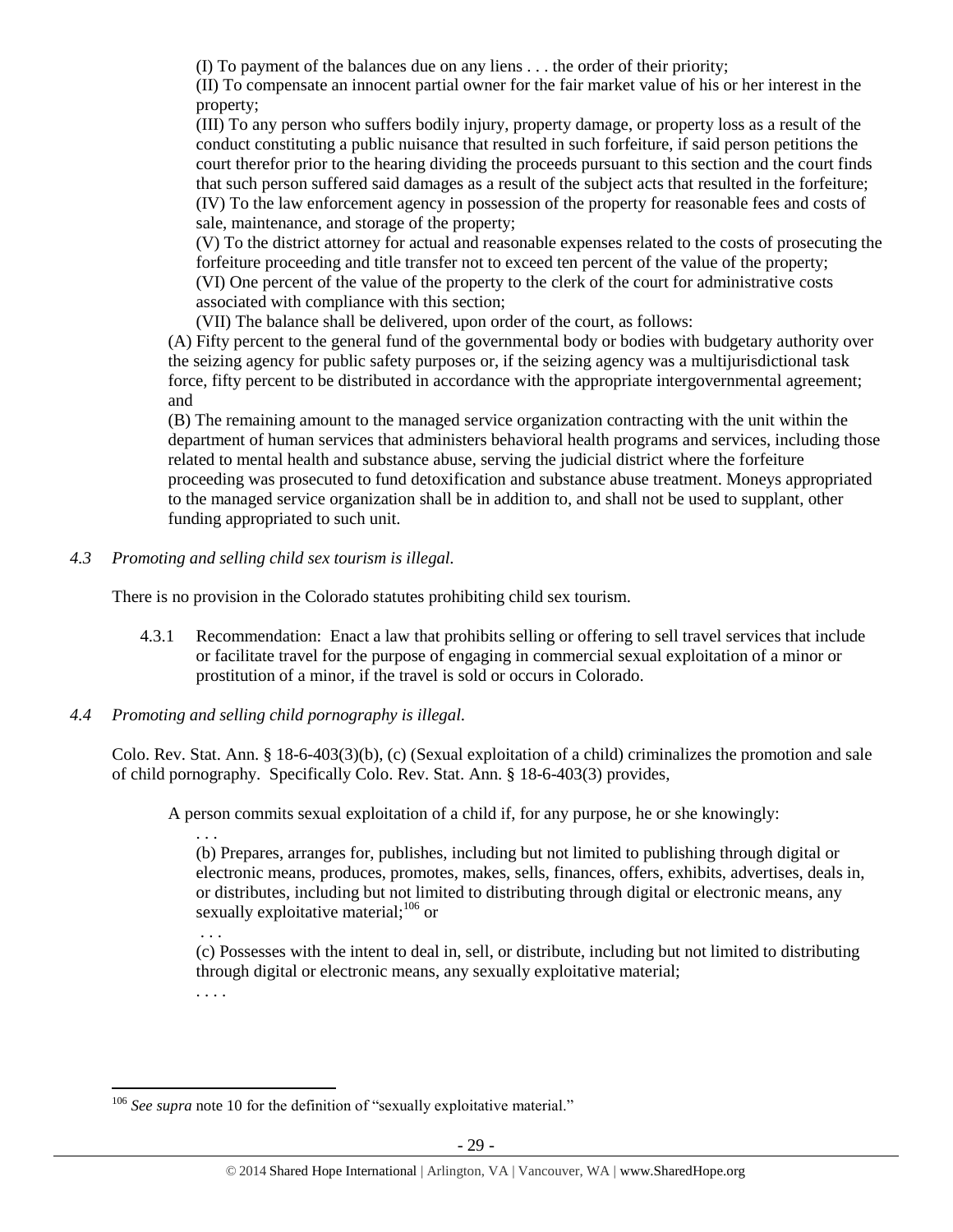(I) To payment of the balances due on any liens . . . the order of their priority;

(II) To compensate an innocent partial owner for the fair market value of his or her interest in the property;

(III) To any person who suffers bodily injury, property damage, or property loss as a result of the conduct constituting a public nuisance that resulted in such forfeiture, if said person petitions the court therefor prior to the hearing dividing the proceeds pursuant to this section and the court finds that such person suffered said damages as a result of the subject acts that resulted in the forfeiture;

(IV) To the law enforcement agency in possession of the property for reasonable fees and costs of sale, maintenance, and storage of the property;

(V) To the district attorney for actual and reasonable expenses related to the costs of prosecuting the forfeiture proceeding and title transfer not to exceed ten percent of the value of the property;

(VI) One percent of the value of the property to the clerk of the court for administrative costs associated with compliance with this section;

(VII) The balance shall be delivered, upon order of the court, as follows:

(A) Fifty percent to the general fund of the governmental body or bodies with budgetary authority over the seizing agency for public safety purposes or, if the seizing agency was a multijurisdictional task force, fifty percent to be distributed in accordance with the appropriate intergovernmental agreement; and

(B) The remaining amount to the managed service organization contracting with the unit within the department of human services that administers behavioral health programs and services, including those related to mental health and substance abuse, serving the judicial district where the forfeiture proceeding was prosecuted to fund detoxification and substance abuse treatment. Moneys appropriated to the managed service organization shall be in addition to, and shall not be used to supplant, other funding appropriated to such unit.

*4.3 Promoting and selling child sex tourism is illegal.*

There is no provision in the Colorado statutes prohibiting child sex tourism.

4.3.1 Recommendation: Enact a law that prohibits selling or offering to sell travel services that include or facilitate travel for the purpose of engaging in commercial sexual exploitation of a minor or prostitution of a minor, if the travel is sold or occurs in Colorado.

*4.4 Promoting and selling child pornography is illegal.*

Colo. Rev. Stat. Ann. § 18-6-403(3)(b), (c) (Sexual exploitation of a child) criminalizes the promotion and sale of child pornography. Specifically Colo. Rev. Stat. Ann. § 18-6-403(3) provides,

A person commits sexual exploitation of a child if, for any purpose, he or she knowingly:

. . .

(b) Prepares, arranges for, publishes, including but not limited to publishing through digital or electronic means, produces, promotes, makes, sells, finances, offers, exhibits, advertises, deals in, or distributes, including but not limited to distributing through digital or electronic means, any sexually exploitative material;[106] or

. . .

(c) Possesses with the intent to deal in, sell, or distribute, including but not limited to distributing through digital or electronic means, any sexually exploitative material;

. . . .

---

[106] *See supra* note 10 for the definition of "sexually exploitative material."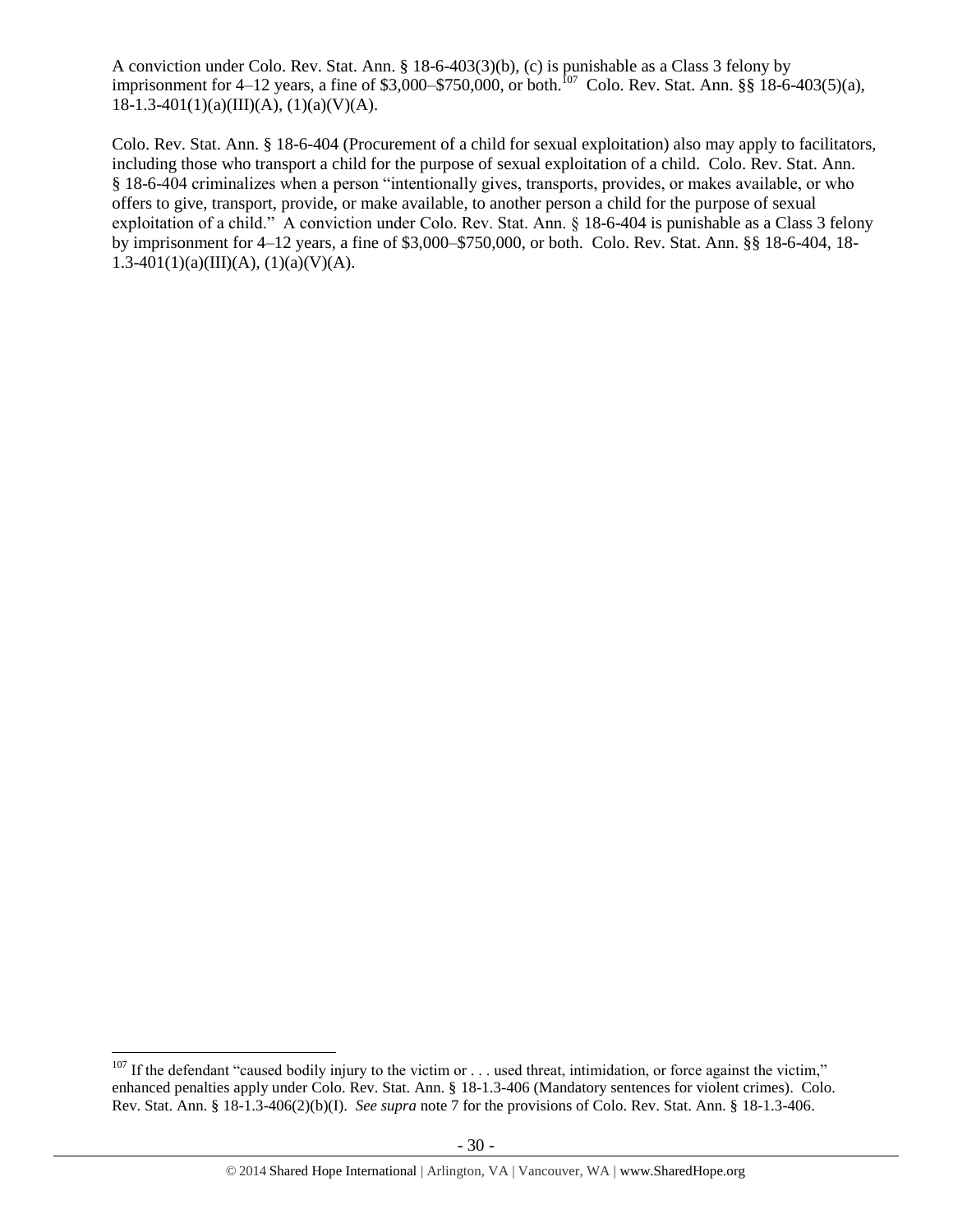A conviction under Colo. Rev. Stat. Ann. § 18-6-403(3)(b), (c) is punishable as a Class 3 felony by imprisonment for 4–12 years, a fine of $3,000–$750,000, or both.[107] Colo. Rev. Stat. Ann. §§ 18-6-403(5)(a), 18-1.3-401(1)(a)(III)(A), (1)(a)(V)(A).

Colo. Rev. Stat. Ann. § 18-6-404 (Procurement of a child for sexual exploitation) also may apply to facilitators, including those who transport a child for the purpose of sexual exploitation of a child. Colo. Rev. Stat. Ann. § 18-6-404 criminalizes when a person "intentionally gives, transports, provides, or makes available, or who offers to give, transport, provide, or make available, to another person a child for the purpose of sexual exploitation of a child." A conviction under Colo. Rev. Stat. Ann. § 18-6-404 is punishable as a Class 3 felony by imprisonment for 4–12 years, a fine of $3,000–$750,000, or both. Colo. Rev. Stat. Ann. §§ 18-6-404, 18-1.3-401(1)(a)(III)(A), (1)(a)(V)(A).

---

[107] If the defendant "caused bodily injury to the victim or . . . used threat, intimidation, or force against the victim," enhanced penalties apply under Colo. Rev. Stat. Ann. § 18-1.3-406 (Mandatory sentences for violent crimes). Colo. Rev. Stat. Ann. § 18-1.3-406(2)(b)(I). *See supra* note 7 for the provisions of Colo. Rev. Stat. Ann. § 18-1.3-406.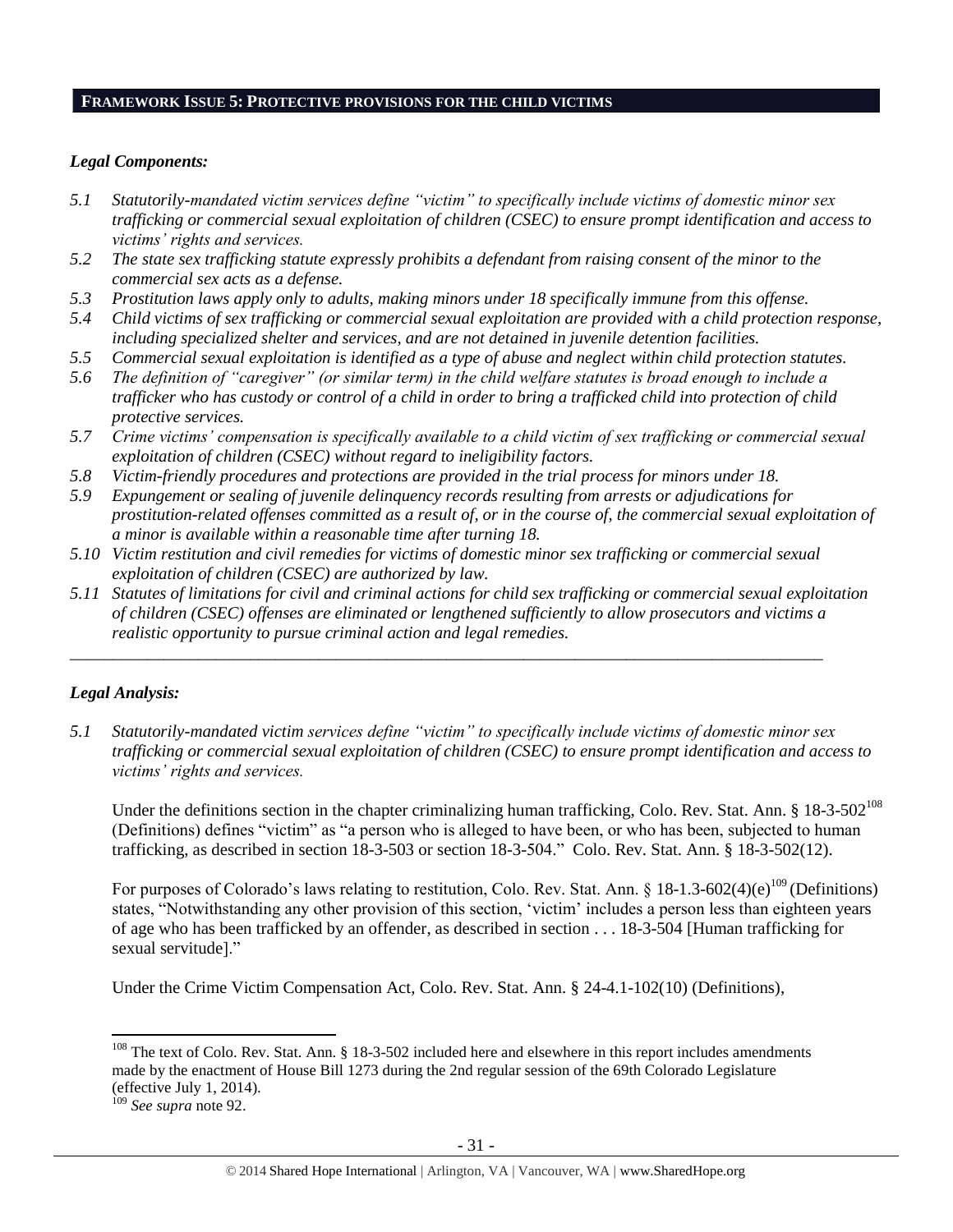## FRAMEWORK ISSUE 5: PROTECTIVE PROVISIONS FOR THE CHILD VICTIMS

### *Legal Components:*

*5.1 Statutorily-mandated victim services define "victim" to specifically include victims of domestic minor sex trafficking or commercial sexual exploitation of children (CSEC) to ensure prompt identification and access to victims' rights and services.*

*5.2 The state sex trafficking statute expressly prohibits a defendant from raising consent of the minor to the commercial sex acts as a defense.*

*5.3 Prostitution laws apply only to adults, making minors under 18 specifically immune from this offense.*

*5.4 Child victims of sex trafficking or commercial sexual exploitation are provided with a child protection response, including specialized shelter and services, and are not detained in juvenile detention facilities.*

*5.5 Commercial sexual exploitation is identified as a type of abuse and neglect within child protection statutes.*

*5.6 The definition of "caregiver" (or similar term) in the child welfare statutes is broad enough to include a trafficker who has custody or control of a child in order to bring a trafficked child into protection of child protective services.*

*5.7 Crime victims' compensation is specifically available to a child victim of sex trafficking or commercial sexual exploitation of children (CSEC) without regard to ineligibility factors.*

*5.8 Victim-friendly procedures and protections are provided in the trial process for minors under 18.*

*5.9 Expungement or sealing of juvenile delinquency records resulting from arrests or adjudications for prostitution-related offenses committed as a result of, or in the course of, the commercial sexual exploitation of a minor is available within a reasonable time after turning 18.*

*5.10 Victim restitution and civil remedies for victims of domestic minor sex trafficking or commercial sexual exploitation of children (CSEC) are authorized by law.*

*5.11 Statutes of limitations for civil and criminal actions for child sex trafficking or commercial sexual exploitation of children (CSEC) offenses are eliminated or lengthened sufficiently to allow prosecutors and victims a realistic opportunity to pursue criminal action and legal remedies.*

---

### *Legal Analysis:*

*5.1 Statutorily-mandated victim services define "victim" to specifically include victims of domestic minor sex trafficking or commercial sexual exploitation of children (CSEC) to ensure prompt identification and access to victims' rights and services.*

Under the definitions section in the chapter criminalizing human trafficking, Colo. Rev. Stat. Ann. § 18-3-502[108] (Definitions) defines "victim" as "a person who is alleged to have been, or who has been, subjected to human trafficking, as described in section 18-3-503 or section 18-3-504." Colo. Rev. Stat. Ann. § 18-3-502(12).

For purposes of Colorado's laws relating to restitution, Colo. Rev. Stat. Ann. § 18-1.3-602(4)(e)[109] (Definitions) states, "Notwithstanding any other provision of this section, 'victim' includes a person less than eighteen years of age who has been trafficked by an offender, as described in section . . . 18-3-504 [Human trafficking for sexual servitude]."

Under the Crime Victim Compensation Act, Colo. Rev. Stat. Ann. § 24-4.1-102(10) (Definitions),

---

[108] The text of Colo. Rev. Stat. Ann. § 18-3-502 included here and elsewhere in this report includes amendments made by the enactment of House Bill 1273 during the 2nd regular session of the 69th Colorado Legislature (effective July 1, 2014).

[109] *See supra* note 92.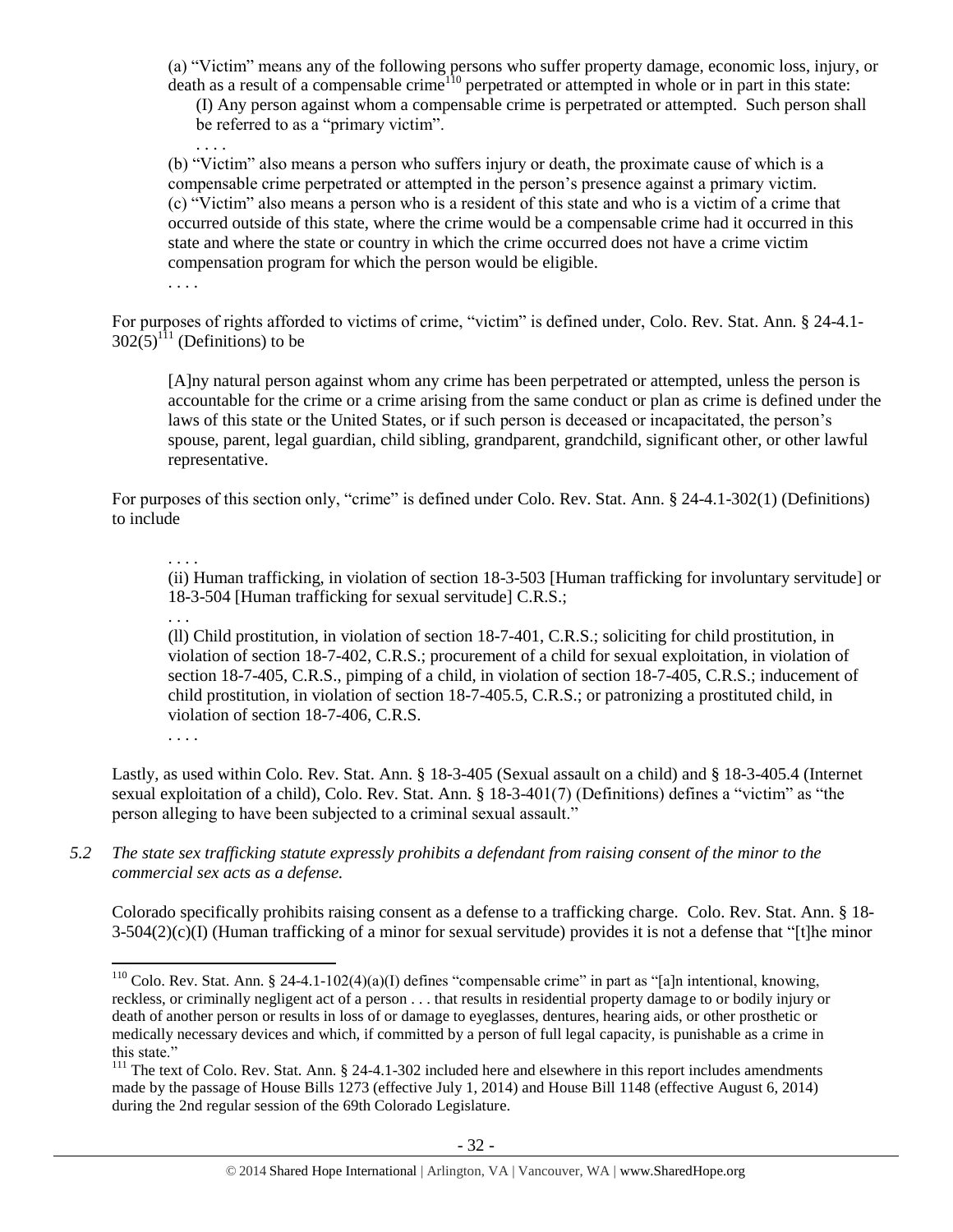(a) "Victim" means any of the following persons who suffer property damage, economic loss, injury, or death as a result of a compensable crime[110] perpetrated or attempted in whole or in part in this state:

(I) Any person against whom a compensable crime is perpetrated or attempted. Such person shall be referred to as a "primary victim".

. . . .

(b) "Victim" also means a person who suffers injury or death, the proximate cause of which is a compensable crime perpetrated or attempted in the person's presence against a primary victim.

(c) "Victim" also means a person who is a resident of this state and who is a victim of a crime that occurred outside of this state, where the crime would be a compensable crime had it occurred in this state and where the state or country in which the crime occurred does not have a crime victim compensation program for which the person would be eligible.

. . . .

For purposes of rights afforded to victims of crime, "victim" is defined under, Colo. Rev. Stat. Ann. § 24-4.1-302(5)[111] (Definitions) to be

> [A]ny natural person against whom any crime has been perpetrated or attempted, unless the person is accountable for the crime or a crime arising from the same conduct or plan as crime is defined under the laws of this state or the United States, or if such person is deceased or incapacitated, the person's spouse, parent, legal guardian, child sibling, grandparent, grandchild, significant other, or other lawful representative.

For purposes of this section only, "crime" is defined under Colo. Rev. Stat. Ann. § 24-4.1-302(1) (Definitions) to include

. . . .

(ii) Human trafficking, in violation of section 18-3-503 [Human trafficking for involuntary servitude] or 18-3-504 [Human trafficking for sexual servitude] C.R.S.;

. . .

(ll) Child prostitution, in violation of section 18-7-401, C.R.S.; soliciting for child prostitution, in violation of section 18-7-402, C.R.S.; procurement of a child for sexual exploitation, in violation of section 18-7-405, C.R.S., pimping of a child, in violation of section 18-7-405, C.R.S.; inducement of child prostitution, in violation of section 18-7-405.5, C.R.S.; or patronizing a prostituted child, in violation of section 18-7-406, C.R.S.

. . . .

Lastly, as used within Colo. Rev. Stat. Ann. § 18-3-405 (Sexual assault on a child) and § 18-3-405.4 (Internet sexual exploitation of a child), Colo. Rev. Stat. Ann. § 18-3-401(7) (Definitions) defines a "victim" as "the person alleging to have been subjected to a criminal sexual assault."

*5.2 The state sex trafficking statute expressly prohibits a defendant from raising consent of the minor to the commercial sex acts as a defense.*

Colorado specifically prohibits raising consent as a defense to a trafficking charge. Colo. Rev. Stat. Ann. § 18-3-504(2)(c)(I) (Human trafficking of a minor for sexual servitude) provides it is not a defense that "[t]he minor

---

[110] Colo. Rev. Stat. Ann. § 24-4.1-102(4)(a)(I) defines "compensable crime" in part as "[a]n intentional, knowing, reckless, or criminally negligent act of a person . . . that results in residential property damage to or bodily injury or death of another person or results in loss of or damage to eyeglasses, dentures, hearing aids, or other prosthetic or medically necessary devices and which, if committed by a person of full legal capacity, is punishable as a crime in this state."

[111] The text of Colo. Rev. Stat. Ann. § 24-4.1-302 included here and elsewhere in this report includes amendments made by the passage of House Bills 1273 (effective July 1, 2014) and House Bill 1148 (effective August 6, 2014) during the 2nd regular session of the 69th Colorado Legislature.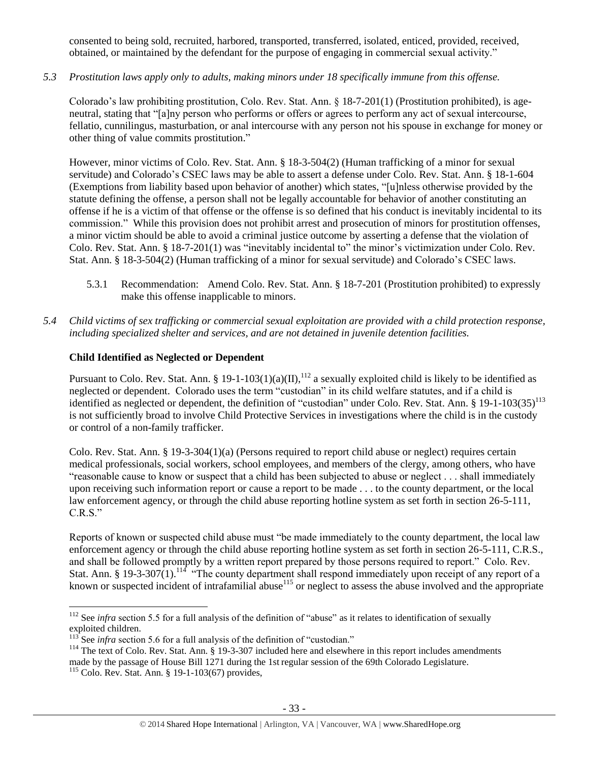consented to being sold, recruited, harbored, transported, transferred, isolated, enticed, provided, received, obtained, or maintained by the defendant for the purpose of engaging in commercial sexual activity."

*5.3 Prostitution laws apply only to adults, making minors under 18 specifically immune from this offense.*

Colorado's law prohibiting prostitution, Colo. Rev. Stat. Ann. § 18-7-201(1) (Prostitution prohibited), is age-neutral, stating that "[a]ny person who performs or offers or agrees to perform any act of sexual intercourse, fellatio, cunnilingus, masturbation, or anal intercourse with any person not his spouse in exchange for money or other thing of value commits prostitution."

However, minor victims of Colo. Rev. Stat. Ann. § 18-3-504(2) (Human trafficking of a minor for sexual servitude) and Colorado's CSEC laws may be able to assert a defense under Colo. Rev. Stat. Ann. § 18-1-604 (Exemptions from liability based upon behavior of another) which states, "[u]nless otherwise provided by the statute defining the offense, a person shall not be legally accountable for behavior of another constituting an offense if he is a victim of that offense or the offense is so defined that his conduct is inevitably incidental to its commission." While this provision does not prohibit arrest and prosecution of minors for prostitution offenses, a minor victim should be able to avoid a criminal justice outcome by asserting a defense that the violation of Colo. Rev. Stat. Ann. § 18-7-201(1) was "inevitably incidental to" the minor's victimization under Colo. Rev. Stat. Ann. § 18-3-504(2) (Human trafficking of a minor for sexual servitude) and Colorado's CSEC laws.

5.3.1 Recommendation: Amend Colo. Rev. Stat. Ann. § 18-7-201 (Prostitution prohibited) to expressly make this offense inapplicable to minors.

*5.4 Child victims of sex trafficking or commercial sexual exploitation are provided with a child protection response, including specialized shelter and services, and are not detained in juvenile detention facilities.*

**Child Identified as Neglected or Dependent**

Pursuant to Colo. Rev. Stat. Ann. § 19-1-103(1)(a)(II),[112] a sexually exploited child is likely to be identified as neglected or dependent. Colorado uses the term "custodian" in its child welfare statutes, and if a child is identified as neglected or dependent, the definition of "custodian" under Colo. Rev. Stat. Ann. § 19-1-103(35)[113] is not sufficiently broad to involve Child Protective Services in investigations where the child is in the custody or control of a non-family trafficker.

Colo. Rev. Stat. Ann. § 19-3-304(1)(a) (Persons required to report child abuse or neglect) requires certain medical professionals, social workers, school employees, and members of the clergy, among others, who have "reasonable cause to know or suspect that a child has been subjected to abuse or neglect . . . shall immediately upon receiving such information report or cause a report to be made . . . to the county department, or the local law enforcement agency, or through the child abuse reporting hotline system as set forth in section 26-5-111, C.R.S."

Reports of known or suspected child abuse must "be made immediately to the county department, the local law enforcement agency or through the child abuse reporting hotline system as set forth in section 26-5-111, C.R.S., and shall be followed promptly by a written report prepared by those persons required to report." Colo. Rev. Stat. Ann. § 19-3-307(1).[114] "The county department shall respond immediately upon receipt of any report of a known or suspected incident of intrafamilial abuse[115] or neglect to assess the abuse involved and the appropriate

---

[112] See *infra* section 5.5 for a full analysis of the definition of "abuse" as it relates to identification of sexually exploited children.

[113] See *infra* section 5.6 for a full analysis of the definition of "custodian."

[114] The text of Colo. Rev. Stat. Ann. § 19-3-307 included here and elsewhere in this report includes amendments made by the passage of House Bill 1271 during the 1st regular session of the 69th Colorado Legislature.

[115] Colo. Rev. Stat. Ann. § 19-1-103(67) provides,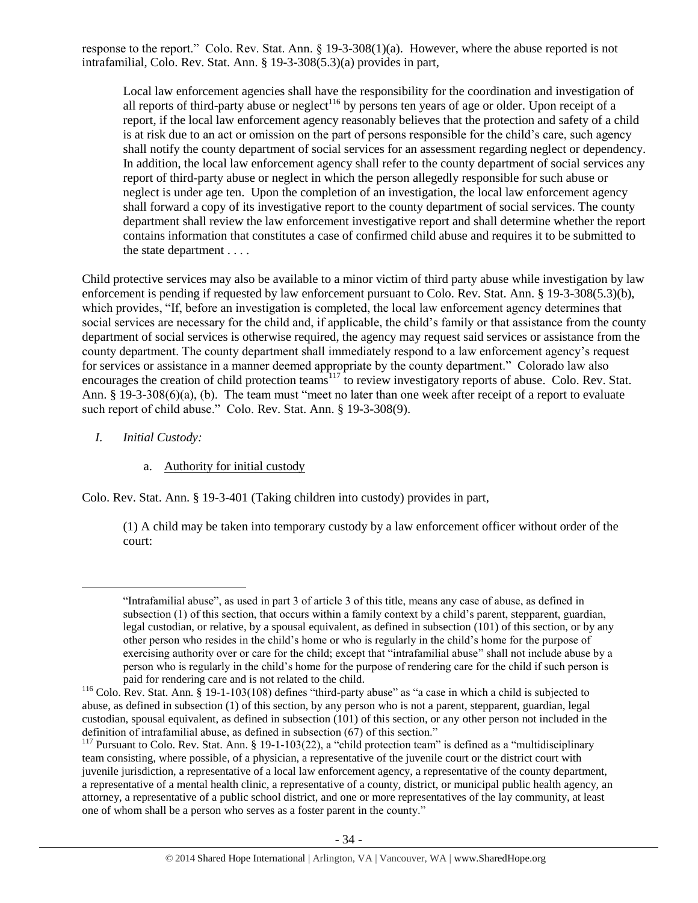response to the report." Colo. Rev. Stat. Ann. § 19-3-308(1)(a). However, where the abuse reported is not intrafamilial, Colo. Rev. Stat. Ann. § 19-3-308(5.3)(a) provides in part,

> Local law enforcement agencies shall have the responsibility for the coordination and investigation of all reports of third-party abuse or neglect[116] by persons ten years of age or older. Upon receipt of a report, if the local law enforcement agency reasonably believes that the protection and safety of a child is at risk due to an act or omission on the part of persons responsible for the child's care, such agency shall notify the county department of social services for an assessment regarding neglect or dependency. In addition, the local law enforcement agency shall refer to the county department of social services any report of third-party abuse or neglect in which the person allegedly responsible for such abuse or neglect is under age ten. Upon the completion of an investigation, the local law enforcement agency shall forward a copy of its investigative report to the county department of social services. The county department shall review the law enforcement investigative report and shall determine whether the report contains information that constitutes a case of confirmed child abuse and requires it to be submitted to the state department . . . .

Child protective services may also be available to a minor victim of third party abuse while investigation by law enforcement is pending if requested by law enforcement pursuant to Colo. Rev. Stat. Ann. § 19-3-308(5.3)(b), which provides, "If, before an investigation is completed, the local law enforcement agency determines that social services are necessary for the child and, if applicable, the child's family or that assistance from the county department of social services is otherwise required, the agency may request said services or assistance from the county department. The county department shall immediately respond to a law enforcement agency's request for services or assistance in a manner deemed appropriate by the county department." Colorado law also encourages the creation of child protection teams[117] to review investigatory reports of abuse. Colo. Rev. Stat. Ann. § 19-3-308(6)(a), (b). The team must "meet no later than one week after receipt of a report to evaluate such report of child abuse." Colo. Rev. Stat. Ann. § 19-3-308(9).

*I. Initial Custody:*

a. Authority for initial custody

Colo. Rev. Stat. Ann. § 19-3-401 (Taking children into custody) provides in part,

> (1) A child may be taken into temporary custody by a law enforcement officer without order of the court:

---

> "Intrafamilial abuse", as used in part 3 of article 3 of this title, means any case of abuse, as defined in subsection (1) of this section, that occurs within a family context by a child's parent, stepparent, guardian, legal custodian, or relative, by a spousal equivalent, as defined in subsection (101) of this section, or by any other person who resides in the child's home or who is regularly in the child's home for the purpose of exercising authority over or care for the child; except that "intrafamilial abuse" shall not include abuse by a person who is regularly in the child's home for the purpose of rendering care for the child if such person is paid for rendering care and is not related to the child.

[116] Colo. Rev. Stat. Ann. § 19-1-103(108) defines "third-party abuse" as "a case in which a child is subjected to abuse, as defined in subsection (1) of this section, by any person who is not a parent, stepparent, guardian, legal custodian, spousal equivalent, as defined in subsection (101) of this section, or any other person not included in the definition of intrafamilial abuse, as defined in subsection (67) of this section."

[117] Pursuant to Colo. Rev. Stat. Ann. § 19-1-103(22), a "child protection team" is defined as a "multidisciplinary team consisting, where possible, of a physician, a representative of the juvenile court or the district court with juvenile jurisdiction, a representative of a local law enforcement agency, a representative of the county department, a representative of a mental health clinic, a representative of a county, district, or municipal public health agency, an attorney, a representative of a public school district, and one or more representatives of the lay community, at least one of whom shall be a person who serves as a foster parent in the county."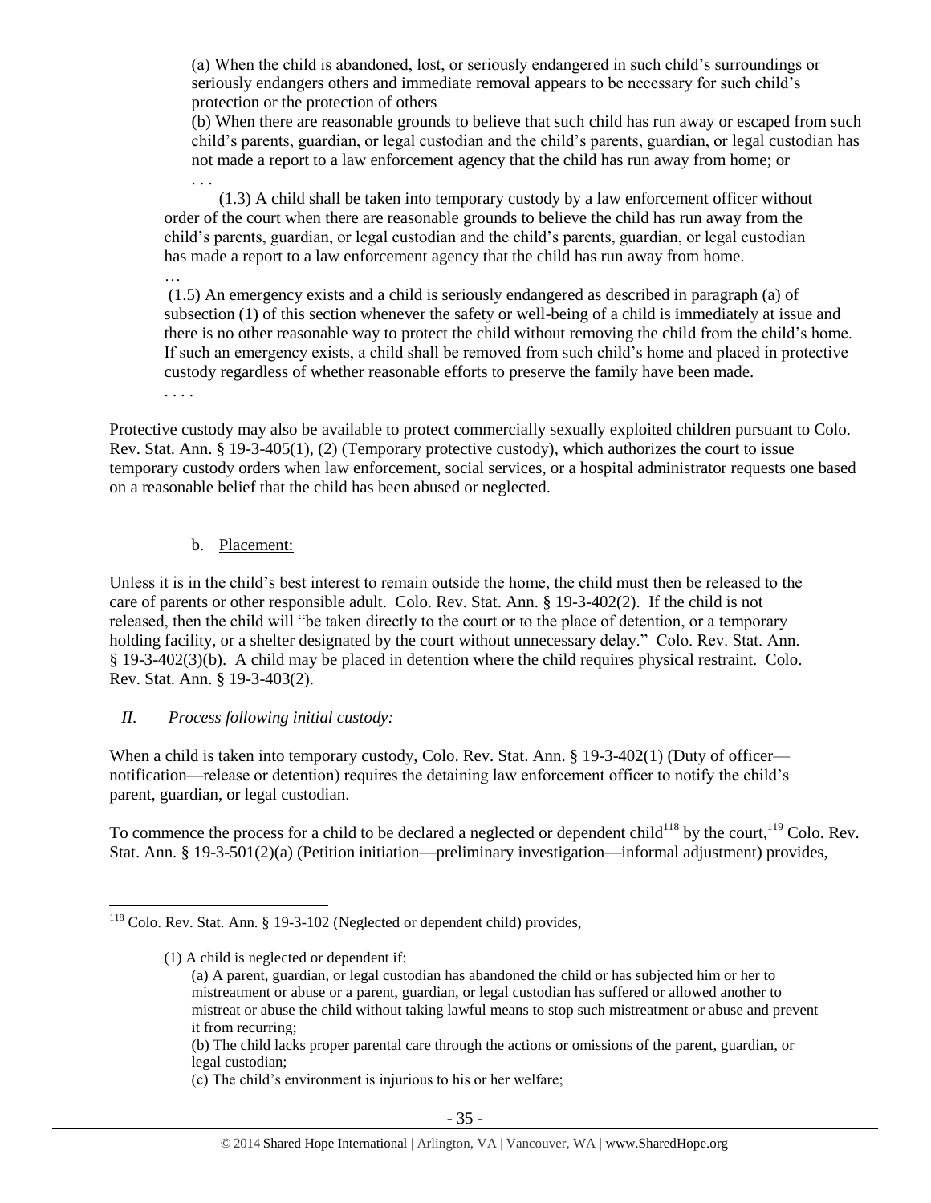> (a) When the child is abandoned, lost, or seriously endangered in such child's surroundings or seriously endangers others and immediate removal appears to be necessary for such child's protection or the protection of others
>
> (b) When there are reasonable grounds to believe that such child has run away or escaped from such child's parents, guardian, or legal custodian and the child's parents, guardian, or legal custodian has not made a report to a law enforcement agency that the child has run away from home; or
>
> . . .
>
> (1.3) A child shall be taken into temporary custody by a law enforcement officer without order of the court when there are reasonable grounds to believe the child has run away from the child's parents, guardian, or legal custodian and the child's parents, guardian, or legal custodian has made a report to a law enforcement agency that the child has run away from home.
>
> …
>
> (1.5) An emergency exists and a child is seriously endangered as described in paragraph (a) of subsection (1) of this section whenever the safety or well-being of a child is immediately at issue and there is no other reasonable way to protect the child without removing the child from the child's home. If such an emergency exists, a child shall be removed from such child's home and placed in protective custody regardless of whether reasonable efforts to preserve the family have been made.
>
> . . . .

Protective custody may also be available to protect commercially sexually exploited children pursuant to Colo. Rev. Stat. Ann. § 19-3-405(1), (2) (Temporary protective custody), which authorizes the court to issue temporary custody orders when law enforcement, social services, or a hospital administrator requests one based on a reasonable belief that the child has been abused or neglected.

b. Placement:

Unless it is in the child's best interest to remain outside the home, the child must then be released to the care of parents or other responsible adult. Colo. Rev. Stat. Ann. § 19-3-402(2). If the child is not released, then the child will "be taken directly to the court or to the place of detention, or a temporary holding facility, or a shelter designated by the court without unnecessary delay." Colo. Rev. Stat. Ann. § 19-3-402(3)(b). A child may be placed in detention where the child requires physical restraint. Colo. Rev. Stat. Ann. § 19-3-403(2).

*II. Process following initial custody:*

When a child is taken into temporary custody, Colo. Rev. Stat. Ann. § 19-3-402(1) (Duty of officer—notification—release or detention) requires the detaining law enforcement officer to notify the child's parent, guardian, or legal custodian.

To commence the process for a child to be declared a neglected or dependent child[118] by the court,[119] Colo. Rev. Stat. Ann. § 19-3-501(2)(a) (Petition initiation—preliminary investigation—informal adjustment) provides,

---

[118] Colo. Rev. Stat. Ann. § 19-3-102 (Neglected or dependent child) provides,

> (1) A child is neglected or dependent if:
>
> (a) A parent, guardian, or legal custodian has abandoned the child or has subjected him or her to mistreatment or abuse or a parent, guardian, or legal custodian has suffered or allowed another to mistreat or abuse the child without taking lawful means to stop such mistreatment or abuse and prevent it from recurring;
>
> (b) The child lacks proper parental care through the actions or omissions of the parent, guardian, or legal custodian;
>
> (c) The child's environment is injurious to his or her welfare;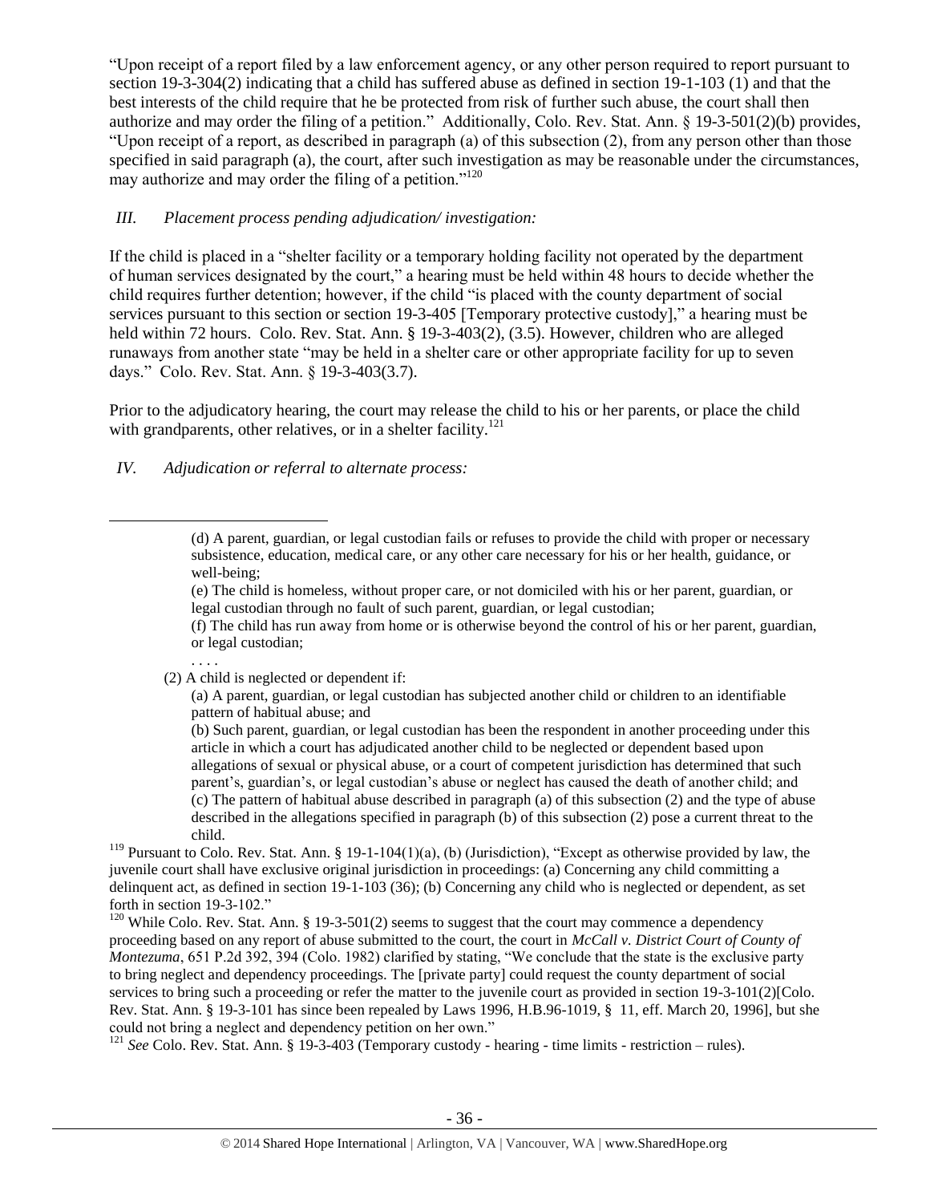"Upon receipt of a report filed by a law enforcement agency, or any other person required to report pursuant to section 19-3-304(2) indicating that a child has suffered abuse as defined in section 19-1-103 (1) and that the best interests of the child require that he be protected from risk of further such abuse, the court shall then authorize and may order the filing of a petition." Additionally, Colo. Rev. Stat. Ann. § 19-3-501(2)(b) provides, "Upon receipt of a report, as described in paragraph (a) of this subsection (2), from any person other than those specified in said paragraph (a), the court, after such investigation as may be reasonable under the circumstances, may authorize and may order the filing of a petition."[120]

*III. Placement process pending adjudication/ investigation:*

If the child is placed in a "shelter facility or a temporary holding facility not operated by the department of human services designated by the court," a hearing must be held within 48 hours to decide whether the child requires further detention; however, if the child "is placed with the county department of social services pursuant to this section or section 19-3-405 [Temporary protective custody]," a hearing must be held within 72 hours. Colo. Rev. Stat. Ann. § 19-3-403(2), (3.5). However, children who are alleged runaways from another state "may be held in a shelter care or other appropriate facility for up to seven days." Colo. Rev. Stat. Ann. § 19-3-403(3.7).

Prior to the adjudicatory hearing, the court may release the child to his or her parents, or place the child with grandparents, other relatives, or in a shelter facility.[121]

*IV. Adjudication or referral to alternate process:*

---

> (d) A parent, guardian, or legal custodian fails or refuses to provide the child with proper or necessary subsistence, education, medical care, or any other care necessary for his or her health, guidance, or well-being;
>
> (e) The child is homeless, without proper care, or not domiciled with his or her parent, guardian, or legal custodian through no fault of such parent, guardian, or legal custodian;
>
> (f) The child has run away from home or is otherwise beyond the control of his or her parent, guardian, or legal custodian;
>
> . . . .
>
> (2) A child is neglected or dependent if:
>
> (a) A parent, guardian, or legal custodian has subjected another child or children to an identifiable pattern of habitual abuse; and
>
> (b) Such parent, guardian, or legal custodian has been the respondent in another proceeding under this article in which a court has adjudicated another child to be neglected or dependent based upon allegations of sexual or physical abuse, or a court of competent jurisdiction has determined that such parent's, guardian's, or legal custodian's abuse or neglect has caused the death of another child; and
>
> (c) The pattern of habitual abuse described in paragraph (a) of this subsection (2) and the type of abuse described in the allegations specified in paragraph (b) of this subsection (2) pose a current threat to the child.

[119] Pursuant to Colo. Rev. Stat. Ann. § 19-1-104(1)(a), (b) (Jurisdiction), "Except as otherwise provided by law, the juvenile court shall have exclusive original jurisdiction in proceedings: (a) Concerning any child committing a delinquent act, as defined in section 19-1-103 (36); (b) Concerning any child who is neglected or dependent, as set forth in section 19-3-102."

[120] While Colo. Rev. Stat. Ann. § 19-3-501(2) seems to suggest that the court may commence a dependency proceeding based on any report of abuse submitted to the court, the court in *McCall v. District Court of County of Montezuma*, 651 P.2d 392, 394 (Colo. 1982) clarified by stating, "We conclude that the state is the exclusive party to bring neglect and dependency proceedings. The [private party] could request the county department of social services to bring such a proceeding or refer the matter to the juvenile court as provided in section 19-3-101(2)[Colo. Rev. Stat. Ann. § 19-3-101 has since been repealed by Laws 1996, H.B.96-1019, § 11, eff. March 20, 1996], but she could not bring a neglect and dependency petition on her own."

[121] *See* Colo. Rev. Stat. Ann. § 19-3-403 (Temporary custody - hearing - time limits - restriction – rules).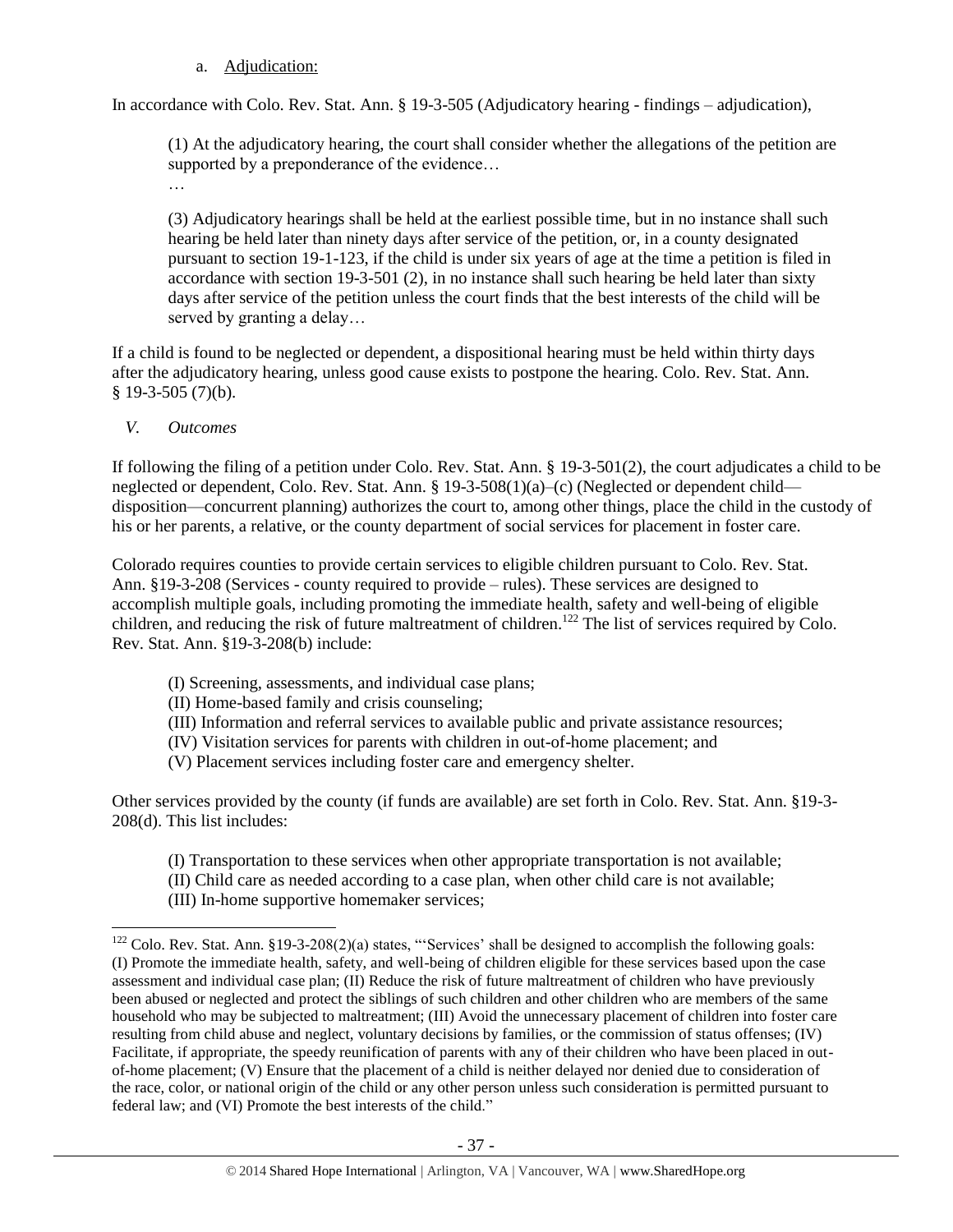a. Adjudication:

In accordance with Colo. Rev. Stat. Ann. § 19-3-505 (Adjudicatory hearing - findings – adjudication),

> (1) At the adjudicatory hearing, the court shall consider whether the allegations of the petition are supported by a preponderance of the evidence…
>
> …
>
> (3) Adjudicatory hearings shall be held at the earliest possible time, but in no instance shall such hearing be held later than ninety days after service of the petition, or, in a county designated pursuant to section 19-1-123, if the child is under six years of age at the time a petition is filed in accordance with section 19-3-501 (2), in no instance shall such hearing be held later than sixty days after service of the petition unless the court finds that the best interests of the child will be served by granting a delay…

If a child is found to be neglected or dependent, a dispositional hearing must be held within thirty days after the adjudicatory hearing, unless good cause exists to postpone the hearing. Colo. Rev. Stat. Ann. § 19-3-505 (7)(b).

*V. Outcomes*

If following the filing of a petition under Colo. Rev. Stat. Ann. § 19-3-501(2), the court adjudicates a child to be neglected or dependent, Colo. Rev. Stat. Ann. § 19-3-508(1)(a)–(c) (Neglected or dependent child—disposition—concurrent planning) authorizes the court to, among other things, place the child in the custody of his or her parents, a relative, or the county department of social services for placement in foster care.

Colorado requires counties to provide certain services to eligible children pursuant to Colo. Rev. Stat. Ann. §19-3-208 (Services - county required to provide – rules). These services are designed to accomplish multiple goals, including promoting the immediate health, safety and well-being of eligible children, and reducing the risk of future maltreatment of children.[122] The list of services required by Colo. Rev. Stat. Ann. §19-3-208(b) include:

> (I) Screening, assessments, and individual case plans;
> (II) Home-based family and crisis counseling;
> (III) Information and referral services to available public and private assistance resources;
> (IV) Visitation services for parents with children in out-of-home placement; and
> (V) Placement services including foster care and emergency shelter.

Other services provided by the county (if funds are available) are set forth in Colo. Rev. Stat. Ann. §19-3-208(d). This list includes:

> (I) Transportation to these services when other appropriate transportation is not available;
> (II) Child care as needed according to a case plan, when other child care is not available;
> (III) In-home supportive homemaker services;

---

[122] Colo. Rev. Stat. Ann. §19-3-208(2)(a) states, "'Services' shall be designed to accomplish the following goals: (I) Promote the immediate health, safety, and well-being of children eligible for these services based upon the case assessment and individual case plan; (II) Reduce the risk of future maltreatment of children who have previously been abused or neglected and protect the siblings of such children and other children who are members of the same household who may be subjected to maltreatment; (III) Avoid the unnecessary placement of children into foster care resulting from child abuse and neglect, voluntary decisions by families, or the commission of status offenses; (IV) Facilitate, if appropriate, the speedy reunification of parents with any of their children who have been placed in out-of-home placement; (V) Ensure that the placement of a child is neither delayed nor denied due to consideration of the race, color, or national origin of the child or any other person unless such consideration is permitted pursuant to federal law; and (VI) Promote the best interests of the child."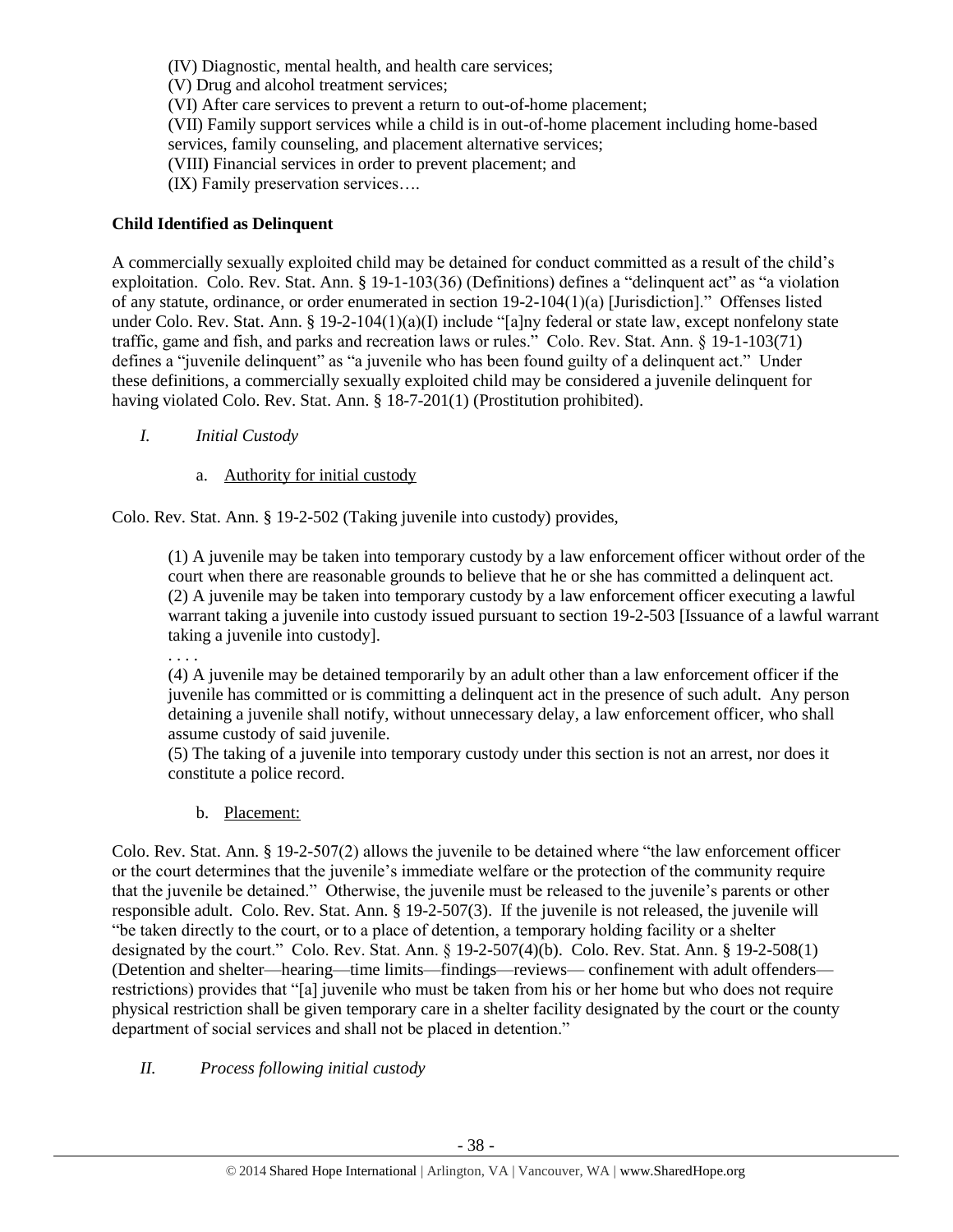(IV) Diagnostic, mental health, and health care services;
(V) Drug and alcohol treatment services;
(VI) After care services to prevent a return to out-of-home placement;
(VII) Family support services while a child is in out-of-home placement including home-based services, family counseling, and placement alternative services;
(VIII) Financial services in order to prevent placement; and
(IX) Family preservation services….

**Child Identified as Delinquent**

A commercially sexually exploited child may be detained for conduct committed as a result of the child's exploitation. Colo. Rev. Stat. Ann. § 19-1-103(36) (Definitions) defines a "delinquent act" as "a violation of any statute, ordinance, or order enumerated in section 19-2-104(1)(a) [Jurisdiction]." Offenses listed under Colo. Rev. Stat. Ann. § 19-2-104(1)(a)(I) include "[a]ny federal or state law, except nonfelony state traffic, game and fish, and parks and recreation laws or rules." Colo. Rev. Stat. Ann. § 19-1-103(71) defines a "juvenile delinquent" as "a juvenile who has been found guilty of a delinquent act." Under these definitions, a commercially sexually exploited child may be considered a juvenile delinquent for having violated Colo. Rev. Stat. Ann. § 18-7-201(1) (Prostitution prohibited).

*I. Initial Custody*

a. Authority for initial custody

Colo. Rev. Stat. Ann. § 19-2-502 (Taking juvenile into custody) provides,

> (1) A juvenile may be taken into temporary custody by a law enforcement officer without order of the court when there are reasonable grounds to believe that he or she has committed a delinquent act.
> (2) A juvenile may be taken into temporary custody by a law enforcement officer executing a lawful warrant taking a juvenile into custody issued pursuant to section 19-2-503 [Issuance of a lawful warrant taking a juvenile into custody].
> . . . .
> (4) A juvenile may be detained temporarily by an adult other than a law enforcement officer if the juvenile has committed or is committing a delinquent act in the presence of such adult. Any person detaining a juvenile shall notify, without unnecessary delay, a law enforcement officer, who shall assume custody of said juvenile.
> (5) The taking of a juvenile into temporary custody under this section is not an arrest, nor does it constitute a police record.

b. Placement:

Colo. Rev. Stat. Ann. § 19-2-507(2) allows the juvenile to be detained where "the law enforcement officer or the court determines that the juvenile's immediate welfare or the protection of the community require that the juvenile be detained." Otherwise, the juvenile must be released to the juvenile's parents or other responsible adult. Colo. Rev. Stat. Ann. § 19-2-507(3). If the juvenile is not released, the juvenile will "be taken directly to the court, or to a place of detention, a temporary holding facility or a shelter designated by the court." Colo. Rev. Stat. Ann. § 19-2-507(4)(b). Colo. Rev. Stat. Ann. § 19-2-508(1) (Detention and shelter—hearing—time limits—findings—reviews— confinement with adult offenders—restrictions) provides that "[a] juvenile who must be taken from his or her home but who does not require physical restriction shall be given temporary care in a shelter facility designated by the court or the county department of social services and shall not be placed in detention."

*II. Process following initial custody*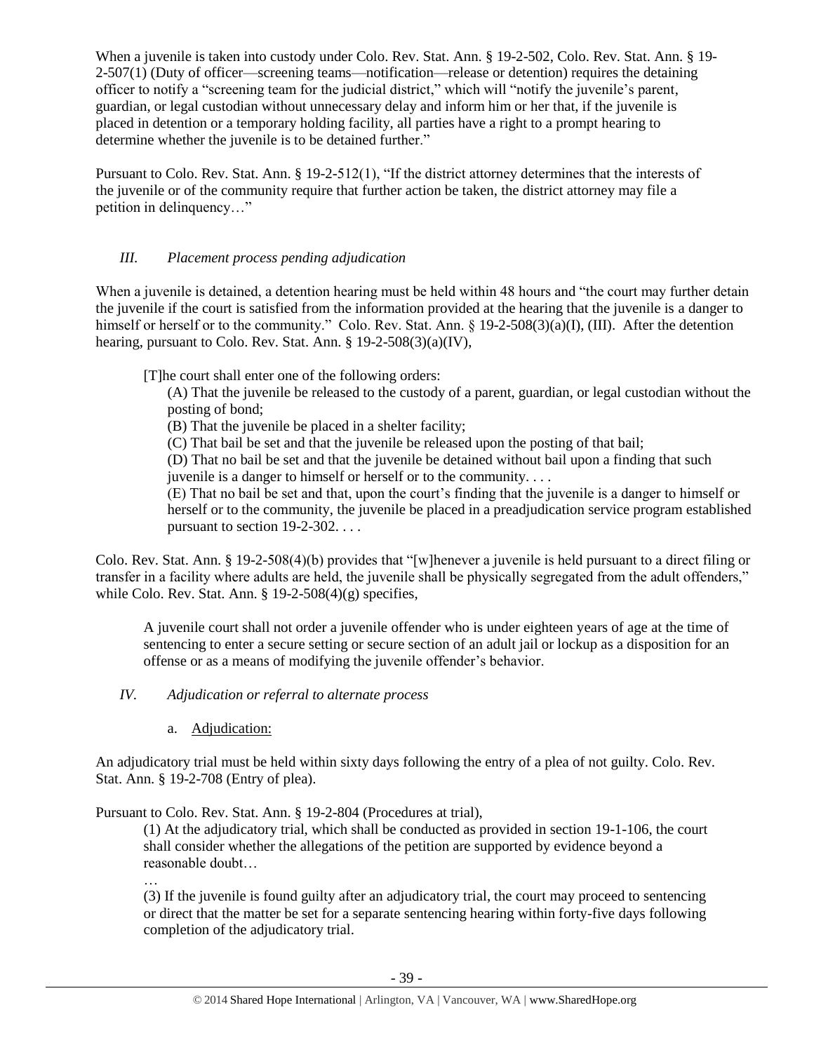When a juvenile is taken into custody under Colo. Rev. Stat. Ann. § 19-2-502, Colo. Rev. Stat. Ann. § 19-2-507(1) (Duty of officer—screening teams—notification—release or detention) requires the detaining officer to notify a "screening team for the judicial district," which will "notify the juvenile's parent, guardian, or legal custodian without unnecessary delay and inform him or her that, if the juvenile is placed in detention or a temporary holding facility, all parties have a right to a prompt hearing to determine whether the juvenile is to be detained further."

Pursuant to Colo. Rev. Stat. Ann. § 19-2-512(1), "If the district attorney determines that the interests of the juvenile or of the community require that further action be taken, the district attorney may file a petition in delinquency…"

### *III. Placement process pending adjudication*

When a juvenile is detained, a detention hearing must be held within 48 hours and "the court may further detain the juvenile if the court is satisfied from the information provided at the hearing that the juvenile is a danger to himself or herself or to the community." Colo. Rev. Stat. Ann. § 19-2-508(3)(a)(I), (III). After the detention hearing, pursuant to Colo. Rev. Stat. Ann. § 19-2-508(3)(a)(IV),

> [T]he court shall enter one of the following orders:
>
> (A) That the juvenile be released to the custody of a parent, guardian, or legal custodian without the posting of bond;
>
> (B) That the juvenile be placed in a shelter facility;
>
> (C) That bail be set and that the juvenile be released upon the posting of that bail;
>
> (D) That no bail be set and that the juvenile be detained without bail upon a finding that such juvenile is a danger to himself or herself or to the community. . . .
>
> (E) That no bail be set and that, upon the court's finding that the juvenile is a danger to himself or herself or to the community, the juvenile be placed in a preadjudication service program established pursuant to section 19-2-302. . . .

Colo. Rev. Stat. Ann. § 19-2-508(4)(b) provides that "[w]henever a juvenile is held pursuant to a direct filing or transfer in a facility where adults are held, the juvenile shall be physically segregated from the adult offenders," while Colo. Rev. Stat. Ann. § 19-2-508(4)(g) specifies,

> A juvenile court shall not order a juvenile offender who is under eighteen years of age at the time of sentencing to enter a secure setting or secure section of an adult jail or lockup as a disposition for an offense or as a means of modifying the juvenile offender's behavior.

### *IV. Adjudication or referral to alternate process*

a. Adjudication:

An adjudicatory trial must be held within sixty days following the entry of a plea of not guilty. Colo. Rev. Stat. Ann. § 19-2-708 (Entry of plea).

Pursuant to Colo. Rev. Stat. Ann. § 19-2-804 (Procedures at trial),

> (1) At the adjudicatory trial, which shall be conducted as provided in section 19-1-106, the court shall consider whether the allegations of the petition are supported by evidence beyond a reasonable doubt…
>
> …
>
> (3) If the juvenile is found guilty after an adjudicatory trial, the court may proceed to sentencing or direct that the matter be set for a separate sentencing hearing within forty-five days following completion of the adjudicatory trial.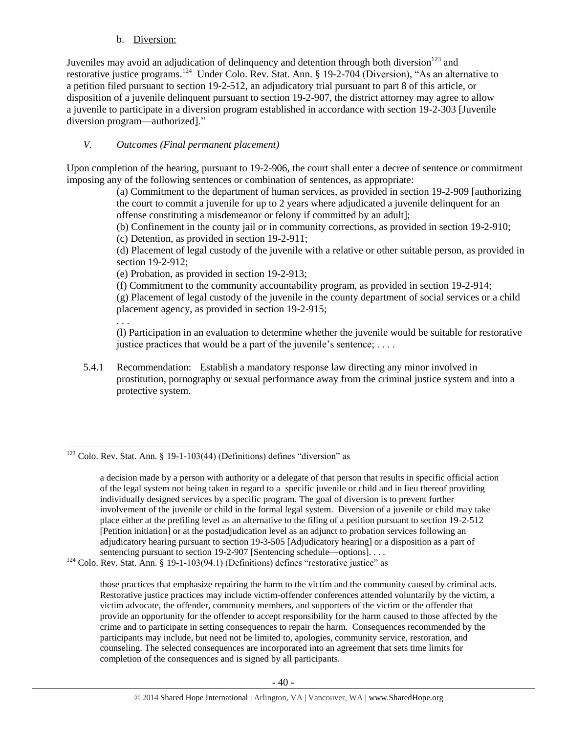b. Diversion:

Juveniles may avoid an adjudication of delinquency and detention through both diversion[123] and restorative justice programs.[124] Under Colo. Rev. Stat. Ann. § 19-2-704 (Diversion), "As an alternative to a petition filed pursuant to section 19-2-512, an adjudicatory trial pursuant to part 8 of this article, or disposition of a juvenile delinquent pursuant to section 19-2-907, the district attorney may agree to allow a juvenile to participate in a diversion program established in accordance with section 19-2-303 [Juvenile diversion program—authorized]."

*V. Outcomes (Final permanent placement)*

Upon completion of the hearing, pursuant to 19-2-906, the court shall enter a decree of sentence or commitment imposing any of the following sentences or combination of sentences, as appropriate:

> (a) Commitment to the department of human services, as provided in section 19-2-909 [authorizing the court to commit a juvenile for up to 2 years where adjudicated a juvenile delinquent for an offense constituting a misdemeanor or felony if committed by an adult];
>
> (b) Confinement in the county jail or in community corrections, as provided in section 19-2-910;
>
> (c) Detention, as provided in section 19-2-911;
>
> (d) Placement of legal custody of the juvenile with a relative or other suitable person, as provided in section 19-2-912;
>
> (e) Probation, as provided in section 19-2-913;
>
> (f) Commitment to the community accountability program, as provided in section 19-2-914;
>
> (g) Placement of legal custody of the juvenile in the county department of social services or a child placement agency, as provided in section 19-2-915;
>
> . . .
>
> (l) Participation in an evaluation to determine whether the juvenile would be suitable for restorative justice practices that would be a part of the juvenile's sentence; . . . .

5.4.1 Recommendation: Establish a mandatory response law directing any minor involved in prostitution, pornography or sexual performance away from the criminal justice system and into a protective system.

---

[123] Colo. Rev. Stat. Ann. § 19-1-103(44) (Definitions) defines "diversion" as

> a decision made by a person with authority or a delegate of that person that results in specific official action of the legal system not being taken in regard to a specific juvenile or child and in lieu thereof providing individually designed services by a specific program. The goal of diversion is to prevent further involvement of the juvenile or child in the formal legal system. Diversion of a juvenile or child may take place either at the prefiling level as an alternative to the filing of a petition pursuant to section 19-2-512 [Petition initiation] or at the postadjudication level as an adjunct to probation services following an adjudicatory hearing pursuant to section 19-3-505 [Adjudicatory hearing] or a disposition as a part of sentencing pursuant to section 19-2-907 [Sentencing schedule—options]. . . .

[124] Colo. Rev. Stat. Ann. § 19-1-103(94.1) (Definitions) defines "restorative justice" as

> those practices that emphasize repairing the harm to the victim and the community caused by criminal acts. Restorative justice practices may include victim-offender conferences attended voluntarily by the victim, a victim advocate, the offender, community members, and supporters of the victim or the offender that provide an opportunity for the offender to accept responsibility for the harm caused to those affected by the crime and to participate in setting consequences to repair the harm. Consequences recommended by the participants may include, but need not be limited to, apologies, community service, restoration, and counseling. The selected consequences are incorporated into an agreement that sets time limits for completion of the consequences and is signed by all participants.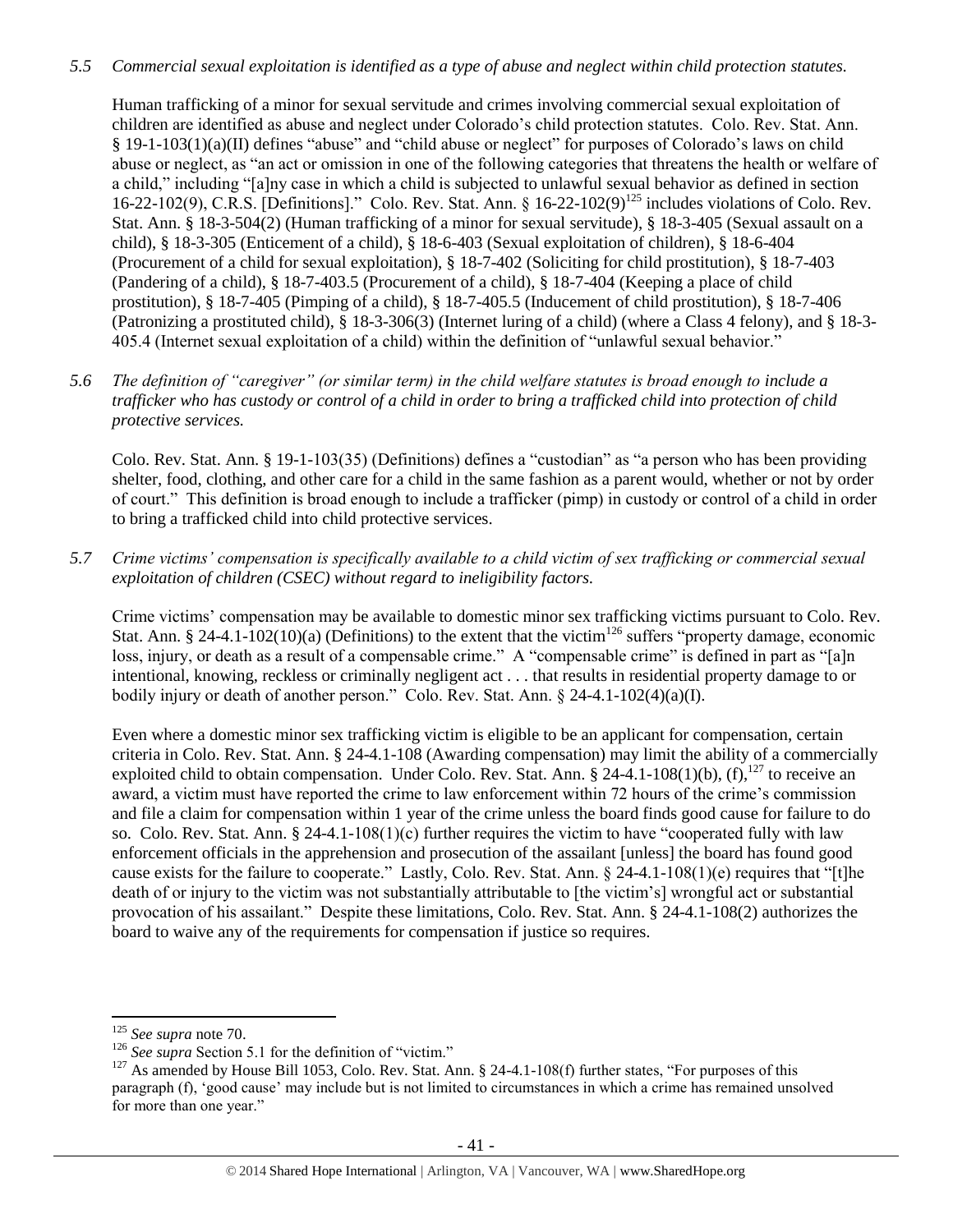*5.5 Commercial sexual exploitation is identified as a type of abuse and neglect within child protection statutes.*

Human trafficking of a minor for sexual servitude and crimes involving commercial sexual exploitation of children are identified as abuse and neglect under Colorado's child protection statutes. Colo. Rev. Stat. Ann. § 19-1-103(1)(a)(II) defines "abuse" and "child abuse or neglect" for purposes of Colorado's laws on child abuse or neglect, as "an act or omission in one of the following categories that threatens the health or welfare of a child," including "[a]ny case in which a child is subjected to unlawful sexual behavior as defined in section 16-22-102(9), C.R.S. [Definitions]." Colo. Rev. Stat. Ann. § 16-22-102(9)[125] includes violations of Colo. Rev. Stat. Ann. § 18-3-504(2) (Human trafficking of a minor for sexual servitude), § 18-3-405 (Sexual assault on a child), § 18-3-305 (Enticement of a child), § 18-6-403 (Sexual exploitation of children), § 18-6-404 (Procurement of a child for sexual exploitation), § 18-7-402 (Soliciting for child prostitution), § 18-7-403 (Pandering of a child), § 18-7-403.5 (Procurement of a child), § 18-7-404 (Keeping a place of child prostitution), § 18-7-405 (Pimping of a child), § 18-7-405.5 (Inducement of child prostitution), § 18-7-406 (Patronizing a prostituted child), § 18-3-306(3) (Internet luring of a child) (where a Class 4 felony), and § 18-3-405.4 (Internet sexual exploitation of a child) within the definition of "unlawful sexual behavior."

*5.6 The definition of "caregiver" (or similar term) in the child welfare statutes is broad enough to include a trafficker who has custody or control of a child in order to bring a trafficked child into protection of child protective services.*

Colo. Rev. Stat. Ann. § 19-1-103(35) (Definitions) defines a "custodian" as "a person who has been providing shelter, food, clothing, and other care for a child in the same fashion as a parent would, whether or not by order of court." This definition is broad enough to include a trafficker (pimp) in custody or control of a child in order to bring a trafficked child into child protective services.

*5.7 Crime victims' compensation is specifically available to a child victim of sex trafficking or commercial sexual exploitation of children (CSEC) without regard to ineligibility factors.*

Crime victims' compensation may be available to domestic minor sex trafficking victims pursuant to Colo. Rev. Stat. Ann. § 24-4.1-102(10)(a) (Definitions) to the extent that the victim[126] suffers "property damage, economic loss, injury, or death as a result of a compensable crime." A "compensable crime" is defined in part as "[a]n intentional, knowing, reckless or criminally negligent act . . . that results in residential property damage to or bodily injury or death of another person." Colo. Rev. Stat. Ann. § 24-4.1-102(4)(a)(I).

Even where a domestic minor sex trafficking victim is eligible to be an applicant for compensation, certain criteria in Colo. Rev. Stat. Ann. § 24-4.1-108 (Awarding compensation) may limit the ability of a commercially exploited child to obtain compensation. Under Colo. Rev. Stat. Ann. § 24-4.1-108(1)(b), (f),[127] to receive an award, a victim must have reported the crime to law enforcement within 72 hours of the crime's commission and file a claim for compensation within 1 year of the crime unless the board finds good cause for failure to do so. Colo. Rev. Stat. Ann. § 24-4.1-108(1)(c) further requires the victim to have "cooperated fully with law enforcement officials in the apprehension and prosecution of the assailant [unless] the board has found good cause exists for the failure to cooperate." Lastly, Colo. Rev. Stat. Ann. § 24-4.1-108(1)(e) requires that "[t]he death of or injury to the victim was not substantially attributable to [the victim's] wrongful act or substantial provocation of his assailant." Despite these limitations, Colo. Rev. Stat. Ann. § 24-4.1-108(2) authorizes the board to waive any of the requirements for compensation if justice so requires.

---

[125] *See supra* note 70.

[126] *See supra* Section 5.1 for the definition of "victim."

[127] As amended by House Bill 1053, Colo. Rev. Stat. Ann. § 24-4.1-108(f) further states, "For purposes of this paragraph (f), 'good cause' may include but is not limited to circumstances in which a crime has remained unsolved for more than one year."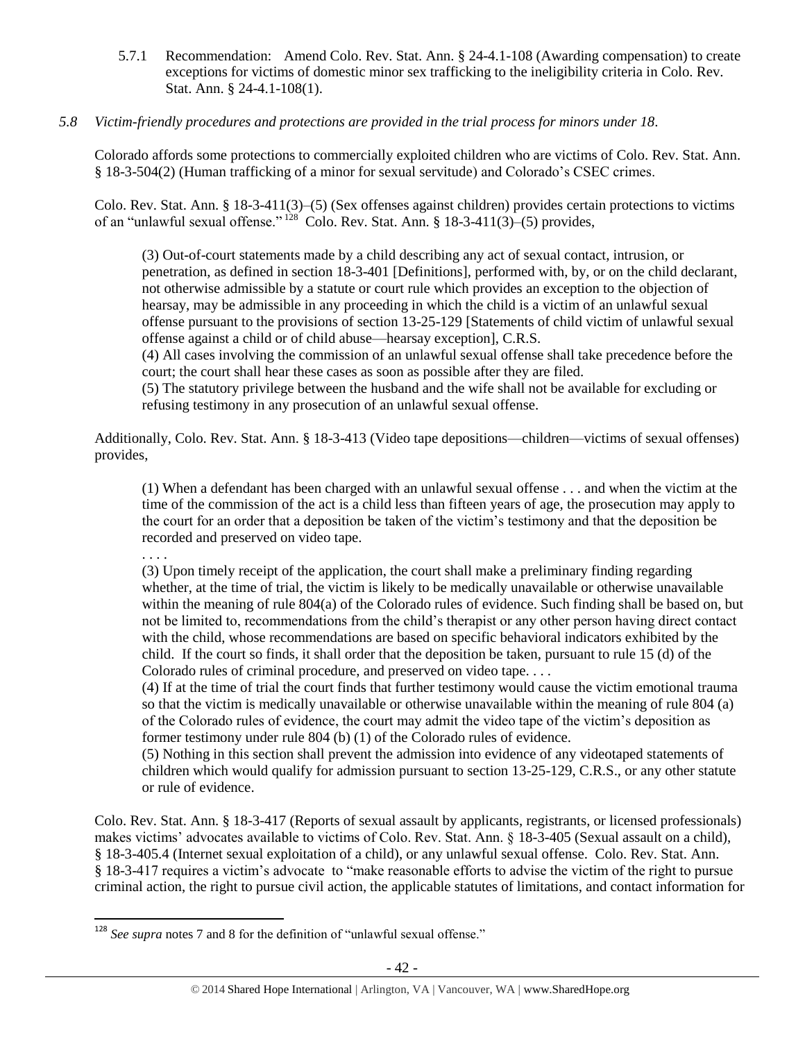5.7.1 Recommendation: Amend Colo. Rev. Stat. Ann. § 24-4.1-108 (Awarding compensation) to create exceptions for victims of domestic minor sex trafficking to the ineligibility criteria in Colo. Rev. Stat. Ann. § 24-4.1-108(1).

*5.8 Victim-friendly procedures and protections are provided in the trial process for minors under 18.*

Colorado affords some protections to commercially exploited children who are victims of Colo. Rev. Stat. Ann. § 18-3-504(2) (Human trafficking of a minor for sexual servitude) and Colorado's CSEC crimes.

Colo. Rev. Stat. Ann. § 18-3-411(3)–(5) (Sex offenses against children) provides certain protections to victims of an "unlawful sexual offense."[128] Colo. Rev. Stat. Ann. § 18-3-411(3)–(5) provides,

> (3) Out-of-court statements made by a child describing any act of sexual contact, intrusion, or penetration, as defined in section 18-3-401 [Definitions], performed with, by, or on the child declarant, not otherwise admissible by a statute or court rule which provides an exception to the objection of hearsay, may be admissible in any proceeding in which the child is a victim of an unlawful sexual offense pursuant to the provisions of section 13-25-129 [Statements of child victim of unlawful sexual offense against a child or of child abuse—hearsay exception], C.R.S.
>
> (4) All cases involving the commission of an unlawful sexual offense shall take precedence before the court; the court shall hear these cases as soon as possible after they are filed.
>
> (5) The statutory privilege between the husband and the wife shall not be available for excluding or refusing testimony in any prosecution of an unlawful sexual offense.

Additionally, Colo. Rev. Stat. Ann. § 18-3-413 (Video tape depositions—children—victims of sexual offenses) provides,

> (1) When a defendant has been charged with an unlawful sexual offense . . . and when the victim at the time of the commission of the act is a child less than fifteen years of age, the prosecution may apply to the court for an order that a deposition be taken of the victim's testimony and that the deposition be recorded and preserved on video tape.
>
> . . . .
>
> (3) Upon timely receipt of the application, the court shall make a preliminary finding regarding whether, at the time of trial, the victim is likely to be medically unavailable or otherwise unavailable within the meaning of rule 804(a) of the Colorado rules of evidence. Such finding shall be based on, but not be limited to, recommendations from the child's therapist or any other person having direct contact with the child, whose recommendations are based on specific behavioral indicators exhibited by the child. If the court so finds, it shall order that the deposition be taken, pursuant to rule 15 (d) of the Colorado rules of criminal procedure, and preserved on video tape. . . .
>
> (4) If at the time of trial the court finds that further testimony would cause the victim emotional trauma so that the victim is medically unavailable or otherwise unavailable within the meaning of rule 804 (a) of the Colorado rules of evidence, the court may admit the video tape of the victim's deposition as former testimony under rule 804 (b) (1) of the Colorado rules of evidence.
>
> (5) Nothing in this section shall prevent the admission into evidence of any videotaped statements of children which would qualify for admission pursuant to section 13-25-129, C.R.S., or any other statute or rule of evidence.

Colo. Rev. Stat. Ann. § 18-3-417 (Reports of sexual assault by applicants, registrants, or licensed professionals) makes victims' advocates available to victims of Colo. Rev. Stat. Ann. § 18-3-405 (Sexual assault on a child), § 18-3-405.4 (Internet sexual exploitation of a child), or any unlawful sexual offense. Colo. Rev. Stat. Ann. § 18-3-417 requires a victim's advocate to "make reasonable efforts to advise the victim of the right to pursue criminal action, the right to pursue civil action, the applicable statutes of limitations, and contact information for

---

[128] *See supra* notes 7 and 8 for the definition of "unlawful sexual offense."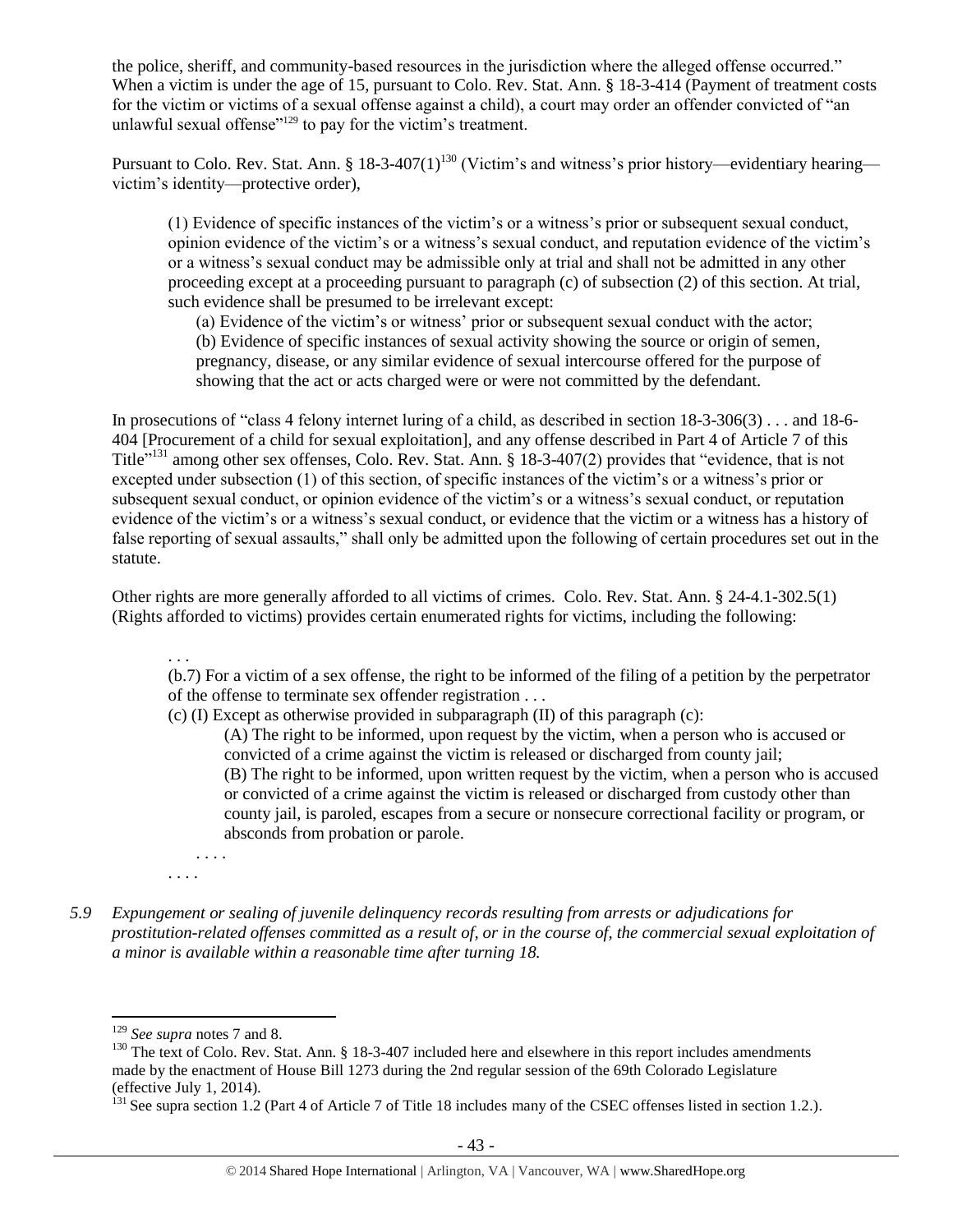the police, sheriff, and community-based resources in the jurisdiction where the alleged offense occurred." When a victim is under the age of 15, pursuant to Colo. Rev. Stat. Ann. § 18-3-414 (Payment of treatment costs for the victim or victims of a sexual offense against a child), a court may order an offender convicted of "an unlawful sexual offense"[129] to pay for the victim's treatment.

Pursuant to Colo. Rev. Stat. Ann. § 18-3-407(1)[130] (Victim's and witness's prior history—evidentiary hearing—victim's identity—protective order),

> (1) Evidence of specific instances of the victim's or a witness's prior or subsequent sexual conduct, opinion evidence of the victim's or a witness's sexual conduct, and reputation evidence of the victim's or a witness's sexual conduct may be admissible only at trial and shall not be admitted in any other proceeding except at a proceeding pursuant to paragraph (c) of subsection (2) of this section. At trial, such evidence shall be presumed to be irrelevant except:
>
> > (a) Evidence of the victim's or witness' prior or subsequent sexual conduct with the actor;
> > (b) Evidence of specific instances of sexual activity showing the source or origin of semen, pregnancy, disease, or any similar evidence of sexual intercourse offered for the purpose of showing that the act or acts charged were or were not committed by the defendant.

In prosecutions of "class 4 felony internet luring of a child, as described in section 18-3-306(3) . . . and 18-6-404 [Procurement of a child for sexual exploitation], and any offense described in Part 4 of Article 7 of this Title"[131] among other sex offenses, Colo. Rev. Stat. Ann. § 18-3-407(2) provides that "evidence, that is not excepted under subsection (1) of this section, of specific instances of the victim's or a witness's prior or subsequent sexual conduct, or opinion evidence of the victim's or a witness's sexual conduct, or reputation evidence of the victim's or a witness's sexual conduct, or evidence that the victim or a witness has a history of false reporting of sexual assaults," shall only be admitted upon the following of certain procedures set out in the statute.

Other rights are more generally afforded to all victims of crimes. Colo. Rev. Stat. Ann. § 24-4.1-302.5(1) (Rights afforded to victims) provides certain enumerated rights for victims, including the following:

> . . .
> (b.7) For a victim of a sex offense, the right to be informed of the filing of a petition by the perpetrator of the offense to terminate sex offender registration . . .
> (c) (I) Except as otherwise provided in subparagraph (II) of this paragraph (c):
>
> > (A) The right to be informed, upon request by the victim, when a person who is accused or convicted of a crime against the victim is released or discharged from county jail;
> > (B) The right to be informed, upon written request by the victim, when a person who is accused or convicted of a crime against the victim is released or discharged from custody other than county jail, is paroled, escapes from a secure or nonsecure correctional facility or program, or absconds from probation or parole.
> > . . . .
>
> . . . .

*5.9 Expungement or sealing of juvenile delinquency records resulting from arrests or adjudications for prostitution-related offenses committed as a result of, or in the course of, the commercial sexual exploitation of a minor is available within a reasonable time after turning 18.*

---

[129] *See supra* notes 7 and 8.

[130] The text of Colo. Rev. Stat. Ann. § 18-3-407 included here and elsewhere in this report includes amendments made by the enactment of House Bill 1273 during the 2nd regular session of the 69th Colorado Legislature (effective July 1, 2014).

[131] See supra section 1.2 (Part 4 of Article 7 of Title 18 includes many of the CSEC offenses listed in section 1.2.).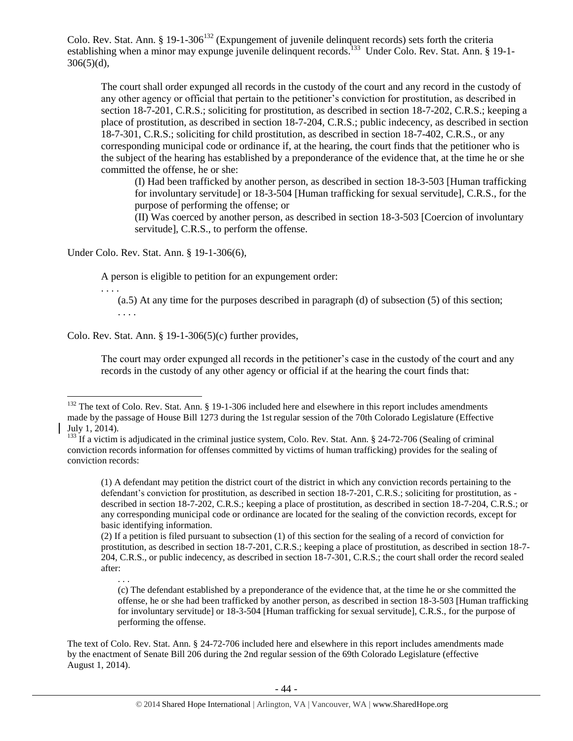Colo. Rev. Stat. Ann. § 19-1-306[132] (Expungement of juvenile delinquent records) sets forth the criteria establishing when a minor may expunge juvenile delinquent records.[133] Under Colo. Rev. Stat. Ann. § 19-1-306(5)(d),

> The court shall order expunged all records in the custody of the court and any record in the custody of any other agency or official that pertain to the petitioner's conviction for prostitution, as described in section 18-7-201, C.R.S.; soliciting for prostitution, as described in section 18-7-202, C.R.S.; keeping a place of prostitution, as described in section 18-7-204, C.R.S.; public indecency, as described in section 18-7-301, C.R.S.; soliciting for child prostitution, as described in section 18-7-402, C.R.S., or any corresponding municipal code or ordinance if, at the hearing, the court finds that the petitioner who is the subject of the hearing has established by a preponderance of the evidence that, at the time he or she committed the offense, he or she:
>
> (I) Had been trafficked by another person, as described in section 18-3-503 [Human trafficking for involuntary servitude] or 18-3-504 [Human trafficking for sexual servitude], C.R.S., for the purpose of performing the offense; or
>
> (II) Was coerced by another person, as described in section 18-3-503 [Coercion of involuntary servitude], C.R.S., to perform the offense.

Under Colo. Rev. Stat. Ann. § 19-1-306(6),

> A person is eligible to petition for an expungement order:
>
> . . . .
>
> (a.5) At any time for the purposes described in paragraph (d) of subsection (5) of this section;
>
> . . . .

Colo. Rev. Stat. Ann. § 19-1-306(5)(c) further provides,

> The court may order expunged all records in the petitioner's case in the custody of the court and any records in the custody of any other agency or official if at the hearing the court finds that:

---

[132] The text of Colo. Rev. Stat. Ann. § 19-1-306 included here and elsewhere in this report includes amendments made by the passage of House Bill 1273 during the 1st regular session of the 70th Colorado Legislature (Effective July 1, 2014).

[133] If a victim is adjudicated in the criminal justice system, Colo. Rev. Stat. Ann. § 24-72-706 (Sealing of criminal conviction records information for offenses committed by victims of human trafficking) provides for the sealing of conviction records:

> (1) A defendant may petition the district court of the district in which any conviction records pertaining to the defendant's conviction for prostitution, as described in section 18-7-201, C.R.S.; soliciting for prostitution, as - described in section 18-7-202, C.R.S.; keeping a place of prostitution, as described in section 18-7-204, C.R.S.; or any corresponding municipal code or ordinance are located for the sealing of the conviction records, except for basic identifying information.
>
> (2) If a petition is filed pursuant to subsection (1) of this section for the sealing of a record of conviction for prostitution, as described in section 18-7-201, C.R.S.; keeping a place of prostitution, as described in section 18-7-204, C.R.S., or public indecency, as described in section 18-7-301, C.R.S.; the court shall order the record sealed after:
>
> . . .
>
> (c) The defendant established by a preponderance of the evidence that, at the time he or she committed the offense, he or she had been trafficked by another person, as described in section 18-3-503 [Human trafficking for involuntary servitude] or 18-3-504 [Human trafficking for sexual servitude], C.R.S., for the purpose of performing the offense.

The text of Colo. Rev. Stat. Ann. § 24-72-706 included here and elsewhere in this report includes amendments made by the enactment of Senate Bill 206 during the 2nd regular session of the 69th Colorado Legislature (effective August 1, 2014).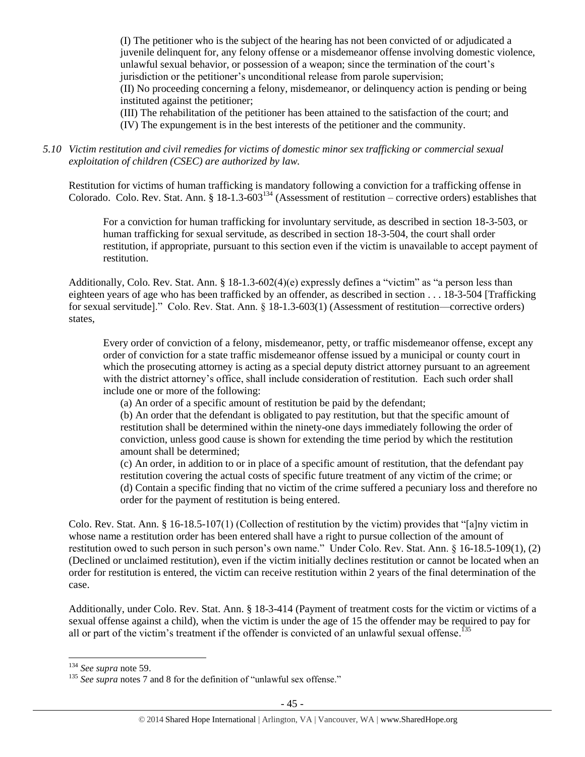(I) The petitioner who is the subject of the hearing has not been convicted of or adjudicated a juvenile delinquent for, any felony offense or a misdemeanor offense involving domestic violence, unlawful sexual behavior, or possession of a weapon; since the termination of the court's jurisdiction or the petitioner's unconditional release from parole supervision;

(II) No proceeding concerning a felony, misdemeanor, or delinquency action is pending or being instituted against the petitioner;

(III) The rehabilitation of the petitioner has been attained to the satisfaction of the court; and

(IV) The expungement is in the best interests of the petitioner and the community.

*5.10 Victim restitution and civil remedies for victims of domestic minor sex trafficking or commercial sexual exploitation of children (CSEC) are authorized by law.*

Restitution for victims of human trafficking is mandatory following a conviction for a trafficking offense in Colorado. Colo. Rev. Stat. Ann. § 18-1.3-603[134] (Assessment of restitution – corrective orders) establishes that

> For a conviction for human trafficking for involuntary servitude, as described in section 18-3-503, or human trafficking for sexual servitude, as described in section 18-3-504, the court shall order restitution, if appropriate, pursuant to this section even if the victim is unavailable to accept payment of restitution.

Additionally, Colo. Rev. Stat. Ann. § 18-1.3-602(4)(e) expressly defines a "victim" as "a person less than eighteen years of age who has been trafficked by an offender, as described in section . . . 18-3-504 [Trafficking for sexual servitude]." Colo. Rev. Stat. Ann. § 18-1.3-603(1) (Assessment of restitution—corrective orders) states,

> Every order of conviction of a felony, misdemeanor, petty, or traffic misdemeanor offense, except any order of conviction for a state traffic misdemeanor offense issued by a municipal or county court in which the prosecuting attorney is acting as a special deputy district attorney pursuant to an agreement with the district attorney's office, shall include consideration of restitution. Each such order shall include one or more of the following:
>
> (a) An order of a specific amount of restitution be paid by the defendant;
>
> (b) An order that the defendant is obligated to pay restitution, but that the specific amount of restitution shall be determined within the ninety-one days immediately following the order of conviction, unless good cause is shown for extending the time period by which the restitution amount shall be determined;
>
> (c) An order, in addition to or in place of a specific amount of restitution, that the defendant pay restitution covering the actual costs of specific future treatment of any victim of the crime; or
>
> (d) Contain a specific finding that no victim of the crime suffered a pecuniary loss and therefore no order for the payment of restitution is being entered.

Colo. Rev. Stat. Ann. § 16-18.5-107(1) (Collection of restitution by the victim) provides that "[a]ny victim in whose name a restitution order has been entered shall have a right to pursue collection of the amount of restitution owed to such person in such person's own name." Under Colo. Rev. Stat. Ann. § 16-18.5-109(1), (2) (Declined or unclaimed restitution), even if the victim initially declines restitution or cannot be located when an order for restitution is entered, the victim can receive restitution within 2 years of the final determination of the case.

Additionally, under Colo. Rev. Stat. Ann. § 18-3-414 (Payment of treatment costs for the victim or victims of a sexual offense against a child), when the victim is under the age of 15 the offender may be required to pay for all or part of the victim's treatment if the offender is convicted of an unlawful sexual offense.[135]

---

[134] *See supra* note 59.

[135] *See supra* notes 7 and 8 for the definition of "unlawful sex offense."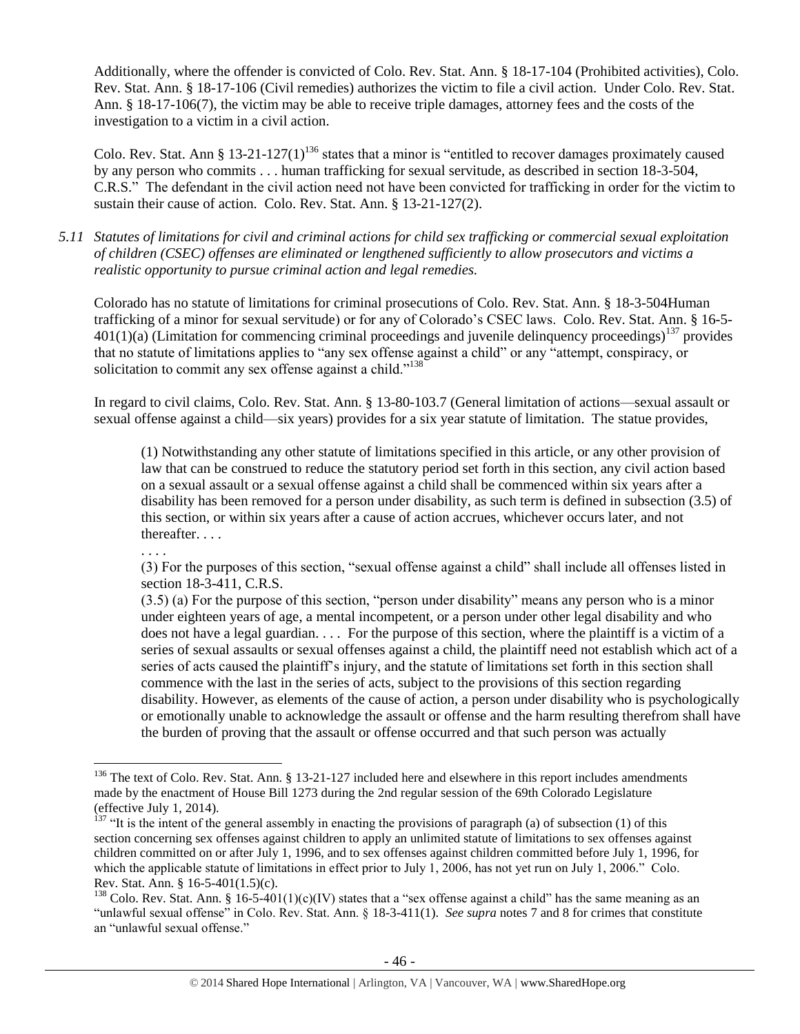Additionally, where the offender is convicted of Colo. Rev. Stat. Ann. § 18-17-104 (Prohibited activities), Colo. Rev. Stat. Ann. § 18-17-106 (Civil remedies) authorizes the victim to file a civil action. Under Colo. Rev. Stat. Ann. § 18-17-106(7), the victim may be able to receive triple damages, attorney fees and the costs of the investigation to a victim in a civil action.

Colo. Rev. Stat. Ann § 13-21-127(1)[136] states that a minor is "entitled to recover damages proximately caused by any person who commits . . . human trafficking for sexual servitude, as described in section 18-3-504, C.R.S." The defendant in the civil action need not have been convicted for trafficking in order for the victim to sustain their cause of action. Colo. Rev. Stat. Ann. § 13-21-127(2).

*5.11 Statutes of limitations for civil and criminal actions for child sex trafficking or commercial sexual exploitation of children (CSEC) offenses are eliminated or lengthened sufficiently to allow prosecutors and victims a realistic opportunity to pursue criminal action and legal remedies.*

Colorado has no statute of limitations for criminal prosecutions of Colo. Rev. Stat. Ann. § 18-3-504Human trafficking of a minor for sexual servitude) or for any of Colorado's CSEC laws. Colo. Rev. Stat. Ann. § 16-5-401(1)(a) (Limitation for commencing criminal proceedings and juvenile delinquency proceedings)[137] provides that no statute of limitations applies to "any sex offense against a child" or any "attempt, conspiracy, or solicitation to commit any sex offense against a child."[138]

In regard to civil claims, Colo. Rev. Stat. Ann. § 13-80-103.7 (General limitation of actions—sexual assault or sexual offense against a child—six years) provides for a six year statute of limitation. The statue provides,

> (1) Notwithstanding any other statute of limitations specified in this article, or any other provision of law that can be construed to reduce the statutory period set forth in this section, any civil action based on a sexual assault or a sexual offense against a child shall be commenced within six years after a disability has been removed for a person under disability, as such term is defined in subsection (3.5) of this section, or within six years after a cause of action accrues, whichever occurs later, and not thereafter. . . .
>
> . . . .
>
> (3) For the purposes of this section, "sexual offense against a child" shall include all offenses listed in section 18-3-411, C.R.S.
>
> (3.5) (a) For the purpose of this section, "person under disability" means any person who is a minor under eighteen years of age, a mental incompetent, or a person under other legal disability and who does not have a legal guardian. . . . For the purpose of this section, where the plaintiff is a victim of a series of sexual assaults or sexual offenses against a child, the plaintiff need not establish which act of a series of acts caused the plaintiff's injury, and the statute of limitations set forth in this section shall commence with the last in the series of acts, subject to the provisions of this section regarding disability. However, as elements of the cause of action, a person under disability who is psychologically or emotionally unable to acknowledge the assault or offense and the harm resulting therefrom shall have the burden of proving that the assault or offense occurred and that such person was actually

---

[136] The text of Colo. Rev. Stat. Ann. § 13-21-127 included here and elsewhere in this report includes amendments made by the enactment of House Bill 1273 during the 2nd regular session of the 69th Colorado Legislature (effective July 1, 2014).

[137] "It is the intent of the general assembly in enacting the provisions of paragraph (a) of subsection (1) of this section concerning sex offenses against children to apply an unlimited statute of limitations to sex offenses against children committed on or after July 1, 1996, and to sex offenses against children committed before July 1, 1996, for which the applicable statute of limitations in effect prior to July 1, 2006, has not yet run on July 1, 2006." Colo. Rev. Stat. Ann. § 16-5-401(1.5)(c).

[138] Colo. Rev. Stat. Ann. § 16-5-401(1)(c)(IV) states that a "sex offense against a child" has the same meaning as an "unlawful sexual offense" in Colo. Rev. Stat. Ann. § 18-3-411(1). *See supra* notes 7 and 8 for crimes that constitute an "unlawful sexual offense."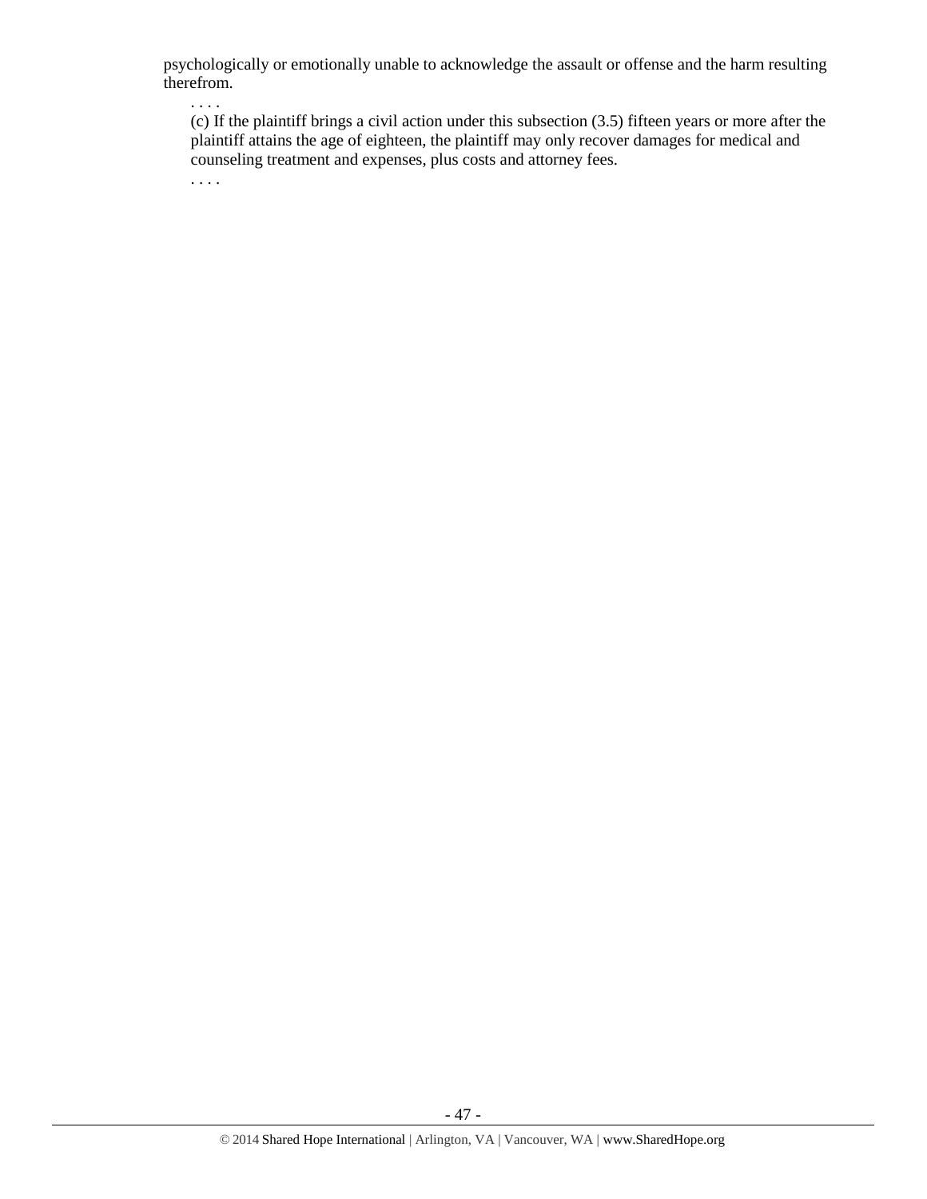psychologically or emotionally unable to acknowledge the assault or offense and the harm resulting therefrom.

. . . .

(c) If the plaintiff brings a civil action under this subsection (3.5) fifteen years or more after the plaintiff attains the age of eighteen, the plaintiff may only recover damages for medical and counseling treatment and expenses, plus costs and attorney fees.

. . . .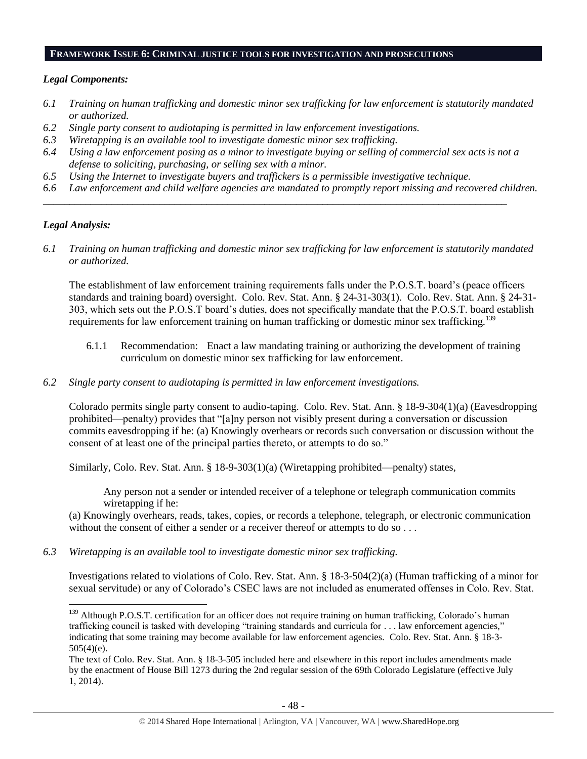## FRAMEWORK ISSUE 6: CRIMINAL JUSTICE TOOLS FOR INVESTIGATION AND PROSECUTIONS

### *Legal Components:*

*6.1 Training on human trafficking and domestic minor sex trafficking for law enforcement is statutorily mandated or authorized.*

*6.2 Single party consent to audiotaping is permitted in law enforcement investigations.*

*6.3 Wiretapping is an available tool to investigate domestic minor sex trafficking.*

*6.4 Using a law enforcement posing as a minor to investigate buying or selling of commercial sex acts is not a defense to soliciting, purchasing, or selling sex with a minor.*

*6.5 Using the Internet to investigate buyers and traffickers is a permissible investigative technique.*

*6.6 Law enforcement and child welfare agencies are mandated to promptly report missing and recovered children.*

---

### *Legal Analysis:*

*6.1 Training on human trafficking and domestic minor sex trafficking for law enforcement is statutorily mandated or authorized.*

The establishment of law enforcement training requirements falls under the P.O.S.T. board's (peace officers standards and training board) oversight. Colo. Rev. Stat. Ann. § 24-31-303(1). Colo. Rev. Stat. Ann. § 24-31-303, which sets out the P.O.S.T board's duties, does not specifically mandate that the P.O.S.T. board establish requirements for law enforcement training on human trafficking or domestic minor sex trafficking.[139]

6.1.1 Recommendation: Enact a law mandating training or authorizing the development of training curriculum on domestic minor sex trafficking for law enforcement.

*6.2 Single party consent to audiotaping is permitted in law enforcement investigations.*

Colorado permits single party consent to audio-taping. Colo. Rev. Stat. Ann. § 18-9-304(1)(a) (Eavesdropping prohibited—penalty) provides that "[a]ny person not visibly present during a conversation or discussion commits eavesdropping if he: (a) Knowingly overhears or records such conversation or discussion without the consent of at least one of the principal parties thereto, or attempts to do so."

Similarly, Colo. Rev. Stat. Ann. § 18-9-303(1)(a) (Wiretapping prohibited—penalty) states,

> Any person not a sender or intended receiver of a telephone or telegraph communication commits wiretapping if he:
>
> (a) Knowingly overhears, reads, takes, copies, or records a telephone, telegraph, or electronic communication without the consent of either a sender or a receiver thereof or attempts to do so . . .

*6.3 Wiretapping is an available tool to investigate domestic minor sex trafficking.*

Investigations related to violations of Colo. Rev. Stat. Ann. § 18-3-504(2)(a) (Human trafficking of a minor for sexual servitude) or any of Colorado's CSEC laws are not included as enumerated offenses in Colo. Rev. Stat.

---

[139] Although P.O.S.T. certification for an officer does not require training on human trafficking, Colorado's human trafficking council is tasked with developing "training standards and curricula for . . . law enforcement agencies," indicating that some training may become available for law enforcement agencies. Colo. Rev. Stat. Ann. § 18-3-505(4)(e).

The text of Colo. Rev. Stat. Ann. § 18-3-505 included here and elsewhere in this report includes amendments made by the enactment of House Bill 1273 during the 2nd regular session of the 69th Colorado Legislature (effective July 1, 2014).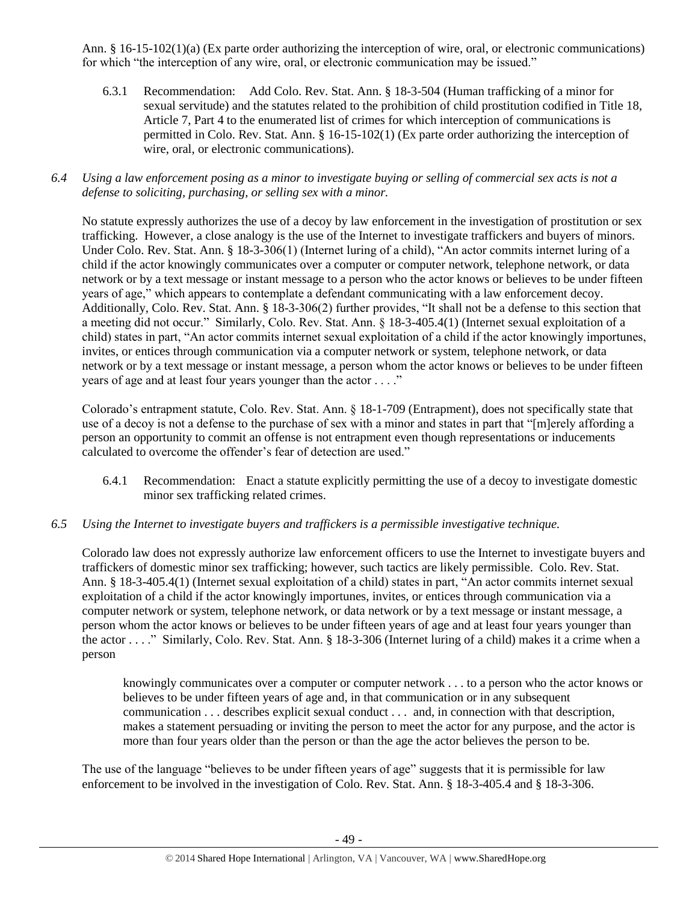Ann. § 16-15-102(1)(a) (Ex parte order authorizing the interception of wire, oral, or electronic communications) for which "the interception of any wire, oral, or electronic communication may be issued."

6.3.1 Recommendation: Add Colo. Rev. Stat. Ann. § 18-3-504 (Human trafficking of a minor for sexual servitude) and the statutes related to the prohibition of child prostitution codified in Title 18, Article 7, Part 4 to the enumerated list of crimes for which interception of communications is permitted in Colo. Rev. Stat. Ann. § 16-15-102(1) (Ex parte order authorizing the interception of wire, oral, or electronic communications).

*6.4 Using a law enforcement posing as a minor to investigate buying or selling of commercial sex acts is not a defense to soliciting, purchasing, or selling sex with a minor.*

No statute expressly authorizes the use of a decoy by law enforcement in the investigation of prostitution or sex trafficking. However, a close analogy is the use of the Internet to investigate traffickers and buyers of minors. Under Colo. Rev. Stat. Ann. § 18-3-306(1) (Internet luring of a child), "An actor commits internet luring of a child if the actor knowingly communicates over a computer or computer network, telephone network, or data network or by a text message or instant message to a person who the actor knows or believes to be under fifteen years of age," which appears to contemplate a defendant communicating with a law enforcement decoy. Additionally, Colo. Rev. Stat. Ann. § 18-3-306(2) further provides, "It shall not be a defense to this section that a meeting did not occur." Similarly, Colo. Rev. Stat. Ann. § 18-3-405.4(1) (Internet sexual exploitation of a child) states in part, "An actor commits internet sexual exploitation of a child if the actor knowingly importunes, invites, or entices through communication via a computer network or system, telephone network, or data network or by a text message or instant message, a person whom the actor knows or believes to be under fifteen years of age and at least four years younger than the actor . . . ."

Colorado's entrapment statute, Colo. Rev. Stat. Ann. § 18-1-709 (Entrapment), does not specifically state that use of a decoy is not a defense to the purchase of sex with a minor and states in part that "[m]erely affording a person an opportunity to commit an offense is not entrapment even though representations or inducements calculated to overcome the offender's fear of detection are used."

6.4.1 Recommendation: Enact a statute explicitly permitting the use of a decoy to investigate domestic minor sex trafficking related crimes.

*6.5 Using the Internet to investigate buyers and traffickers is a permissible investigative technique.*

Colorado law does not expressly authorize law enforcement officers to use the Internet to investigate buyers and traffickers of domestic minor sex trafficking; however, such tactics are likely permissible. Colo. Rev. Stat. Ann. § 18-3-405.4(1) (Internet sexual exploitation of a child) states in part, "An actor commits internet sexual exploitation of a child if the actor knowingly importunes, invites, or entices through communication via a computer network or system, telephone network, or data network or by a text message or instant message, a person whom the actor knows or believes to be under fifteen years of age and at least four years younger than the actor . . . ." Similarly, Colo. Rev. Stat. Ann. § 18-3-306 (Internet luring of a child) makes it a crime when a person

> knowingly communicates over a computer or computer network . . . to a person who the actor knows or believes to be under fifteen years of age and, in that communication or in any subsequent communication . . . describes explicit sexual conduct . . . and, in connection with that description, makes a statement persuading or inviting the person to meet the actor for any purpose, and the actor is more than four years older than the person or than the age the actor believes the person to be.

The use of the language "believes to be under fifteen years of age" suggests that it is permissible for law enforcement to be involved in the investigation of Colo. Rev. Stat. Ann. § 18-3-405.4 and § 18-3-306.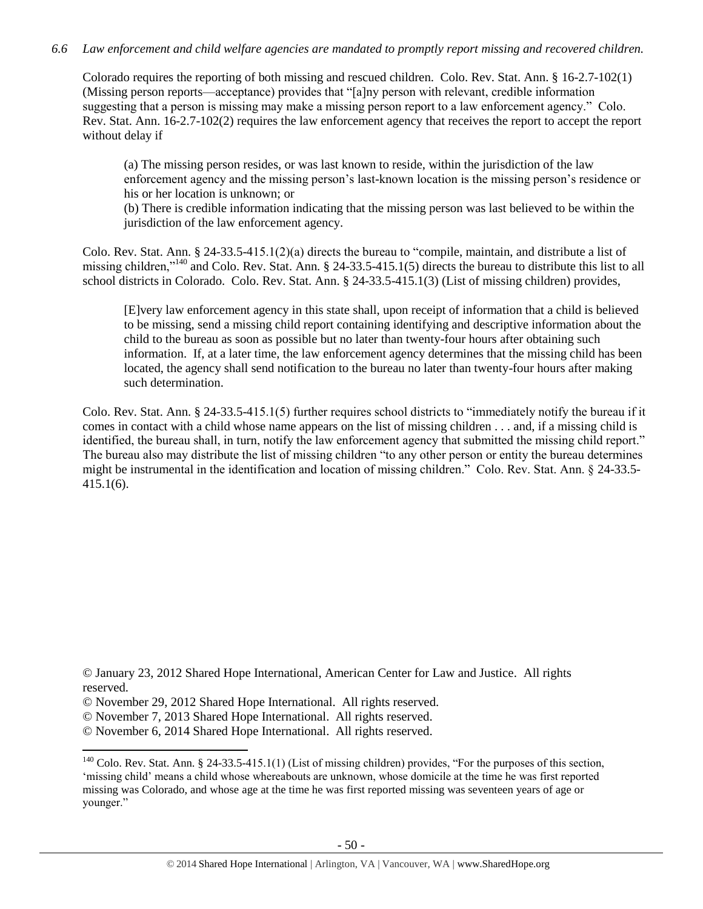*6.6 Law enforcement and child welfare agencies are mandated to promptly report missing and recovered children.*

Colorado requires the reporting of both missing and rescued children. Colo. Rev. Stat. Ann. § 16-2.7-102(1) (Missing person reports—acceptance) provides that "[a]ny person with relevant, credible information suggesting that a person is missing may make a missing person report to a law enforcement agency." Colo. Rev. Stat. Ann. 16-2.7-102(2) requires the law enforcement agency that receives the report to accept the report without delay if

> (a) The missing person resides, or was last known to reside, within the jurisdiction of the law enforcement agency and the missing person's last-known location is the missing person's residence or his or her location is unknown; or
> (b) There is credible information indicating that the missing person was last believed to be within the jurisdiction of the law enforcement agency.

Colo. Rev. Stat. Ann. § 24-33.5-415.1(2)(a) directs the bureau to "compile, maintain, and distribute a list of missing children,"[140] and Colo. Rev. Stat. Ann. § 24-33.5-415.1(5) directs the bureau to distribute this list to all school districts in Colorado. Colo. Rev. Stat. Ann. § 24-33.5-415.1(3) (List of missing children) provides,

> [E]very law enforcement agency in this state shall, upon receipt of information that a child is believed to be missing, send a missing child report containing identifying and descriptive information about the child to the bureau as soon as possible but no later than twenty-four hours after obtaining such information. If, at a later time, the law enforcement agency determines that the missing child has been located, the agency shall send notification to the bureau no later than twenty-four hours after making such determination.

Colo. Rev. Stat. Ann. § 24-33.5-415.1(5) further requires school districts to "immediately notify the bureau if it comes in contact with a child whose name appears on the list of missing children . . . and, if a missing child is identified, the bureau shall, in turn, notify the law enforcement agency that submitted the missing child report." The bureau also may distribute the list of missing children "to any other person or entity the bureau determines might be instrumental in the identification and location of missing children." Colo. Rev. Stat. Ann. § 24-33.5-415.1(6).

© January 23, 2012 Shared Hope International, American Center for Law and Justice. All rights reserved.
© November 29, 2012 Shared Hope International. All rights reserved.
© November 7, 2013 Shared Hope International. All rights reserved.
© November 6, 2014 Shared Hope International. All rights reserved.

[140] Colo. Rev. Stat. Ann. § 24-33.5-415.1(1) (List of missing children) provides, "For the purposes of this section, 'missing child' means a child whose whereabouts are unknown, whose domicile at the time he was first reported missing was Colorado, and whose age at the time he was first reported missing was seventeen years of age or younger."